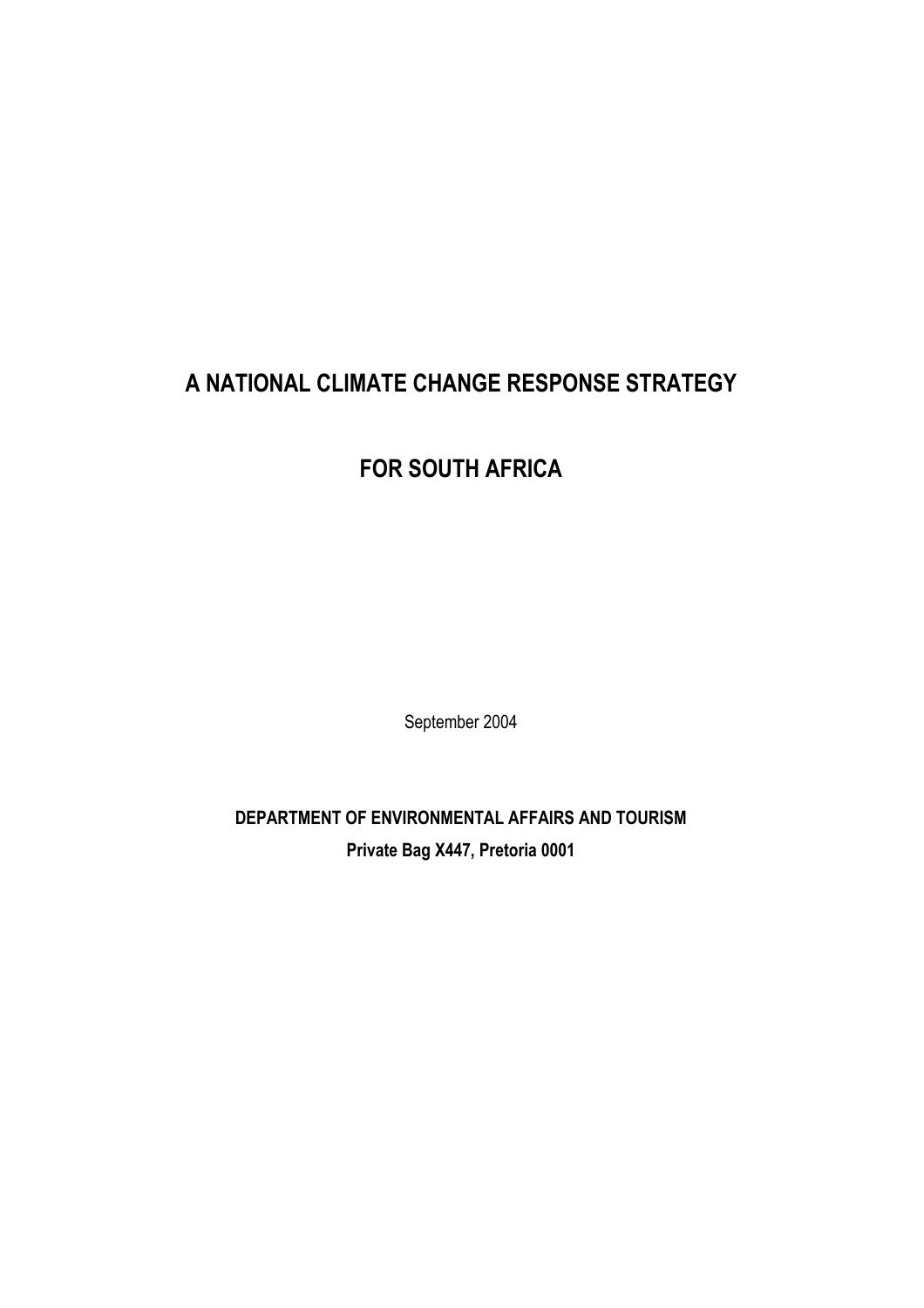# A NATIONAL CLIMATE CHANGE RESPONSE STRATEGY

# FOR SOUTH AFRICA

September 2004

**DEPARTMENT OF ENVIRONMENTAL AFFAIRS AND TOURISM**

**Private Bag X447, Pretoria 0001**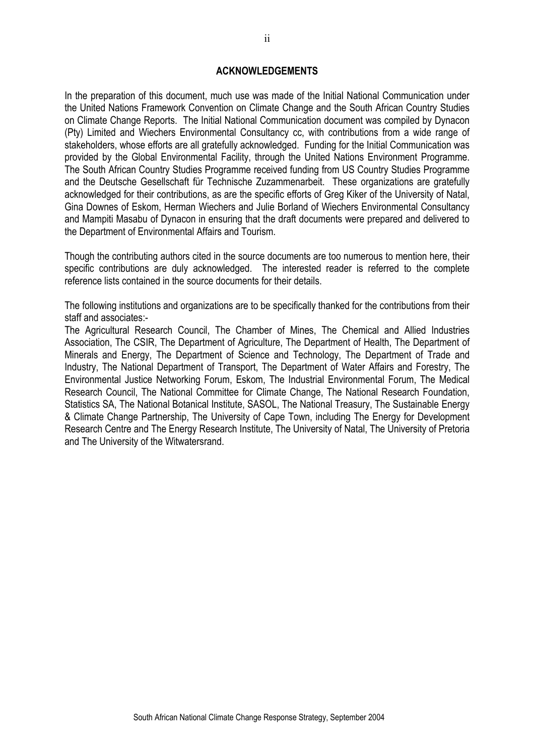## ACKNOWLEDGEMENTS

In the preparation of this document, much use was made of the Initial National Communication under the United Nations Framework Convention on Climate Change and the South African Country Studies on Climate Change Reports. The Initial National Communication document was compiled by Dynacon (Pty) Limited and Wiechers Environmental Consultancy cc, with contributions from a wide range of stakeholders, whose efforts are all gratefully acknowledged. Funding for the Initial Communication was provided by the Global Environmental Facility, through the United Nations Environment Programme. The South African Country Studies Programme received funding from US Country Studies Programme and the Deutsche Gesellschaft für Technische Zuzammenarbeit. These organizations are gratefully acknowledged for their contributions, as are the specific efforts of Greg Kiker of the University of Natal, Gina Downes of Eskom, Herman Wiechers and Julie Borland of Wiechers Environmental Consultancy and Mampiti Masabu of Dynacon in ensuring that the draft documents were prepared and delivered to the Department of Environmental Affairs and Tourism.

Though the contributing authors cited in the source documents are too numerous to mention here, their specific contributions are duly acknowledged. The interested reader is referred to the complete reference lists contained in the source documents for their details.

The following institutions and organizations are to be specifically thanked for the contributions from their staff and associates:-
The Agricultural Research Council, The Chamber of Mines, The Chemical and Allied Industries Association, The CSIR, The Department of Agriculture, The Department of Health, The Department of Minerals and Energy, The Department of Science and Technology, The Department of Trade and Industry, The National Department of Transport, The Department of Water Affairs and Forestry, The Environmental Justice Networking Forum, Eskom, The Industrial Environmental Forum, The Medical Research Council, The National Committee for Climate Change, The National Research Foundation, Statistics SA, The National Botanical Institute, SASOL, The National Treasury, The Sustainable Energy & Climate Change Partnership, The University of Cape Town, including The Energy for Development Research Centre and The Energy Research Institute, The University of Natal, The University of Pretoria and The University of the Witwatersrand.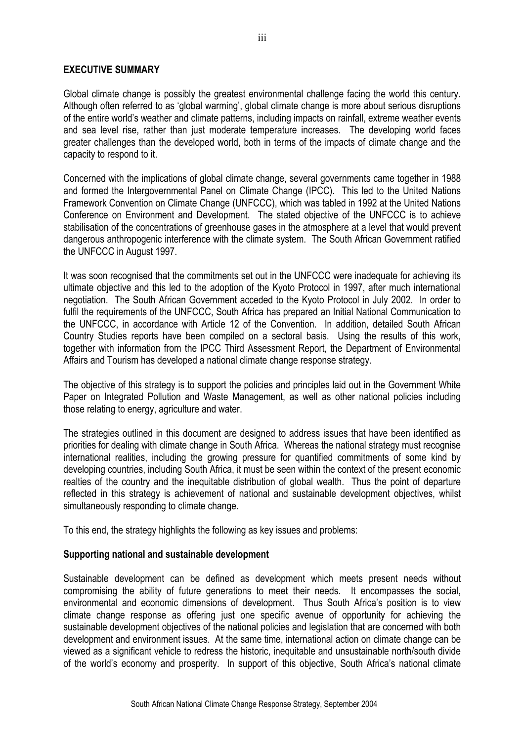## EXECUTIVE SUMMARY

Global climate change is possibly the greatest environmental challenge facing the world this century. Although often referred to as 'global warming', global climate change is more about serious disruptions of the entire world's weather and climate patterns, including impacts on rainfall, extreme weather events and sea level rise, rather than just moderate temperature increases. The developing world faces greater challenges than the developed world, both in terms of the impacts of climate change and the capacity to respond to it.

Concerned with the implications of global climate change, several governments came together in 1988 and formed the Intergovernmental Panel on Climate Change (IPCC). This led to the United Nations Framework Convention on Climate Change (UNFCCC), which was tabled in 1992 at the United Nations Conference on Environment and Development. The stated objective of the UNFCCC is to achieve stabilisation of the concentrations of greenhouse gases in the atmosphere at a level that would prevent dangerous anthropogenic interference with the climate system. The South African Government ratified the UNFCCC in August 1997.

It was soon recognised that the commitments set out in the UNFCCC were inadequate for achieving its ultimate objective and this led to the adoption of the Kyoto Protocol in 1997, after much international negotiation. The South African Government acceded to the Kyoto Protocol in July 2002. In order to fulfil the requirements of the UNFCCC, South Africa has prepared an Initial National Communication to the UNFCCC, in accordance with Article 12 of the Convention. In addition, detailed South African Country Studies reports have been compiled on a sectoral basis. Using the results of this work, together with information from the IPCC Third Assessment Report, the Department of Environmental Affairs and Tourism has developed a national climate change response strategy.

The objective of this strategy is to support the policies and principles laid out in the Government White Paper on Integrated Pollution and Waste Management, as well as other national policies including those relating to energy, agriculture and water.

The strategies outlined in this document are designed to address issues that have been identified as priorities for dealing with climate change in South Africa. Whereas the national strategy must recognise international realities, including the growing pressure for quantified commitments of some kind by developing countries, including South Africa, it must be seen within the context of the present economic realties of the country and the inequitable distribution of global wealth. Thus the point of departure reflected in this strategy is achievement of national and sustainable development objectives, whilst simultaneously responding to climate change.

To this end, the strategy highlights the following as key issues and problems:

### Supporting national and sustainable development

Sustainable development can be defined as development which meets present needs without compromising the ability of future generations to meet their needs. It encompasses the social, environmental and economic dimensions of development. Thus South Africa's position is to view climate change response as offering just one specific avenue of opportunity for achieving the sustainable development objectives of the national policies and legislation that are concerned with both development and environment issues. At the same time, international action on climate change can be viewed as a significant vehicle to redress the historic, inequitable and unsustainable north/south divide of the world's economy and prosperity. In support of this objective, South Africa's national climate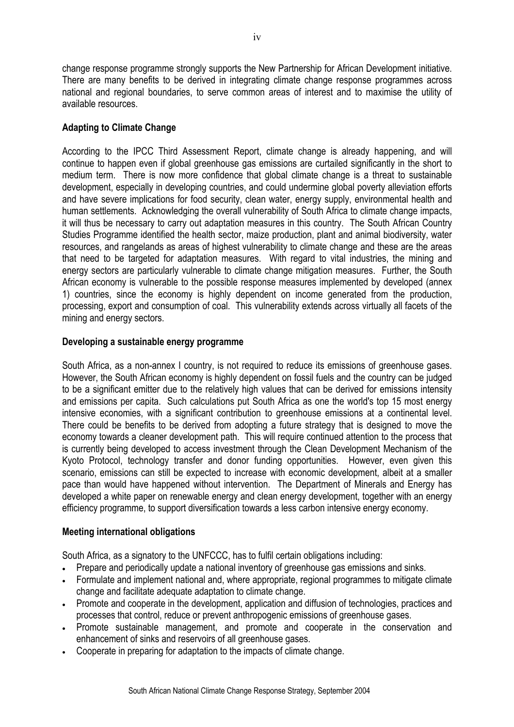change response programme strongly supports the New Partnership for African Development initiative. There are many benefits to be derived in integrating climate change response programmes across national and regional boundaries, to serve common areas of interest and to maximise the utility of available resources.

**Adapting to Climate Change**

According to the IPCC Third Assessment Report, climate change is already happening, and will continue to happen even if global greenhouse gas emissions are curtailed significantly in the short to medium term. There is now more confidence that global climate change is a threat to sustainable development, especially in developing countries, and could undermine global poverty alleviation efforts and have severe implications for food security, clean water, energy supply, environmental health and human settlements. Acknowledging the overall vulnerability of South Africa to climate change impacts, it will thus be necessary to carry out adaptation measures in this country. The South African Country Studies Programme identified the health sector, maize production, plant and animal biodiversity, water resources, and rangelands as areas of highest vulnerability to climate change and these are the areas that need to be targeted for adaptation measures. With regard to vital industries, the mining and energy sectors are particularly vulnerable to climate change mitigation measures. Further, the South African economy is vulnerable to the possible response measures implemented by developed (annex 1) countries, since the economy is highly dependent on income generated from the production, processing, export and consumption of coal. This vulnerability extends across virtually all facets of the mining and energy sectors.

**Developing a sustainable energy programme**

South Africa, as a non-annex I country, is not required to reduce its emissions of greenhouse gases. However, the South African economy is highly dependent on fossil fuels and the country can be judged to be a significant emitter due to the relatively high values that can be derived for emissions intensity and emissions per capita. Such calculations put South Africa as one the world's top 15 most energy intensive economies, with a significant contribution to greenhouse emissions at a continental level. There could be benefits to be derived from adopting a future strategy that is designed to move the economy towards a cleaner development path. This will require continued attention to the process that is currently being developed to access investment through the Clean Development Mechanism of the Kyoto Protocol, technology transfer and donor funding opportunities. However, even given this scenario, emissions can still be expected to increase with economic development, albeit at a smaller pace than would have happened without intervention. The Department of Minerals and Energy has developed a white paper on renewable energy and clean energy development, together with an energy efficiency programme, to support diversification towards a less carbon intensive energy economy.

**Meeting international obligations**

South Africa, as a signatory to the UNFCCC, has to fulfil certain obligations including:

- Prepare and periodically update a national inventory of greenhouse gas emissions and sinks.
- Formulate and implement national and, where appropriate, regional programmes to mitigate climate change and facilitate adequate adaptation to climate change.
- Promote and cooperate in the development, application and diffusion of technologies, practices and processes that control, reduce or prevent anthropogenic emissions of greenhouse gases.
- Promote sustainable management, and promote and cooperate in the conservation and enhancement of sinks and reservoirs of all greenhouse gases.
- Cooperate in preparing for adaptation to the impacts of climate change.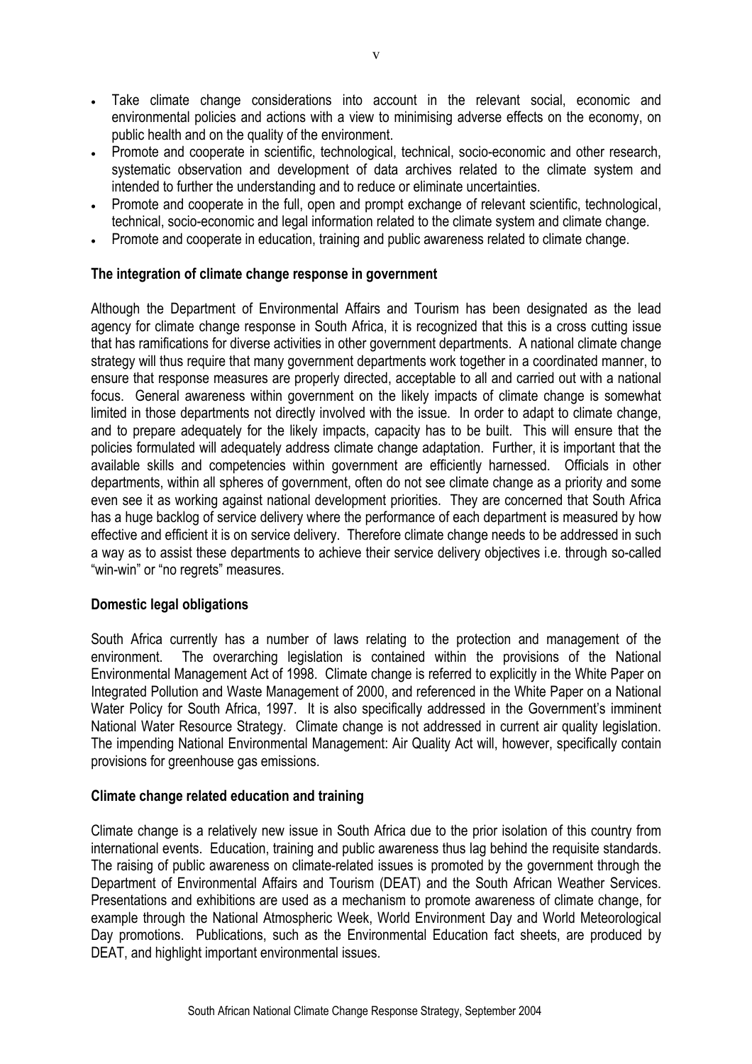- Take climate change considerations into account in the relevant social, economic and environmental policies and actions with a view to minimising adverse effects on the economy, on public health and on the quality of the environment.
- Promote and cooperate in scientific, technological, technical, socio-economic and other research, systematic observation and development of data archives related to the climate system and intended to further the understanding and to reduce or eliminate uncertainties.
- Promote and cooperate in the full, open and prompt exchange of relevant scientific, technological, technical, socio-economic and legal information related to the climate system and climate change.
- Promote and cooperate in education, training and public awareness related to climate change.

**The integration of climate change response in government**

Although the Department of Environmental Affairs and Tourism has been designated as the lead agency for climate change response in South Africa, it is recognized that this is a cross cutting issue that has ramifications for diverse activities in other government departments. A national climate change strategy will thus require that many government departments work together in a coordinated manner, to ensure that response measures are properly directed, acceptable to all and carried out with a national focus. General awareness within government on the likely impacts of climate change is somewhat limited in those departments not directly involved with the issue. In order to adapt to climate change, and to prepare adequately for the likely impacts, capacity has to be built. This will ensure that the policies formulated will adequately address climate change adaptation. Further, it is important that the available skills and competencies within government are efficiently harnessed. Officials in other departments, within all spheres of government, often do not see climate change as a priority and some even see it as working against national development priorities. They are concerned that South Africa has a huge backlog of service delivery where the performance of each department is measured by how effective and efficient it is on service delivery. Therefore climate change needs to be addressed in such a way as to assist these departments to achieve their service delivery objectives i.e. through so-called "win-win" or "no regrets" measures.

**Domestic legal obligations**

South Africa currently has a number of laws relating to the protection and management of the environment. The overarching legislation is contained within the provisions of the National Environmental Management Act of 1998. Climate change is referred to explicitly in the White Paper on Integrated Pollution and Waste Management of 2000, and referenced in the White Paper on a National Water Policy for South Africa, 1997. It is also specifically addressed in the Government's imminent National Water Resource Strategy. Climate change is not addressed in current air quality legislation. The impending National Environmental Management: Air Quality Act will, however, specifically contain provisions for greenhouse gas emissions.

**Climate change related education and training**

Climate change is a relatively new issue in South Africa due to the prior isolation of this country from international events. Education, training and public awareness thus lag behind the requisite standards. The raising of public awareness on climate-related issues is promoted by the government through the Department of Environmental Affairs and Tourism (DEAT) and the South African Weather Services. Presentations and exhibitions are used as a mechanism to promote awareness of climate change, for example through the National Atmospheric Week, World Environment Day and World Meteorological Day promotions. Publications, such as the Environmental Education fact sheets, are produced by DEAT, and highlight important environmental issues.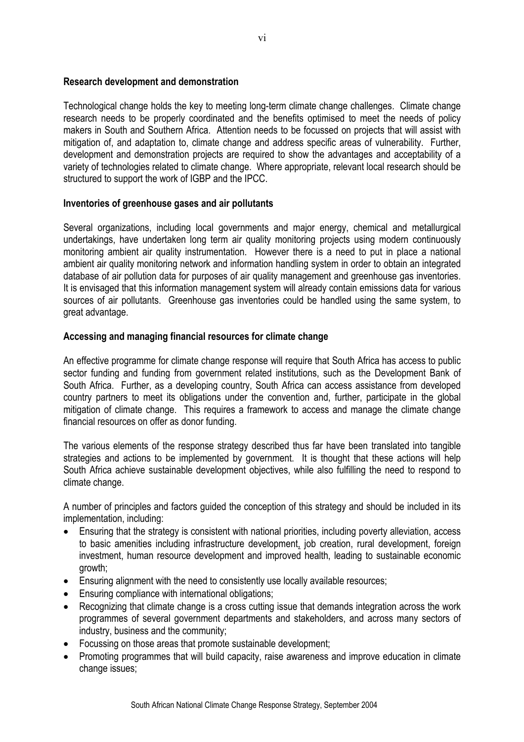**Research development and demonstration**

Technological change holds the key to meeting long-term climate change challenges. Climate change research needs to be properly coordinated and the benefits optimised to meet the needs of policy makers in South and Southern Africa. Attention needs to be focussed on projects that will assist with mitigation of, and adaptation to, climate change and address specific areas of vulnerability. Further, development and demonstration projects are required to show the advantages and acceptability of a variety of technologies related to climate change. Where appropriate, relevant local research should be structured to support the work of IGBP and the IPCC.

**Inventories of greenhouse gases and air pollutants**

Several organizations, including local governments and major energy, chemical and metallurgical undertakings, have undertaken long term air quality monitoring projects using modern continuously monitoring ambient air quality instrumentation. However there is a need to put in place a national ambient air quality monitoring network and information handling system in order to obtain an integrated database of air pollution data for purposes of air quality management and greenhouse gas inventories. It is envisaged that this information management system will already contain emissions data for various sources of air pollutants. Greenhouse gas inventories could be handled using the same system, to great advantage.

**Accessing and managing financial resources for climate change**

An effective programme for climate change response will require that South Africa has access to public sector funding and funding from government related institutions, such as the Development Bank of South Africa. Further, as a developing country, South Africa can access assistance from developed country partners to meet its obligations under the convention and, further, participate in the global mitigation of climate change. This requires a framework to access and manage the climate change financial resources on offer as donor funding.

The various elements of the response strategy described thus far have been translated into tangible strategies and actions to be implemented by government. It is thought that these actions will help South Africa achieve sustainable development objectives, while also fulfilling the need to respond to climate change.

A number of principles and factors guided the conception of this strategy and should be included in its implementation, including:

- Ensuring that the strategy is consistent with national priorities, including poverty alleviation, access to basic amenities including infrastructure development, job creation, rural development, foreign investment, human resource development and improved health, leading to sustainable economic growth;
- Ensuring alignment with the need to consistently use locally available resources;
- Ensuring compliance with international obligations;
- Recognizing that climate change is a cross cutting issue that demands integration across the work programmes of several government departments and stakeholders, and across many sectors of industry, business and the community;
- Focussing on those areas that promote sustainable development;
- Promoting programmes that will build capacity, raise awareness and improve education in climate change issues;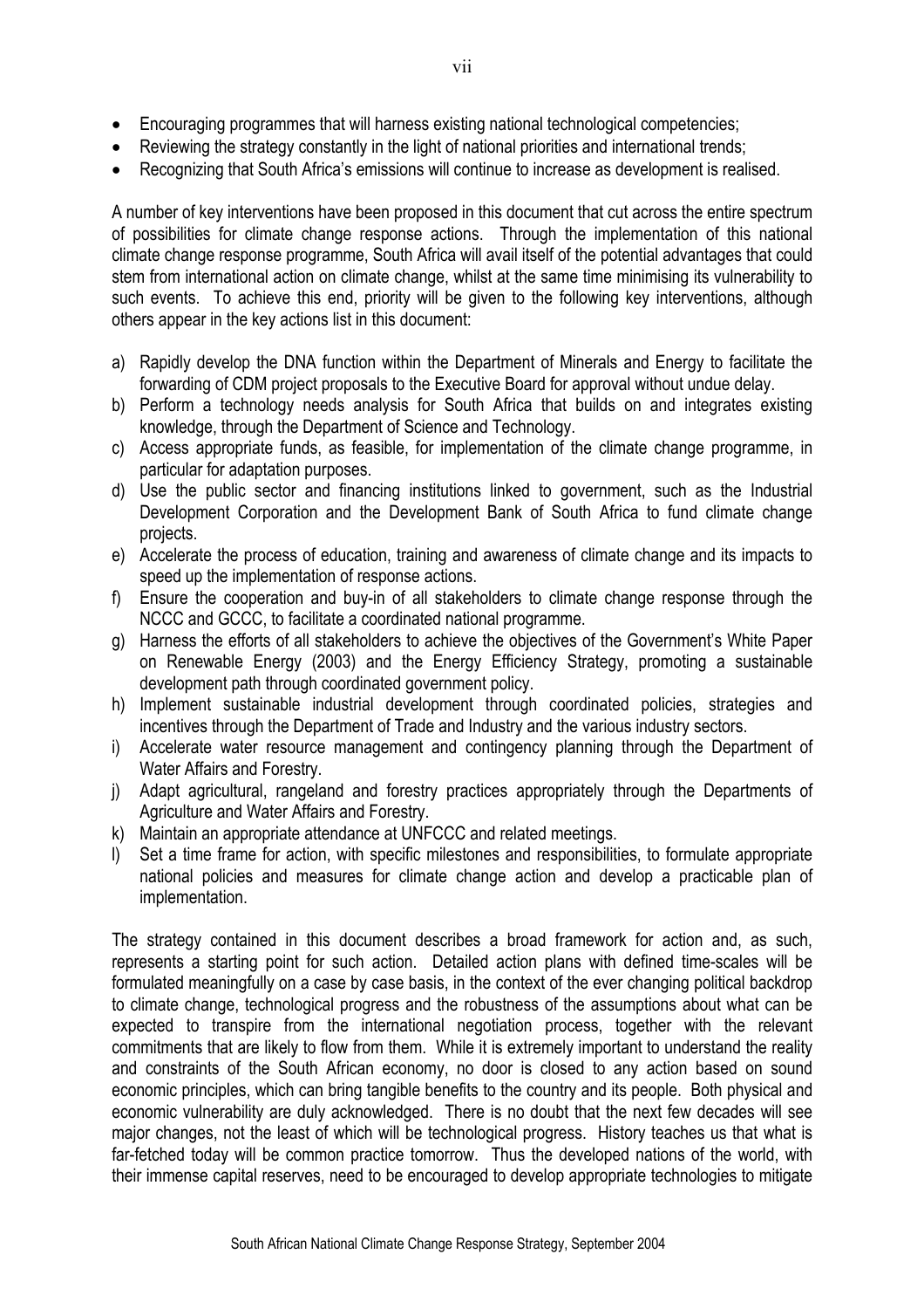- Encouraging programmes that will harness existing national technological competencies;
- Reviewing the strategy constantly in the light of national priorities and international trends;
- Recognizing that South Africa's emissions will continue to increase as development is realised.

A number of key interventions have been proposed in this document that cut across the entire spectrum of possibilities for climate change response actions. Through the implementation of this national climate change response programme, South Africa will avail itself of the potential advantages that could stem from international action on climate change, whilst at the same time minimising its vulnerability to such events. To achieve this end, priority will be given to the following key interventions, although others appear in the key actions list in this document:

a) Rapidly develop the DNA function within the Department of Minerals and Energy to facilitate the forwarding of CDM project proposals to the Executive Board for approval without undue delay.
b) Perform a technology needs analysis for South Africa that builds on and integrates existing knowledge, through the Department of Science and Technology.
c) Access appropriate funds, as feasible, for implementation of the climate change programme, in particular for adaptation purposes.
d) Use the public sector and financing institutions linked to government, such as the Industrial Development Corporation and the Development Bank of South Africa to fund climate change projects.
e) Accelerate the process of education, training and awareness of climate change and its impacts to speed up the implementation of response actions.
f) Ensure the cooperation and buy-in of all stakeholders to climate change response through the NCCC and GCCC, to facilitate a coordinated national programme.
g) Harness the efforts of all stakeholders to achieve the objectives of the Government's White Paper on Renewable Energy (2003) and the Energy Efficiency Strategy, promoting a sustainable development path through coordinated government policy.
h) Implement sustainable industrial development through coordinated policies, strategies and incentives through the Department of Trade and Industry and the various industry sectors.
i) Accelerate water resource management and contingency planning through the Department of Water Affairs and Forestry.
j) Adapt agricultural, rangeland and forestry practices appropriately through the Departments of Agriculture and Water Affairs and Forestry.
k) Maintain an appropriate attendance at UNFCCC and related meetings.
l) Set a time frame for action, with specific milestones and responsibilities, to formulate appropriate national policies and measures for climate change action and develop a practicable plan of implementation.

The strategy contained in this document describes a broad framework for action and, as such, represents a starting point for such action. Detailed action plans with defined time-scales will be formulated meaningfully on a case by case basis, in the context of the ever changing political backdrop to climate change, technological progress and the robustness of the assumptions about what can be expected to transpire from the international negotiation process, together with the relevant commitments that are likely to flow from them. While it is extremely important to understand the reality and constraints of the South African economy, no door is closed to any action based on sound economic principles, which can bring tangible benefits to the country and its people. Both physical and economic vulnerability are duly acknowledged. There is no doubt that the next few decades will see major changes, not the least of which will be technological progress. History teaches us that what is far-fetched today will be common practice tomorrow. Thus the developed nations of the world, with their immense capital reserves, need to be encouraged to develop appropriate technologies to mitigate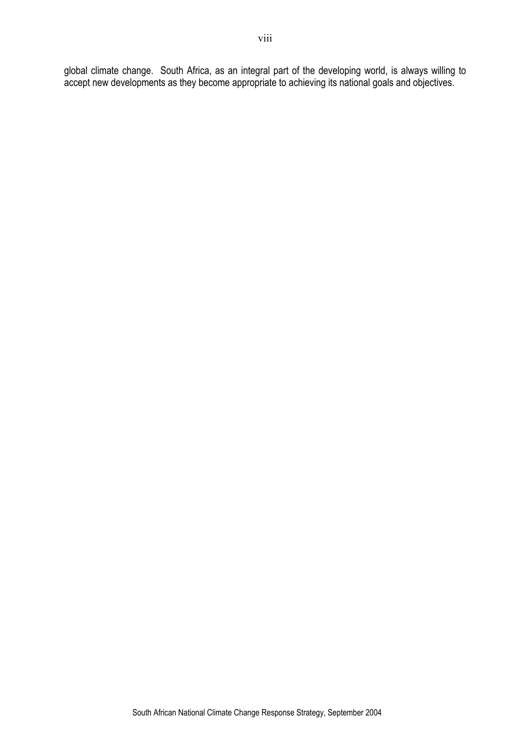global climate change. South Africa, as an integral part of the developing world, is always willing to accept new developments as they become appropriate to achieving its national goals and objectives.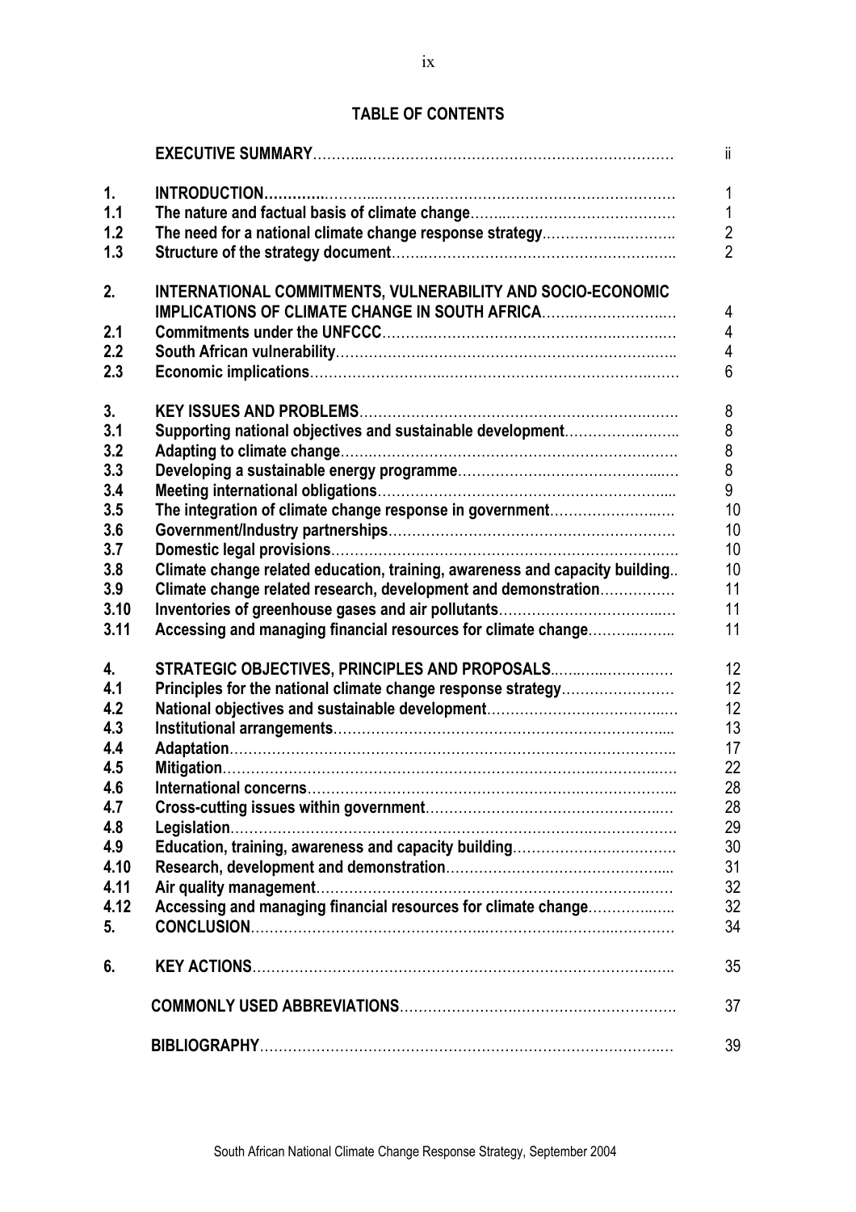# TABLE OF CONTENTS

| | | |
|---|---|---|
| | **EXECUTIVE SUMMARY** | ii |
| **1.** | **INTRODUCTION** | 1 |
| **1.1** | **The nature and factual basis of climate change** | 1 |
| **1.2** | **The need for a national climate change response strategy** | 2 |
| **1.3** | **Structure of the strategy document** | 2 |
| **2.** | **INTERNATIONAL COMMITMENTS, VULNERABILITY AND SOCIO-ECONOMIC IMPLICATIONS OF CLIMATE CHANGE IN SOUTH AFRICA** | 4 |
| **2.1** | **Commitments under the UNFCCC** | 4 |
| **2.2** | **South African vulnerability** | 4 |
| **2.3** | **Economic implications** | 6 |
| **3.** | **KEY ISSUES AND PROBLEMS** | 8 |
| **3.1** | **Supporting national objectives and sustainable development** | 8 |
| **3.2** | **Adapting to climate change** | 8 |
| **3.3** | **Developing a sustainable energy programme** | 8 |
| **3.4** | **Meeting international obligations** | 9 |
| **3.5** | **The integration of climate change response in government** | 10 |
| **3.6** | **Government/Industry partnerships** | 10 |
| **3.7** | **Domestic legal provisions** | 10 |
| **3.8** | **Climate change related education, training, awareness and capacity building** | 10 |
| **3.9** | **Climate change related research, development and demonstration** | 11 |
| **3.10** | **Inventories of greenhouse gases and air pollutants** | 11 |
| **3.11** | **Accessing and managing financial resources for climate change** | 11 |
| **4.** | **STRATEGIC OBJECTIVES, PRINCIPLES AND PROPOSALS** | 12 |
| **4.1** | **Principles for the national climate change response strategy** | 12 |
| **4.2** | **National objectives and sustainable development** | 12 |
| **4.3** | **Institutional arrangements** | 13 |
| **4.4** | **Adaptation** | 17 |
| **4.5** | **Mitigation** | 22 |
| **4.6** | **International concerns** | 28 |
| **4.7** | **Cross-cutting issues within government** | 28 |
| **4.8** | **Legislation** | 29 |
| **4.9** | **Education, training, awareness and capacity building** | 30 |
| **4.10** | **Research, development and demonstration** | 31 |
| **4.11** | **Air quality management** | 32 |
| **4.12** | **Accessing and managing financial resources for climate change** | 32 |
| **5.** | **CONCLUSION** | 34 |
| **6.** | **KEY ACTIONS** | 35 |
| | **COMMONLY USED ABBREVIATIONS** | 37 |
| | **BIBLIOGRAPHY** | 39 |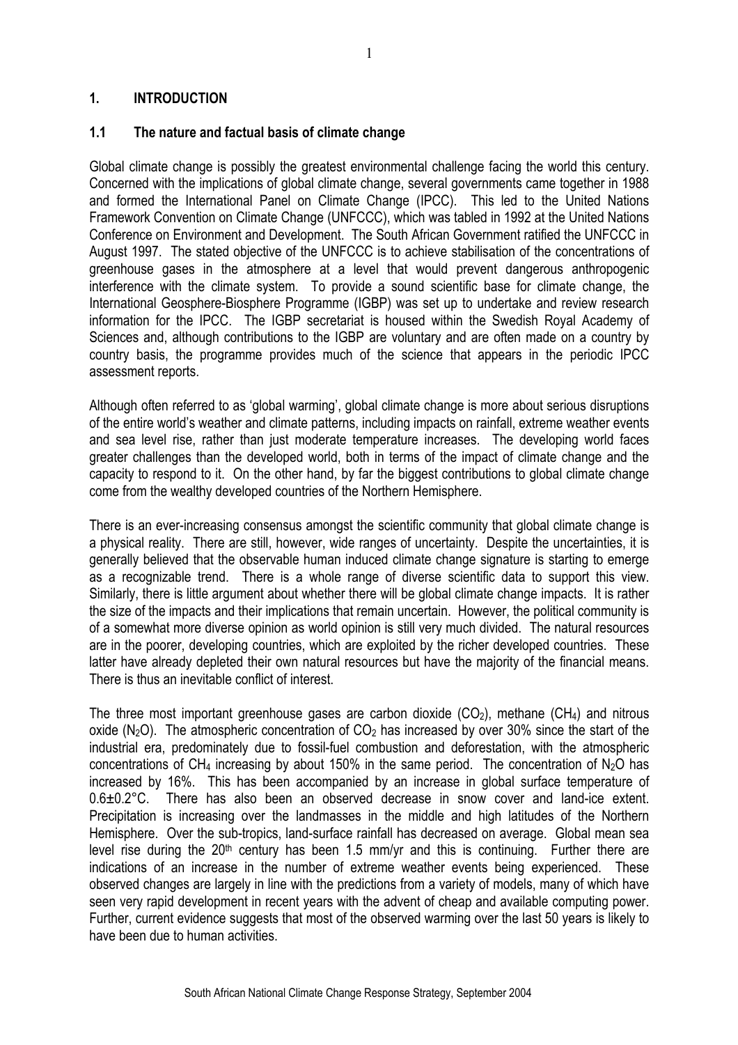# 1. INTRODUCTION

## 1.1 The nature and factual basis of climate change

Global climate change is possibly the greatest environmental challenge facing the world this century. Concerned with the implications of global climate change, several governments came together in 1988 and formed the International Panel on Climate Change (IPCC). This led to the United Nations Framework Convention on Climate Change (UNFCCC), which was tabled in 1992 at the United Nations Conference on Environment and Development. The South African Government ratified the UNFCCC in August 1997. The stated objective of the UNFCCC is to achieve stabilisation of the concentrations of greenhouse gases in the atmosphere at a level that would prevent dangerous anthropogenic interference with the climate system. To provide a sound scientific base for climate change, the International Geosphere-Biosphere Programme (IGBP) was set up to undertake and review research information for the IPCC. The IGBP secretariat is housed within the Swedish Royal Academy of Sciences and, although contributions to the IGBP are voluntary and are often made on a country by country basis, the programme provides much of the science that appears in the periodic IPCC assessment reports.

Although often referred to as 'global warming', global climate change is more about serious disruptions of the entire world's weather and climate patterns, including impacts on rainfall, extreme weather events and sea level rise, rather than just moderate temperature increases. The developing world faces greater challenges than the developed world, both in terms of the impact of climate change and the capacity to respond to it. On the other hand, by far the biggest contributions to global climate change come from the wealthy developed countries of the Northern Hemisphere.

There is an ever-increasing consensus amongst the scientific community that global climate change is a physical reality. There are still, however, wide ranges of uncertainty. Despite the uncertainties, it is generally believed that the observable human induced climate change signature is starting to emerge as a recognizable trend. There is a whole range of diverse scientific data to support this view. Similarly, there is little argument about whether there will be global climate change impacts. It is rather the size of the impacts and their implications that remain uncertain. However, the political community is of a somewhat more diverse opinion as world opinion is still very much divided. The natural resources are in the poorer, developing countries, which are exploited by the richer developed countries. These latter have already depleted their own natural resources but have the majority of the financial means. There is thus an inevitable conflict of interest.

The three most important greenhouse gases are carbon dioxide ($CO_2$), methane ($CH_4$) and nitrous oxide ($N_2O$). The atmospheric concentration of $CO_2$ has increased by over 30% since the start of the industrial era, predominately due to fossil-fuel combustion and deforestation, with the atmospheric concentrations of $CH_4$ increasing by about 150% in the same period. The concentration of $N_2O$ has increased by 16%. This has been accompanied by an increase in global surface temperature of $0.6 \pm 0.2$°C. There has also been an observed decrease in snow cover and land-ice extent. Precipitation is increasing over the landmasses in the middle and high latitudes of the Northern Hemisphere. Over the sub-tropics, land-surface rainfall has decreased on average. Global mean sea level rise during the 20th century has been 1.5 mm/yr and this is continuing. Further there are indications of an increase in the number of extreme weather events being experienced. These observed changes are largely in line with the predictions from a variety of models, many of which have seen very rapid development in recent years with the advent of cheap and available computing power. Further, current evidence suggests that most of the observed warming over the last 50 years is likely to have been due to human activities.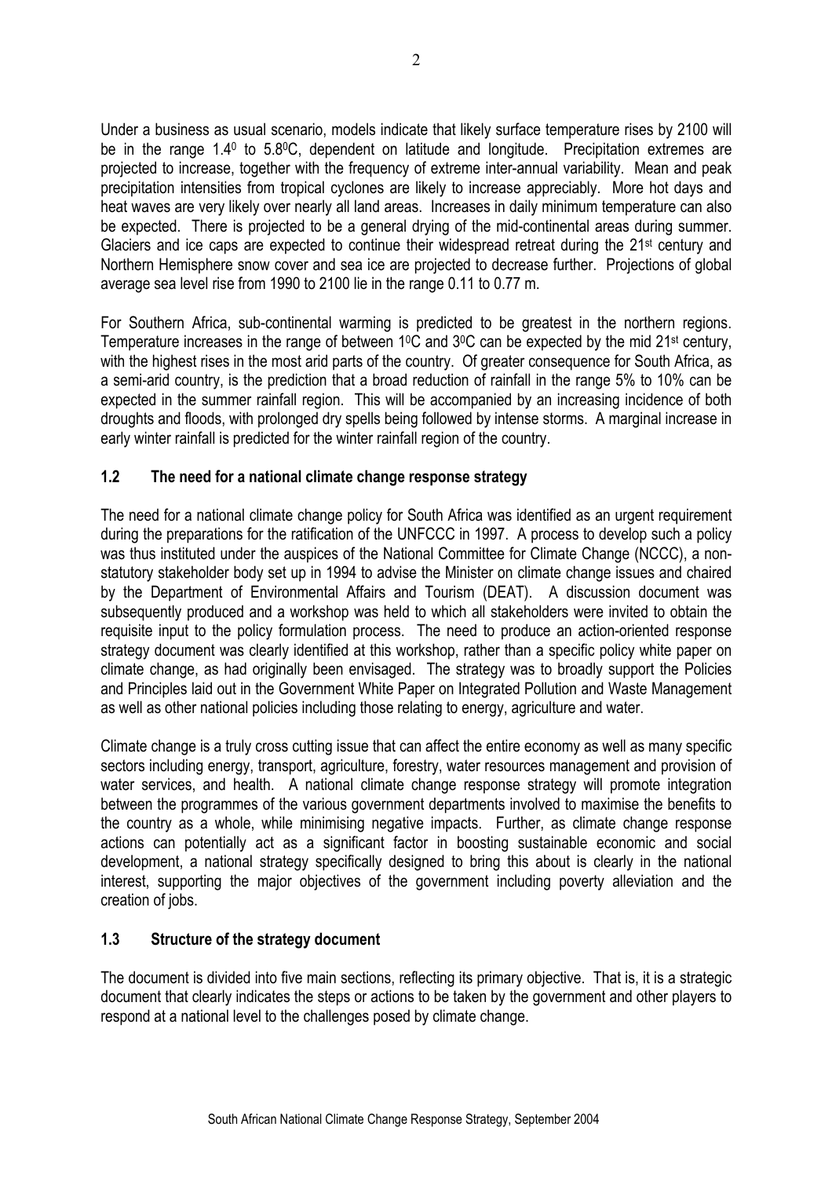Under a business as usual scenario, models indicate that likely surface temperature rises by 2100 will be in the range $1.4^0$ to $5.8^0$C, dependent on latitude and longitude. Precipitation extremes are projected to increase, together with the frequency of extreme inter-annual variability. Mean and peak precipitation intensities from tropical cyclones are likely to increase appreciably. More hot days and heat waves are very likely over nearly all land areas. Increases in daily minimum temperature can also be expected. There is projected to be a general drying of the mid-continental areas during summer. Glaciers and ice caps are expected to continue their widespread retreat during the 21st century and Northern Hemisphere snow cover and sea ice are projected to decrease further. Projections of global average sea level rise from 1990 to 2100 lie in the range 0.11 to 0.77 m.

For Southern Africa, sub-continental warming is predicted to be greatest in the northern regions. Temperature increases in the range of between $1^0$C and $3^0$C can be expected by the mid 21st century, with the highest rises in the most arid parts of the country. Of greater consequence for South Africa, as a semi-arid country, is the prediction that a broad reduction of rainfall in the range 5% to 10% can be expected in the summer rainfall region. This will be accompanied by an increasing incidence of both droughts and floods, with prolonged dry spells being followed by intense storms. A marginal increase in early winter rainfall is predicted for the winter rainfall region of the country.

### 1.2 The need for a national climate change response strategy

The need for a national climate change policy for South Africa was identified as an urgent requirement during the preparations for the ratification of the UNFCCC in 1997. A process to develop such a policy was thus instituted under the auspices of the National Committee for Climate Change (NCCC), a non-statutory stakeholder body set up in 1994 to advise the Minister on climate change issues and chaired by the Department of Environmental Affairs and Tourism (DEAT). A discussion document was subsequently produced and a workshop was held to which all stakeholders were invited to obtain the requisite input to the policy formulation process. The need to produce an action-oriented response strategy document was clearly identified at this workshop, rather than a specific policy white paper on climate change, as had originally been envisaged. The strategy was to broadly support the Policies and Principles laid out in the Government White Paper on Integrated Pollution and Waste Management as well as other national policies including those relating to energy, agriculture and water.

Climate change is a truly cross cutting issue that can affect the entire economy as well as many specific sectors including energy, transport, agriculture, forestry, water resources management and provision of water services, and health. A national climate change response strategy will promote integration between the programmes of the various government departments involved to maximise the benefits to the country as a whole, while minimising negative impacts. Further, as climate change response actions can potentially act as a significant factor in boosting sustainable economic and social development, a national strategy specifically designed to bring this about is clearly in the national interest, supporting the major objectives of the government including poverty alleviation and the creation of jobs.

### 1.3 Structure of the strategy document

The document is divided into five main sections, reflecting its primary objective. That is, it is a strategic document that clearly indicates the steps or actions to be taken by the government and other players to respond at a national level to the challenges posed by climate change.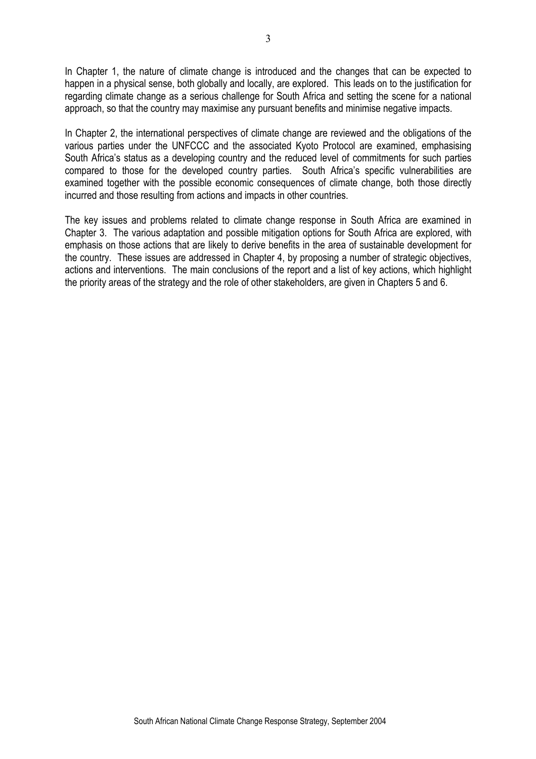In Chapter 1, the nature of climate change is introduced and the changes that can be expected to happen in a physical sense, both globally and locally, are explored. This leads on to the justification for regarding climate change as a serious challenge for South Africa and setting the scene for a national approach, so that the country may maximise any pursuant benefits and minimise negative impacts.

In Chapter 2, the international perspectives of climate change are reviewed and the obligations of the various parties under the UNFCCC and the associated Kyoto Protocol are examined, emphasising South Africa's status as a developing country and the reduced level of commitments for such parties compared to those for the developed country parties. South Africa's specific vulnerabilities are examined together with the possible economic consequences of climate change, both those directly incurred and those resulting from actions and impacts in other countries.

The key issues and problems related to climate change response in South Africa are examined in Chapter 3. The various adaptation and possible mitigation options for South Africa are explored, with emphasis on those actions that are likely to derive benefits in the area of sustainable development for the country. These issues are addressed in Chapter 4, by proposing a number of strategic objectives, actions and interventions. The main conclusions of the report and a list of key actions, which highlight the priority areas of the strategy and the role of other stakeholders, are given in Chapters 5 and 6.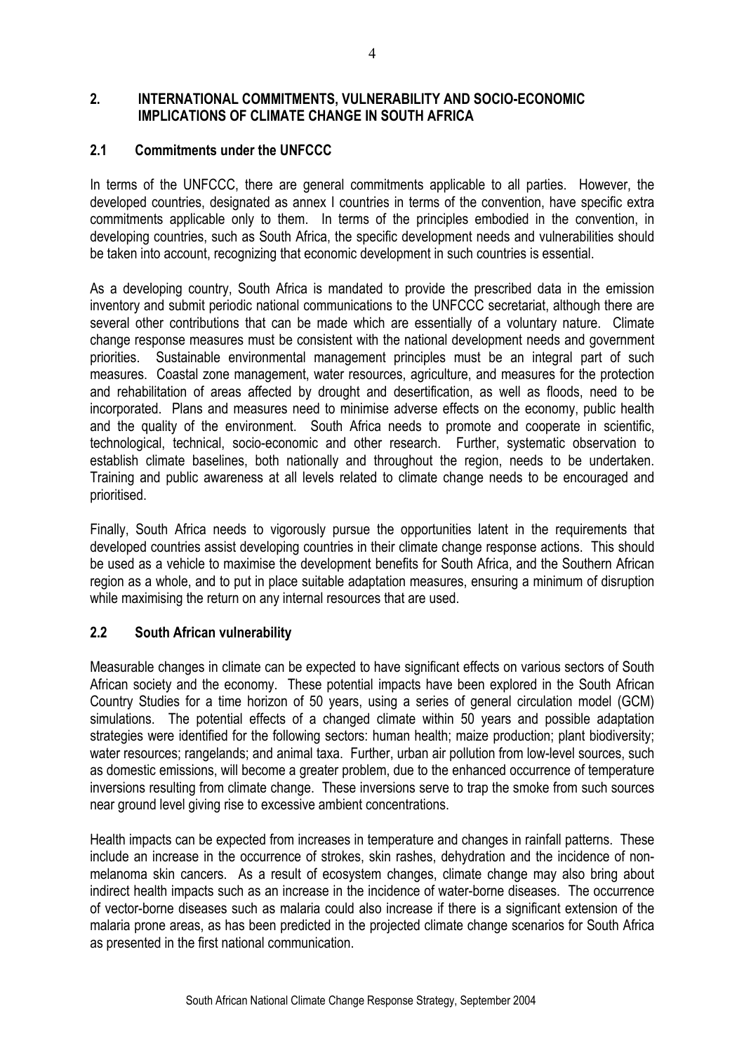## 2. INTERNATIONAL COMMITMENTS, VULNERABILITY AND SOCIO-ECONOMIC IMPLICATIONS OF CLIMATE CHANGE IN SOUTH AFRICA

### 2.1 Commitments under the UNFCCC

In terms of the UNFCCC, there are general commitments applicable to all parties. However, the developed countries, designated as annex I countries in terms of the convention, have specific extra commitments applicable only to them. In terms of the principles embodied in the convention, in developing countries, such as South Africa, the specific development needs and vulnerabilities should be taken into account, recognizing that economic development in such countries is essential.

As a developing country, South Africa is mandated to provide the prescribed data in the emission inventory and submit periodic national communications to the UNFCCC secretariat, although there are several other contributions that can be made which are essentially of a voluntary nature. Climate change response measures must be consistent with the national development needs and government priorities. Sustainable environmental management principles must be an integral part of such measures. Coastal zone management, water resources, agriculture, and measures for the protection and rehabilitation of areas affected by drought and desertification, as well as floods, need to be incorporated. Plans and measures need to minimise adverse effects on the economy, public health and the quality of the environment. South Africa needs to promote and cooperate in scientific, technological, technical, socio-economic and other research. Further, systematic observation to establish climate baselines, both nationally and throughout the region, needs to be undertaken. Training and public awareness at all levels related to climate change needs to be encouraged and prioritised.

Finally, South Africa needs to vigorously pursue the opportunities latent in the requirements that developed countries assist developing countries in their climate change response actions. This should be used as a vehicle to maximise the development benefits for South Africa, and the Southern African region as a whole, and to put in place suitable adaptation measures, ensuring a minimum of disruption while maximising the return on any internal resources that are used.

### 2.2 South African vulnerability

Measurable changes in climate can be expected to have significant effects on various sectors of South African society and the economy. These potential impacts have been explored in the South African Country Studies for a time horizon of 50 years, using a series of general circulation model (GCM) simulations. The potential effects of a changed climate within 50 years and possible adaptation strategies were identified for the following sectors: human health; maize production; plant biodiversity; water resources; rangelands; and animal taxa. Further, urban air pollution from low-level sources, such as domestic emissions, will become a greater problem, due to the enhanced occurrence of temperature inversions resulting from climate change. These inversions serve to trap the smoke from such sources near ground level giving rise to excessive ambient concentrations.

Health impacts can be expected from increases in temperature and changes in rainfall patterns. These include an increase in the occurrence of strokes, skin rashes, dehydration and the incidence of non-melanoma skin cancers. As a result of ecosystem changes, climate change may also bring about indirect health impacts such as an increase in the incidence of water-borne diseases. The occurrence of vector-borne diseases such as malaria could also increase if there is a significant extension of the malaria prone areas, as has been predicted in the projected climate change scenarios for South Africa as presented in the first national communication.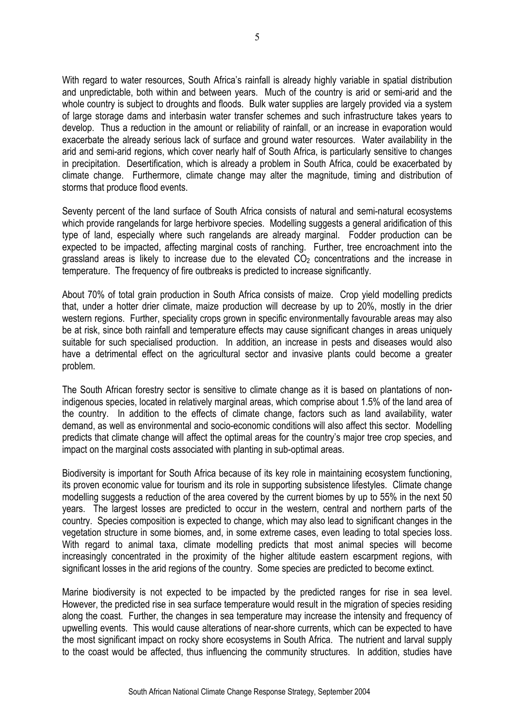With regard to water resources, South Africa's rainfall is already highly variable in spatial distribution and unpredictable, both within and between years. Much of the country is arid or semi-arid and the whole country is subject to droughts and floods. Bulk water supplies are largely provided via a system of large storage dams and interbasin water transfer schemes and such infrastructure takes years to develop. Thus a reduction in the amount or reliability of rainfall, or an increase in evaporation would exacerbate the already serious lack of surface and ground water resources. Water availability in the arid and semi-arid regions, which cover nearly half of South Africa, is particularly sensitive to changes in precipitation. Desertification, which is already a problem in South Africa, could be exacerbated by climate change. Furthermore, climate change may alter the magnitude, timing and distribution of storms that produce flood events.

Seventy percent of the land surface of South Africa consists of natural and semi-natural ecosystems which provide rangelands for large herbivore species. Modelling suggests a general aridification of this type of land, especially where such rangelands are already marginal. Fodder production can be expected to be impacted, affecting marginal costs of ranching. Further, tree encroachment into the grassland areas is likely to increase due to the elevated $CO_2$ concentrations and the increase in temperature. The frequency of fire outbreaks is predicted to increase significantly.

About 70% of total grain production in South Africa consists of maize. Crop yield modelling predicts that, under a hotter drier climate, maize production will decrease by up to 20%, mostly in the drier western regions. Further, speciality crops grown in specific environmentally favourable areas may also be at risk, since both rainfall and temperature effects may cause significant changes in areas uniquely suitable for such specialised production. In addition, an increase in pests and diseases would also have a detrimental effect on the agricultural sector and invasive plants could become a greater problem.

The South African forestry sector is sensitive to climate change as it is based on plantations of non-indigenous species, located in relatively marginal areas, which comprise about 1.5% of the land area of the country. In addition to the effects of climate change, factors such as land availability, water demand, as well as environmental and socio-economic conditions will also affect this sector. Modelling predicts that climate change will affect the optimal areas for the country's major tree crop species, and impact on the marginal costs associated with planting in sub-optimal areas.

Biodiversity is important for South Africa because of its key role in maintaining ecosystem functioning, its proven economic value for tourism and its role in supporting subsistence lifestyles. Climate change modelling suggests a reduction of the area covered by the current biomes by up to 55% in the next 50 years. The largest losses are predicted to occur in the western, central and northern parts of the country. Species composition is expected to change, which may also lead to significant changes in the vegetation structure in some biomes, and, in some extreme cases, even leading to total species loss. With regard to animal taxa, climate modelling predicts that most animal species will become increasingly concentrated in the proximity of the higher altitude eastern escarpment regions, with significant losses in the arid regions of the country. Some species are predicted to become extinct.

Marine biodiversity is not expected to be impacted by the predicted ranges for rise in sea level. However, the predicted rise in sea surface temperature would result in the migration of species residing along the coast. Further, the changes in sea temperature may increase the intensity and frequency of upwelling events. This would cause alterations of near-shore currents, which can be expected to have the most significant impact on rocky shore ecosystems in South Africa. The nutrient and larval supply to the coast would be affected, thus influencing the community structures. In addition, studies have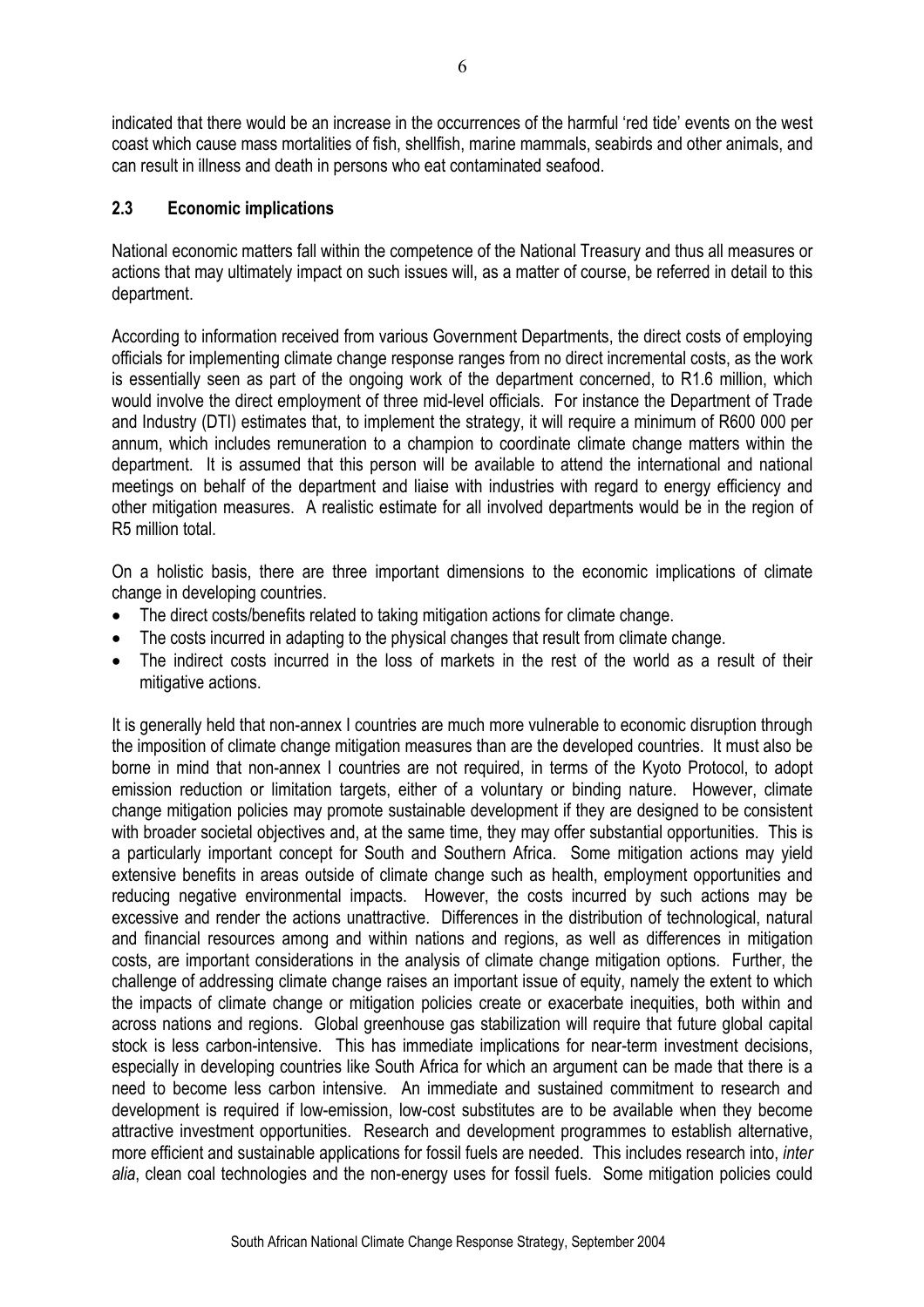indicated that there would be an increase in the occurrences of the harmful 'red tide' events on the west coast which cause mass mortalities of fish, shellfish, marine mammals, seabirds and other animals, and can result in illness and death in persons who eat contaminated seafood.

### 2.3 Economic implications

National economic matters fall within the competence of the National Treasury and thus all measures or actions that may ultimately impact on such issues will, as a matter of course, be referred in detail to this department.

According to information received from various Government Departments, the direct costs of employing officials for implementing climate change response ranges from no direct incremental costs, as the work is essentially seen as part of the ongoing work of the department concerned, to R1.6 million, which would involve the direct employment of three mid-level officials. For instance the Department of Trade and Industry (DTI) estimates that, to implement the strategy, it will require a minimum of R600 000 per annum, which includes remuneration to a champion to coordinate climate change matters within the department. It is assumed that this person will be available to attend the international and national meetings on behalf of the department and liaise with industries with regard to energy efficiency and other mitigation measures. A realistic estimate for all involved departments would be in the region of R5 million total.

On a holistic basis, there are three important dimensions to the economic implications of climate change in developing countries.

- The direct costs/benefits related to taking mitigation actions for climate change.
- The costs incurred in adapting to the physical changes that result from climate change.
- The indirect costs incurred in the loss of markets in the rest of the world as a result of their mitigative actions.

It is generally held that non-annex I countries are much more vulnerable to economic disruption through the imposition of climate change mitigation measures than are the developed countries. It must also be borne in mind that non-annex I countries are not required, in terms of the Kyoto Protocol, to adopt emission reduction or limitation targets, either of a voluntary or binding nature. However, climate change mitigation policies may promote sustainable development if they are designed to be consistent with broader societal objectives and, at the same time, they may offer substantial opportunities. This is a particularly important concept for South and Southern Africa. Some mitigation actions may yield extensive benefits in areas outside of climate change such as health, employment opportunities and reducing negative environmental impacts. However, the costs incurred by such actions may be excessive and render the actions unattractive. Differences in the distribution of technological, natural and financial resources among and within nations and regions, as well as differences in mitigation costs, are important considerations in the analysis of climate change mitigation options. Further, the challenge of addressing climate change raises an important issue of equity, namely the extent to which the impacts of climate change or mitigation policies create or exacerbate inequities, both within and across nations and regions. Global greenhouse gas stabilization will require that future global capital stock is less carbon-intensive. This has immediate implications for near-term investment decisions, especially in developing countries like South Africa for which an argument can be made that there is a need to become less carbon intensive. An immediate and sustained commitment to research and development is required if low-emission, low-cost substitutes are to be available when they become attractive investment opportunities. Research and development programmes to establish alternative, more efficient and sustainable applications for fossil fuels are needed. This includes research into, *inter alia*, clean coal technologies and the non-energy uses for fossil fuels. Some mitigation policies could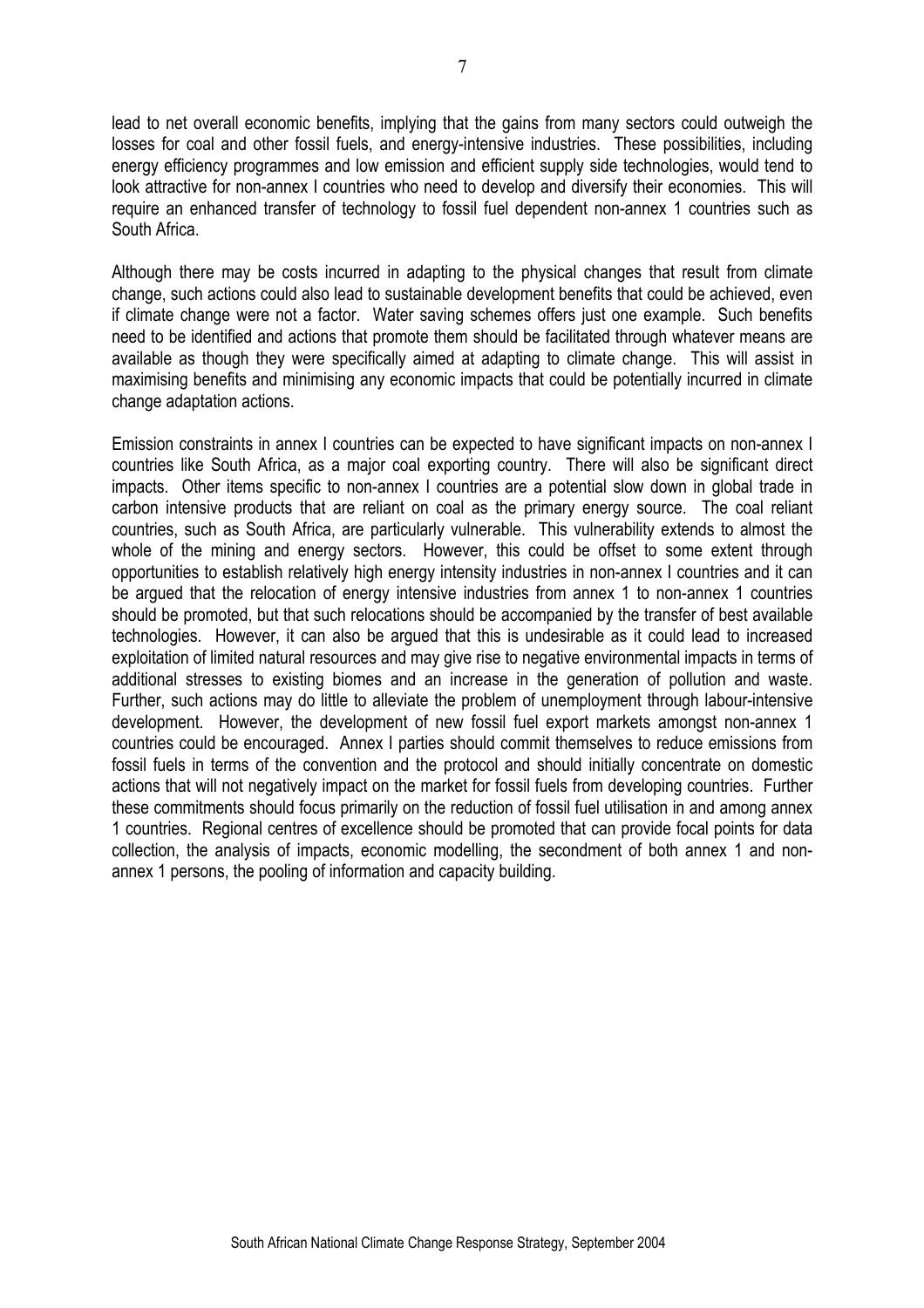lead to net overall economic benefits, implying that the gains from many sectors could outweigh the losses for coal and other fossil fuels, and energy-intensive industries. These possibilities, including energy efficiency programmes and low emission and efficient supply side technologies, would tend to look attractive for non-annex I countries who need to develop and diversify their economies. This will require an enhanced transfer of technology to fossil fuel dependent non-annex 1 countries such as South Africa.

Although there may be costs incurred in adapting to the physical changes that result from climate change, such actions could also lead to sustainable development benefits that could be achieved, even if climate change were not a factor. Water saving schemes offers just one example. Such benefits need to be identified and actions that promote them should be facilitated through whatever means are available as though they were specifically aimed at adapting to climate change. This will assist in maximising benefits and minimising any economic impacts that could be potentially incurred in climate change adaptation actions.

Emission constraints in annex I countries can be expected to have significant impacts on non-annex I countries like South Africa, as a major coal exporting country. There will also be significant direct impacts. Other items specific to non-annex I countries are a potential slow down in global trade in carbon intensive products that are reliant on coal as the primary energy source. The coal reliant countries, such as South Africa, are particularly vulnerable. This vulnerability extends to almost the whole of the mining and energy sectors. However, this could be offset to some extent through opportunities to establish relatively high energy intensity industries in non-annex I countries and it can be argued that the relocation of energy intensive industries from annex 1 to non-annex 1 countries should be promoted, but that such relocations should be accompanied by the transfer of best available technologies. However, it can also be argued that this is undesirable as it could lead to increased exploitation of limited natural resources and may give rise to negative environmental impacts in terms of additional stresses to existing biomes and an increase in the generation of pollution and waste. Further, such actions may do little to alleviate the problem of unemployment through labour-intensive development. However, the development of new fossil fuel export markets amongst non-annex 1 countries could be encouraged. Annex I parties should commit themselves to reduce emissions from fossil fuels in terms of the convention and the protocol and should initially concentrate on domestic actions that will not negatively impact on the market for fossil fuels from developing countries. Further these commitments should focus primarily on the reduction of fossil fuel utilisation in and among annex 1 countries. Regional centres of excellence should be promoted that can provide focal points for data collection, the analysis of impacts, economic modelling, the secondment of both annex 1 and non-annex 1 persons, the pooling of information and capacity building.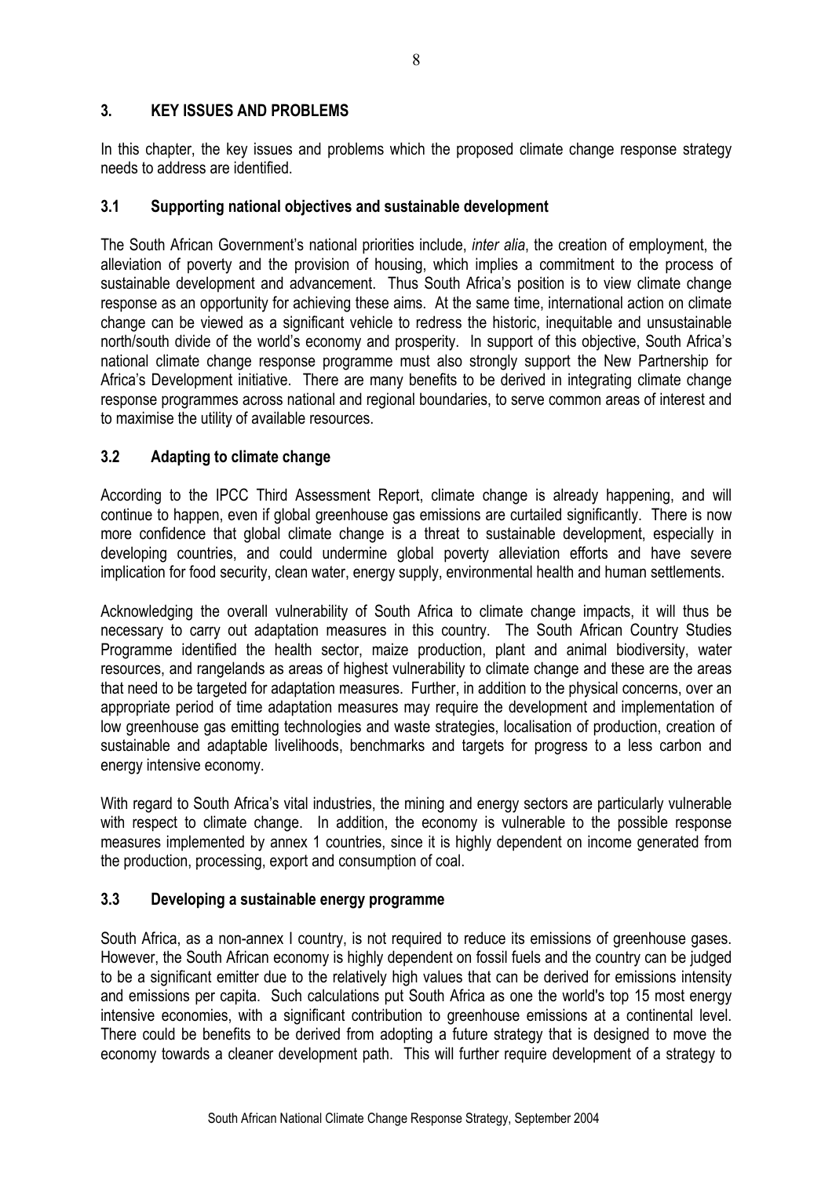## 3. KEY ISSUES AND PROBLEMS

In this chapter, the key issues and problems which the proposed climate change response strategy needs to address are identified.

### 3.1 Supporting national objectives and sustainable development

The South African Government's national priorities include, *inter alia*, the creation of employment, the alleviation of poverty and the provision of housing, which implies a commitment to the process of sustainable development and advancement. Thus South Africa's position is to view climate change response as an opportunity for achieving these aims. At the same time, international action on climate change can be viewed as a significant vehicle to redress the historic, inequitable and unsustainable north/south divide of the world's economy and prosperity. In support of this objective, South Africa's national climate change response programme must also strongly support the New Partnership for Africa's Development initiative. There are many benefits to be derived in integrating climate change response programmes across national and regional boundaries, to serve common areas of interest and to maximise the utility of available resources.

### 3.2 Adapting to climate change

According to the IPCC Third Assessment Report, climate change is already happening, and will continue to happen, even if global greenhouse gas emissions are curtailed significantly. There is now more confidence that global climate change is a threat to sustainable development, especially in developing countries, and could undermine global poverty alleviation efforts and have severe implication for food security, clean water, energy supply, environmental health and human settlements.

Acknowledging the overall vulnerability of South Africa to climate change impacts, it will thus be necessary to carry out adaptation measures in this country. The South African Country Studies Programme identified the health sector, maize production, plant and animal biodiversity, water resources, and rangelands as areas of highest vulnerability to climate change and these are the areas that need to be targeted for adaptation measures. Further, in addition to the physical concerns, over an appropriate period of time adaptation measures may require the development and implementation of low greenhouse gas emitting technologies and waste strategies, localisation of production, creation of sustainable and adaptable livelihoods, benchmarks and targets for progress to a less carbon and energy intensive economy.

With regard to South Africa's vital industries, the mining and energy sectors are particularly vulnerable with respect to climate change. In addition, the economy is vulnerable to the possible response measures implemented by annex 1 countries, since it is highly dependent on income generated from the production, processing, export and consumption of coal.

### 3.3 Developing a sustainable energy programme

South Africa, as a non-annex I country, is not required to reduce its emissions of greenhouse gases. However, the South African economy is highly dependent on fossil fuels and the country can be judged to be a significant emitter due to the relatively high values that can be derived for emissions intensity and emissions per capita. Such calculations put South Africa as one the world's top 15 most energy intensive economies, with a significant contribution to greenhouse emissions at a continental level. There could be benefits to be derived from adopting a future strategy that is designed to move the economy towards a cleaner development path. This will further require development of a strategy to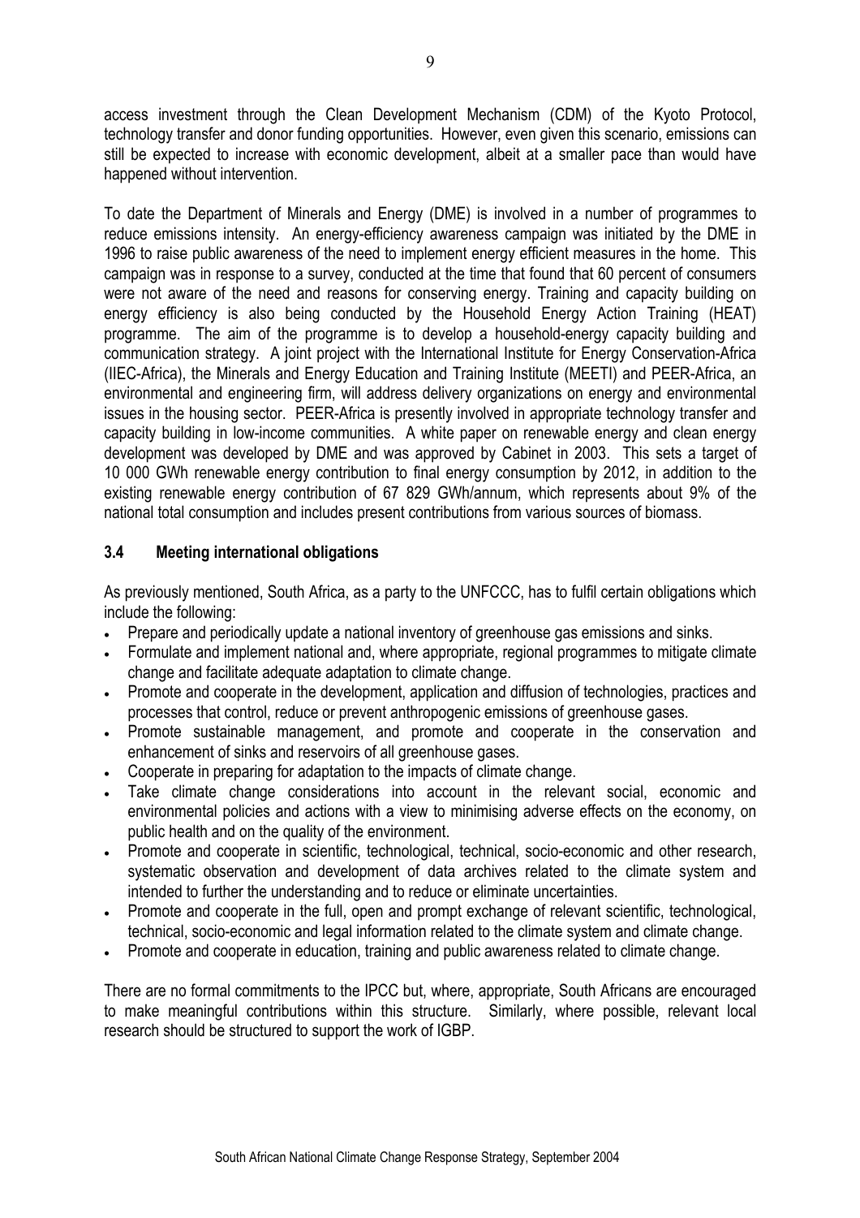access investment through the Clean Development Mechanism (CDM) of the Kyoto Protocol, technology transfer and donor funding opportunities. However, even given this scenario, emissions can still be expected to increase with economic development, albeit at a smaller pace than would have happened without intervention.

To date the Department of Minerals and Energy (DME) is involved in a number of programmes to reduce emissions intensity. An energy-efficiency awareness campaign was initiated by the DME in 1996 to raise public awareness of the need to implement energy efficient measures in the home. This campaign was in response to a survey, conducted at the time that found that 60 percent of consumers were not aware of the need and reasons for conserving energy. Training and capacity building on energy efficiency is also being conducted by the Household Energy Action Training (HEAT) programme. The aim of the programme is to develop a household-energy capacity building and communication strategy. A joint project with the International Institute for Energy Conservation-Africa (IIEC-Africa), the Minerals and Energy Education and Training Institute (MEETI) and PEER-Africa, an environmental and engineering firm, will address delivery organizations on energy and environmental issues in the housing sector. PEER-Africa is presently involved in appropriate technology transfer and capacity building in low-income communities. A white paper on renewable energy and clean energy development was developed by DME and was approved by Cabinet in 2003. This sets a target of 10 000 GWh renewable energy contribution to final energy consumption by 2012, in addition to the existing renewable energy contribution of 67 829 GWh/annum, which represents about 9% of the national total consumption and includes present contributions from various sources of biomass.

### 3.4 Meeting international obligations

As previously mentioned, South Africa, as a party to the UNFCCC, has to fulfil certain obligations which include the following:

- Prepare and periodically update a national inventory of greenhouse gas emissions and sinks.
- Formulate and implement national and, where appropriate, regional programmes to mitigate climate change and facilitate adequate adaptation to climate change.
- Promote and cooperate in the development, application and diffusion of technologies, practices and processes that control, reduce or prevent anthropogenic emissions of greenhouse gases.
- Promote sustainable management, and promote and cooperate in the conservation and enhancement of sinks and reservoirs of all greenhouse gases.
- Cooperate in preparing for adaptation to the impacts of climate change.
- Take climate change considerations into account in the relevant social, economic and environmental policies and actions with a view to minimising adverse effects on the economy, on public health and on the quality of the environment.
- Promote and cooperate in scientific, technological, technical, socio-economic and other research, systematic observation and development of data archives related to the climate system and intended to further the understanding and to reduce or eliminate uncertainties.
- Promote and cooperate in the full, open and prompt exchange of relevant scientific, technological, technical, socio-economic and legal information related to the climate system and climate change.
- Promote and cooperate in education, training and public awareness related to climate change.

There are no formal commitments to the IPCC but, where, appropriate, South Africans are encouraged to make meaningful contributions within this structure. Similarly, where possible, relevant local research should be structured to support the work of IGBP.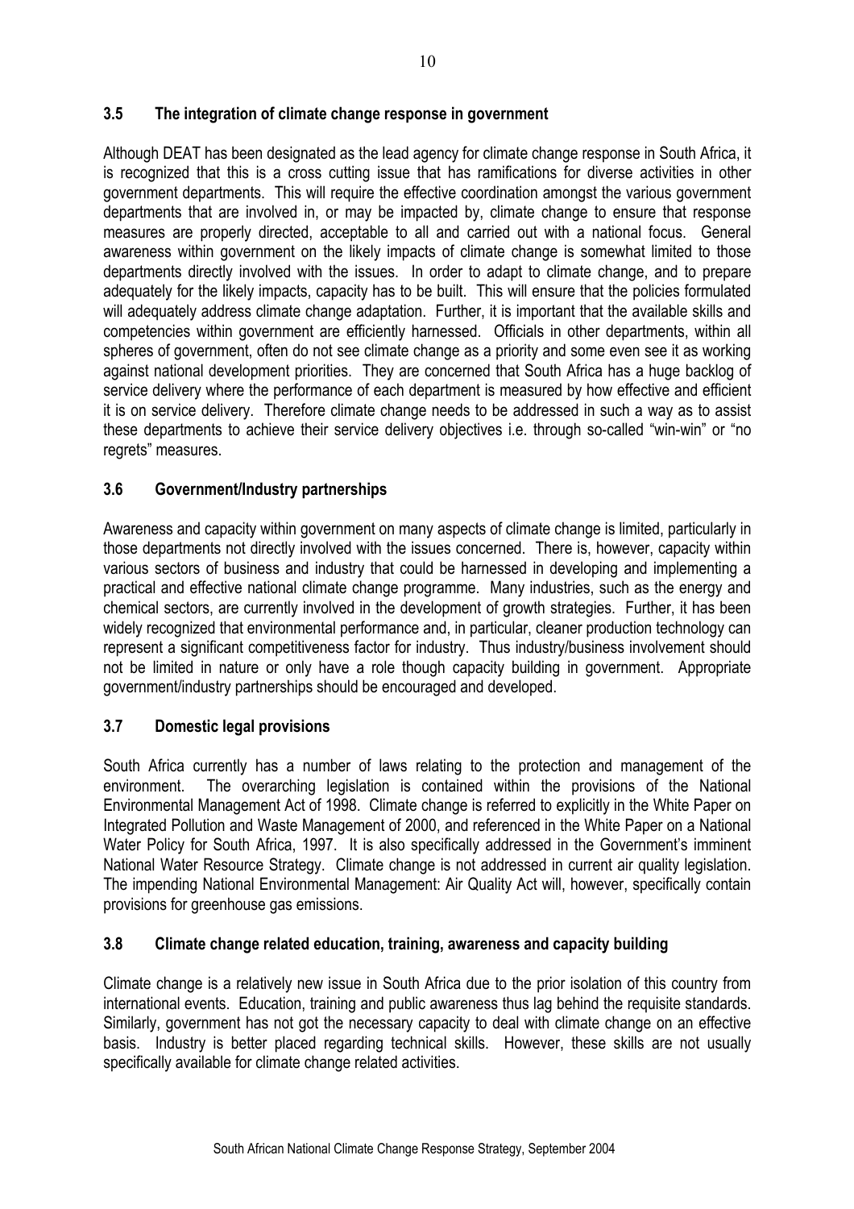### 3.5 The integration of climate change response in government

Although DEAT has been designated as the lead agency for climate change response in South Africa, it is recognized that this is a cross cutting issue that has ramifications for diverse activities in other government departments. This will require the effective coordination amongst the various government departments that are involved in, or may be impacted by, climate change to ensure that response measures are properly directed, acceptable to all and carried out with a national focus. General awareness within government on the likely impacts of climate change is somewhat limited to those departments directly involved with the issues. In order to adapt to climate change, and to prepare adequately for the likely impacts, capacity has to be built. This will ensure that the policies formulated will adequately address climate change adaptation. Further, it is important that the available skills and competencies within government are efficiently harnessed. Officials in other departments, within all spheres of government, often do not see climate change as a priority and some even see it as working against national development priorities. They are concerned that South Africa has a huge backlog of service delivery where the performance of each department is measured by how effective and efficient it is on service delivery. Therefore climate change needs to be addressed in such a way as to assist these departments to achieve their service delivery objectives i.e. through so-called "win-win" or "no regrets" measures.

### 3.6 Government/Industry partnerships

Awareness and capacity within government on many aspects of climate change is limited, particularly in those departments not directly involved with the issues concerned. There is, however, capacity within various sectors of business and industry that could be harnessed in developing and implementing a practical and effective national climate change programme. Many industries, such as the energy and chemical sectors, are currently involved in the development of growth strategies. Further, it has been widely recognized that environmental performance and, in particular, cleaner production technology can represent a significant competitiveness factor for industry. Thus industry/business involvement should not be limited in nature or only have a role though capacity building in government. Appropriate government/industry partnerships should be encouraged and developed.

### 3.7 Domestic legal provisions

South Africa currently has a number of laws relating to the protection and management of the environment. The overarching legislation is contained within the provisions of the National Environmental Management Act of 1998. Climate change is referred to explicitly in the White Paper on Integrated Pollution and Waste Management of 2000, and referenced in the White Paper on a National Water Policy for South Africa, 1997. It is also specifically addressed in the Government's imminent National Water Resource Strategy. Climate change is not addressed in current air quality legislation. The impending National Environmental Management: Air Quality Act will, however, specifically contain provisions for greenhouse gas emissions.

### 3.8 Climate change related education, training, awareness and capacity building

Climate change is a relatively new issue in South Africa due to the prior isolation of this country from international events. Education, training and public awareness thus lag behind the requisite standards. Similarly, government has not got the necessary capacity to deal with climate change on an effective basis. Industry is better placed regarding technical skills. However, these skills are not usually specifically available for climate change related activities.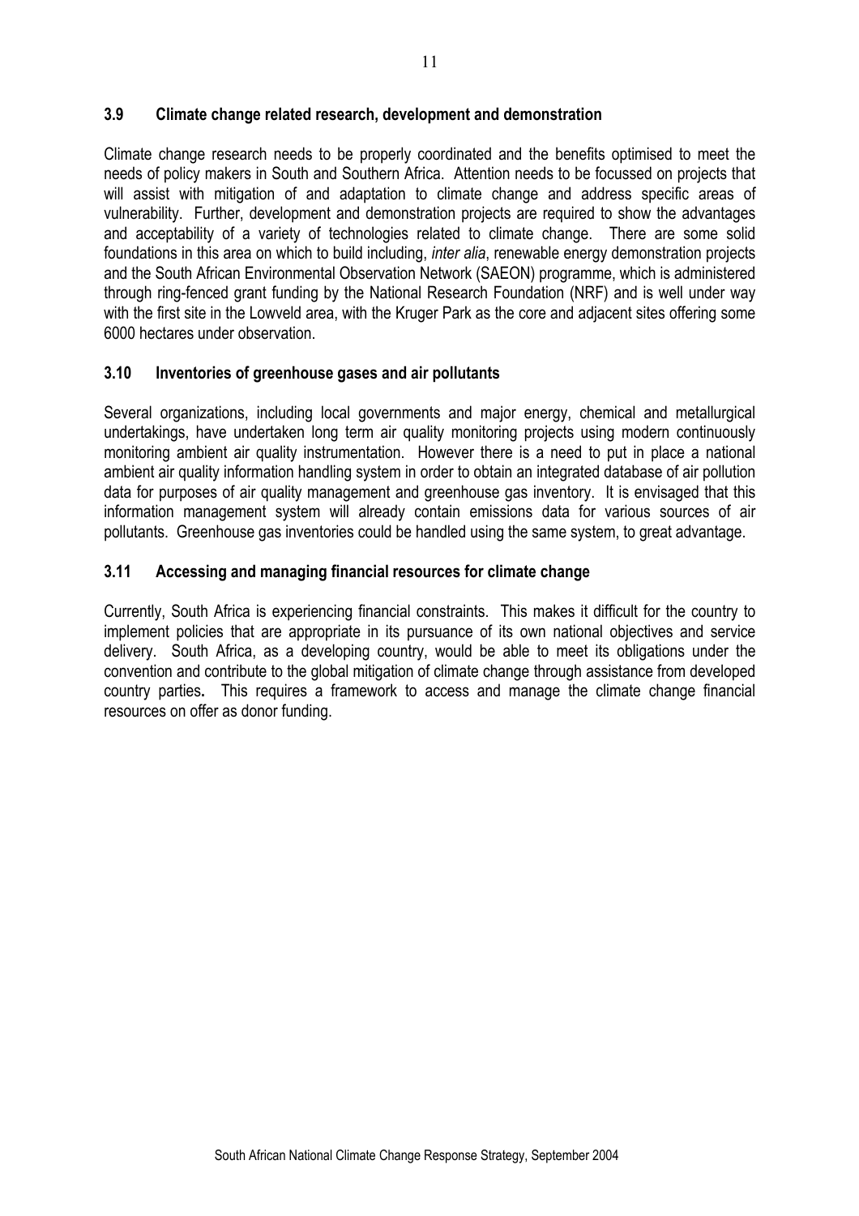### 3.9 Climate change related research, development and demonstration

Climate change research needs to be properly coordinated and the benefits optimised to meet the needs of policy makers in South and Southern Africa. Attention needs to be focussed on projects that will assist with mitigation of and adaptation to climate change and address specific areas of vulnerability. Further, development and demonstration projects are required to show the advantages and acceptability of a variety of technologies related to climate change. There are some solid foundations in this area on which to build including, *inter alia*, renewable energy demonstration projects and the South African Environmental Observation Network (SAEON) programme, which is administered through ring-fenced grant funding by the National Research Foundation (NRF) and is well under way with the first site in the Lowveld area, with the Kruger Park as the core and adjacent sites offering some 6000 hectares under observation.

### 3.10 Inventories of greenhouse gases and air pollutants

Several organizations, including local governments and major energy, chemical and metallurgical undertakings, have undertaken long term air quality monitoring projects using modern continuously monitoring ambient air quality instrumentation. However there is a need to put in place a national ambient air quality information handling system in order to obtain an integrated database of air pollution data for purposes of air quality management and greenhouse gas inventory. It is envisaged that this information management system will already contain emissions data for various sources of air pollutants. Greenhouse gas inventories could be handled using the same system, to great advantage.

### 3.11 Accessing and managing financial resources for climate change

Currently, South Africa is experiencing financial constraints. This makes it difficult for the country to implement policies that are appropriate in its pursuance of its own national objectives and service delivery. South Africa, as a developing country, would be able to meet its obligations under the convention and contribute to the global mitigation of climate change through assistance from developed country parties**.** This requires a framework to access and manage the climate change financial resources on offer as donor funding.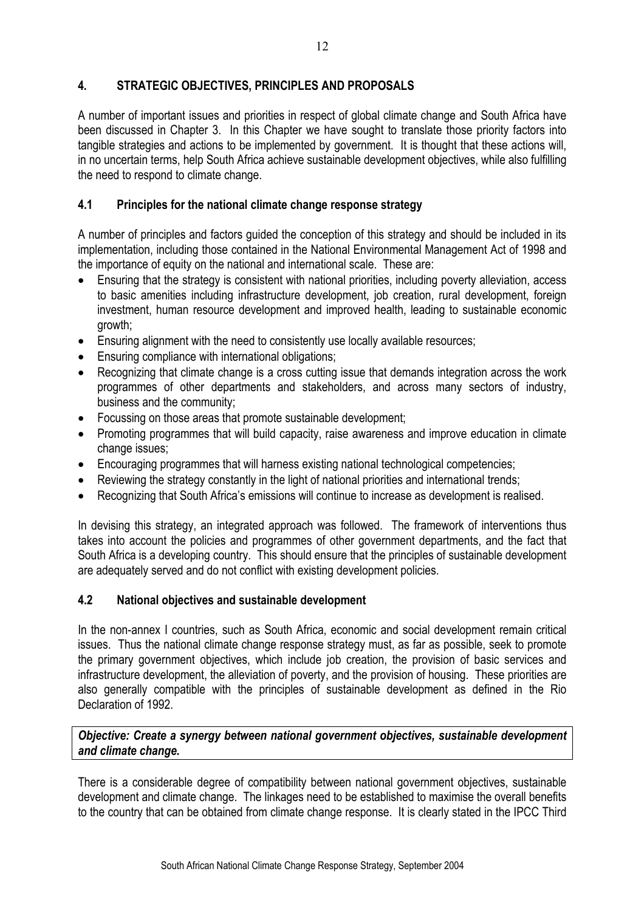## 4. STRATEGIC OBJECTIVES, PRINCIPLES AND PROPOSALS

A number of important issues and priorities in respect of global climate change and South Africa have been discussed in Chapter 3. In this Chapter we have sought to translate those priority factors into tangible strategies and actions to be implemented by government. It is thought that these actions will, in no uncertain terms, help South Africa achieve sustainable development objectives, while also fulfilling the need to respond to climate change.

### 4.1 Principles for the national climate change response strategy

A number of principles and factors guided the conception of this strategy and should be included in its implementation, including those contained in the National Environmental Management Act of 1998 and the importance of equity on the national and international scale. These are:

- Ensuring that the strategy is consistent with national priorities, including poverty alleviation, access to basic amenities including infrastructure development, job creation, rural development, foreign investment, human resource development and improved health, leading to sustainable economic growth;
- Ensuring alignment with the need to consistently use locally available resources;
- Ensuring compliance with international obligations;
- Recognizing that climate change is a cross cutting issue that demands integration across the work programmes of other departments and stakeholders, and across many sectors of industry, business and the community;
- Focussing on those areas that promote sustainable development;
- Promoting programmes that will build capacity, raise awareness and improve education in climate change issues;
- Encouraging programmes that will harness existing national technological competencies;
- Reviewing the strategy constantly in the light of national priorities and international trends;
- Recognizing that South Africa's emissions will continue to increase as development is realised.

In devising this strategy, an integrated approach was followed. The framework of interventions thus takes into account the policies and programmes of other government departments, and the fact that South Africa is a developing country. This should ensure that the principles of sustainable development are adequately served and do not conflict with existing development policies.

### 4.2 National objectives and sustainable development

In the non-annex I countries, such as South Africa, economic and social development remain critical issues. Thus the national climate change response strategy must, as far as possible, seek to promote the primary government objectives, which include job creation, the provision of basic services and infrastructure development, the alleviation of poverty, and the provision of housing. These priorities are also generally compatible with the principles of sustainable development as defined in the Rio Declaration of 1992.

***Objective: Create a synergy between national government objectives, sustainable development and climate change.***

There is a considerable degree of compatibility between national government objectives, sustainable development and climate change. The linkages need to be established to maximise the overall benefits to the country that can be obtained from climate change response. It is clearly stated in the IPCC Third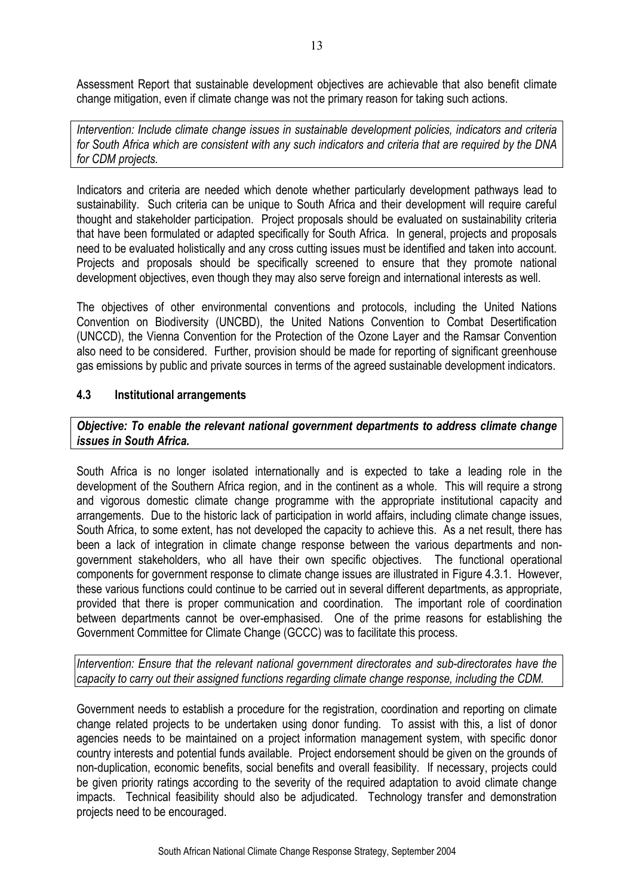Assessment Report that sustainable development objectives are achievable that also benefit climate change mitigation, even if climate change was not the primary reason for taking such actions.

*Intervention: Include climate change issues in sustainable development policies, indicators and criteria for South Africa which are consistent with any such indicators and criteria that are required by the DNA for CDM projects.*

Indicators and criteria are needed which denote whether particularly development pathways lead to sustainability. Such criteria can be unique to South Africa and their development will require careful thought and stakeholder participation. Project proposals should be evaluated on sustainability criteria that have been formulated or adapted specifically for South Africa. In general, projects and proposals need to be evaluated holistically and any cross cutting issues must be identified and taken into account. Projects and proposals should be specifically screened to ensure that they promote national development objectives, even though they may also serve foreign and international interests as well.

The objectives of other environmental conventions and protocols, including the United Nations Convention on Biodiversity (UNCBD), the United Nations Convention to Combat Desertification (UNCCD), the Vienna Convention for the Protection of the Ozone Layer and the Ramsar Convention also need to be considered. Further, provision should be made for reporting of significant greenhouse gas emissions by public and private sources in terms of the agreed sustainable development indicators.

### 4.3 Institutional arrangements

***Objective: To enable the relevant national government departments to address climate change issues in South Africa.***

South Africa is no longer isolated internationally and is expected to take a leading role in the development of the Southern Africa region, and in the continent as a whole. This will require a strong and vigorous domestic climate change programme with the appropriate institutional capacity and arrangements. Due to the historic lack of participation in world affairs, including climate change issues, South Africa, to some extent, has not developed the capacity to achieve this. As a net result, there has been a lack of integration in climate change response between the various departments and non-government stakeholders, who all have their own specific objectives. The functional operational components for government response to climate change issues are illustrated in Figure 4.3.1. However, these various functions could continue to be carried out in several different departments, as appropriate, provided that there is proper communication and coordination. The important role of coordination between departments cannot be over-emphasised. One of the prime reasons for establishing the Government Committee for Climate Change (GCCC) was to facilitate this process.

*Intervention: Ensure that the relevant national government directorates and sub-directorates have the capacity to carry out their assigned functions regarding climate change response, including the CDM.*

Government needs to establish a procedure for the registration, coordination and reporting on climate change related projects to be undertaken using donor funding. To assist with this, a list of donor agencies needs to be maintained on a project information management system, with specific donor country interests and potential funds available. Project endorsement should be given on the grounds of non-duplication, economic benefits, social benefits and overall feasibility. If necessary, projects could be given priority ratings according to the severity of the required adaptation to avoid climate change impacts. Technical feasibility should also be adjudicated. Technology transfer and demonstration projects need to be encouraged.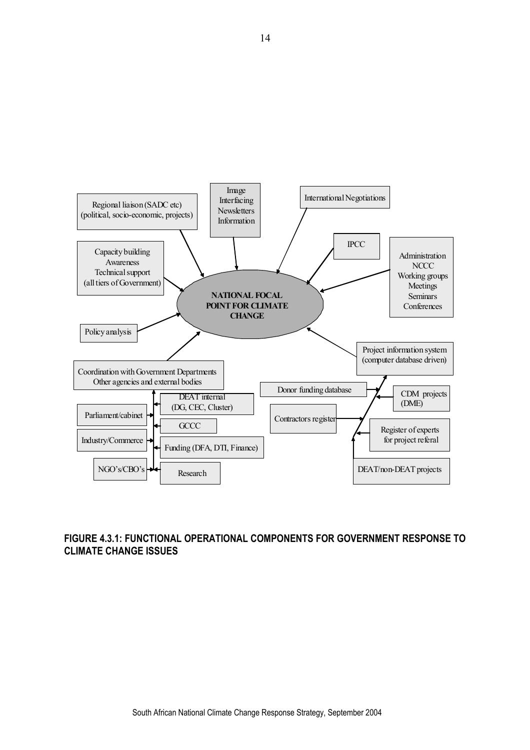Regional liaison (SADC etc) (political, socio-economic, projects)

Image
Interfacing
Newsletters
Information

International Negotiations

IPCC

Capacity building
Awareness
Technical support
(all tiers of Government)

Administration
NCCC
Working groups
Meetings
Seminars
Conferences

**NATIONAL FOCAL POINT FOR CLIMATE CHANGE**

Policy analysis

Project information system (computer database driven)

Coordination with Government Departments
Other agencies and external bodies

Donor funding database

DEAT internal (DG, CEC, Cluster)

CDM projects (DME)

Parliament/cabinet

Contractors register

GCCC

Register of experts for project referal

Industry/Commerce

Funding (DFA, DTI, Finance)

NGO's/CBO's

Research

DEAT/non-DEAT projects

**FIGURE 4.3.1: FUNCTIONAL OPERATIONAL COMPONENTS FOR GOVERNMENT RESPONSE TO CLIMATE CHANGE ISSUES**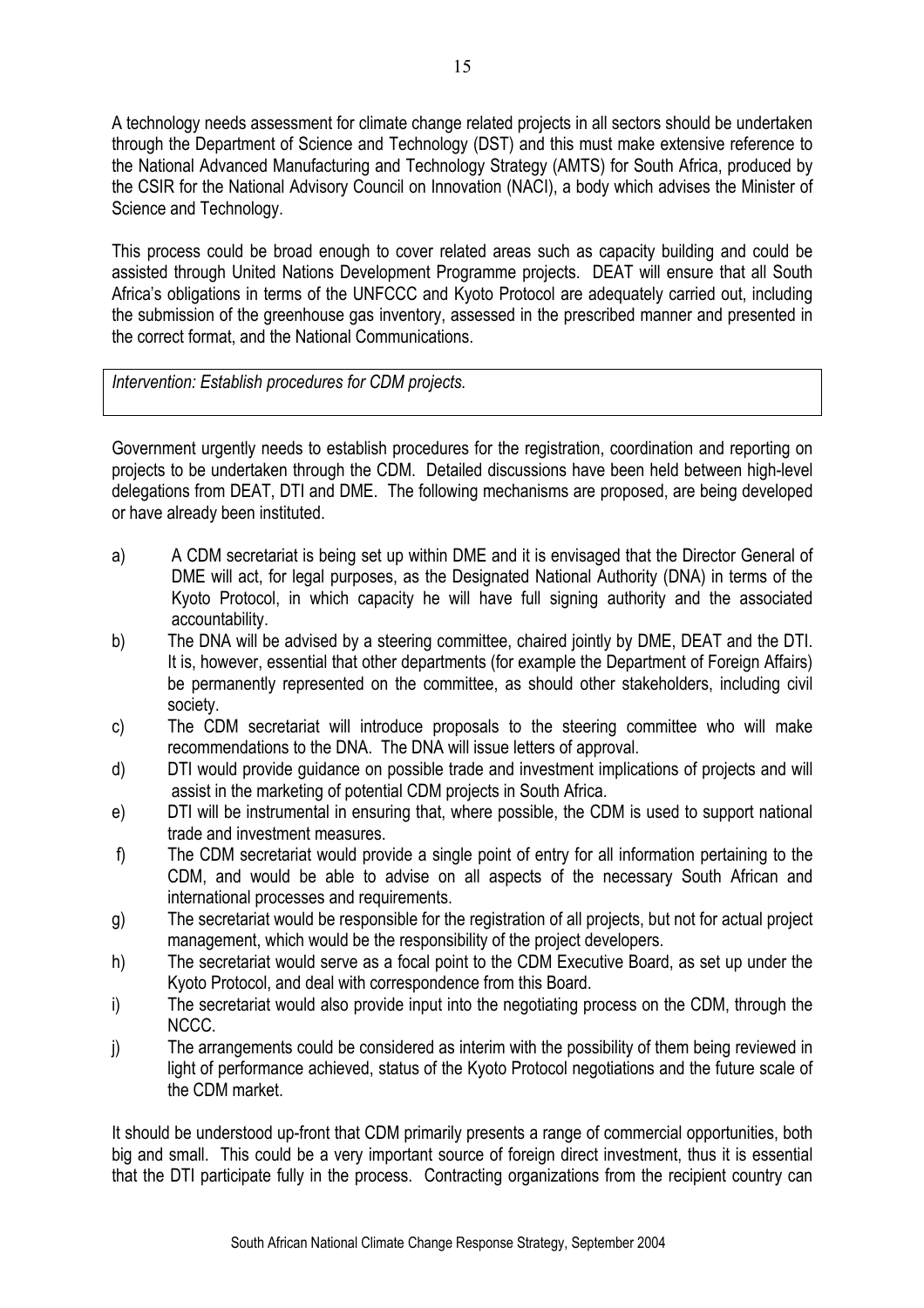A technology needs assessment for climate change related projects in all sectors should be undertaken through the Department of Science and Technology (DST) and this must make extensive reference to the National Advanced Manufacturing and Technology Strategy (AMTS) for South Africa, produced by the CSIR for the National Advisory Council on Innovation (NACI), a body which advises the Minister of Science and Technology.

This process could be broad enough to cover related areas such as capacity building and could be assisted through United Nations Development Programme projects. DEAT will ensure that all South Africa's obligations in terms of the UNFCCC and Kyoto Protocol are adequately carried out, including the submission of the greenhouse gas inventory, assessed in the prescribed manner and presented in the correct format, and the National Communications.

*Intervention: Establish procedures for CDM projects.*

Government urgently needs to establish procedures for the registration, coordination and reporting on projects to be undertaken through the CDM. Detailed discussions have been held between high-level delegations from DEAT, DTI and DME. The following mechanisms are proposed, are being developed or have already been instituted.

a) A CDM secretariat is being set up within DME and it is envisaged that the Director General of DME will act, for legal purposes, as the Designated National Authority (DNA) in terms of the Kyoto Protocol, in which capacity he will have full signing authority and the associated accountability.
b) The DNA will be advised by a steering committee, chaired jointly by DME, DEAT and the DTI. It is, however, essential that other departments (for example the Department of Foreign Affairs) be permanently represented on the committee, as should other stakeholders, including civil society.
c) The CDM secretariat will introduce proposals to the steering committee who will make recommendations to the DNA. The DNA will issue letters of approval.
d) DTI would provide guidance on possible trade and investment implications of projects and will assist in the marketing of potential CDM projects in South Africa.
e) DTI will be instrumental in ensuring that, where possible, the CDM is used to support national trade and investment measures.
f) The CDM secretariat would provide a single point of entry for all information pertaining to the CDM, and would be able to advise on all aspects of the necessary South African and international processes and requirements.
g) The secretariat would be responsible for the registration of all projects, but not for actual project management, which would be the responsibility of the project developers.
h) The secretariat would serve as a focal point to the CDM Executive Board, as set up under the Kyoto Protocol, and deal with correspondence from this Board.
i) The secretariat would also provide input into the negotiating process on the CDM, through the NCCC.
j) The arrangements could be considered as interim with the possibility of them being reviewed in light of performance achieved, status of the Kyoto Protocol negotiations and the future scale of the CDM market.

It should be understood up-front that CDM primarily presents a range of commercial opportunities, both big and small. This could be a very important source of foreign direct investment, thus it is essential that the DTI participate fully in the process. Contracting organizations from the recipient country can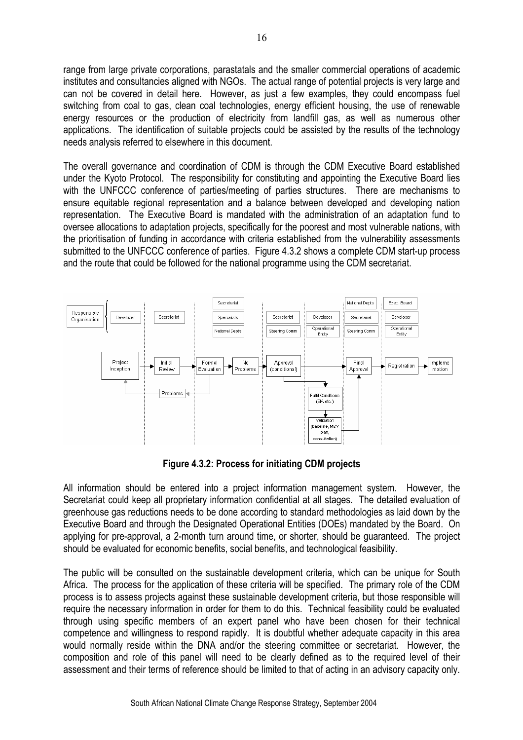range from large private corporations, parastatals and the smaller commercial operations of academic institutes and consultancies aligned with NGOs. The actual range of potential projects is very large and can not be covered in detail here. However, as just a few examples, they could encompass fuel switching from coal to gas, clean coal technologies, energy efficient housing, the use of renewable energy resources or the production of electricity from landfill gas, as well as numerous other applications. The identification of suitable projects could be assisted by the results of the technology needs analysis referred to elsewhere in this document.

The overall governance and coordination of CDM is through the CDM Executive Board established under the Kyoto Protocol. The responsibility for constituting and appointing the Executive Board lies with the UNFCCC conference of parties/meeting of parties structures. There are mechanisms to ensure equitable regional representation and a balance between developed and developing nation representation. The Executive Board is mandated with the administration of an adaptation fund to oversee allocations to adaptation projects, specifically for the poorest and most vulnerable nations, with the prioritisation of funding in accordance with criteria established from the vulnerability assessments submitted to the UNFCCC conference of parties. Figure 4.3.2 shows a complete CDM start-up process and the route that could be followed for the national programme using the CDM secretariat.

**Figure 4.3.2: Process for initiating CDM projects**

All information should be entered into a project information management system. However, the Secretariat could keep all proprietary information confidential at all stages. The detailed evaluation of greenhouse gas reductions needs to be done according to standard methodologies as laid down by the Executive Board and through the Designated Operational Entities (DOEs) mandated by the Board. On applying for pre-approval, a 2-month turn around time, or shorter, should be guaranteed. The project should be evaluated for economic benefits, social benefits, and technological feasibility.

The public will be consulted on the sustainable development criteria, which can be unique for South Africa. The process for the application of these criteria will be specified. The primary role of the CDM process is to assess projects against these sustainable development criteria, but those responsible will require the necessary information in order for them to do this. Technical feasibility could be evaluated through using specific members of an expert panel who have been chosen for their technical competence and willingness to respond rapidly. It is doubtful whether adequate capacity in this area would normally reside within the DNA and/or the steering committee or secretariat. However, the composition and role of this panel will need to be clearly defined as to the required level of their assessment and their terms of reference should be limited to that of acting in an advisory capacity only.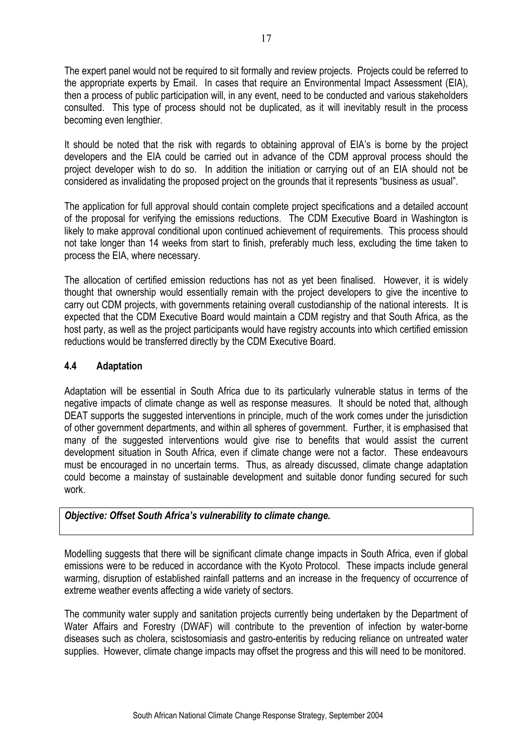The expert panel would not be required to sit formally and review projects. Projects could be referred to the appropriate experts by Email. In cases that require an Environmental Impact Assessment (EIA), then a process of public participation will, in any event, need to be conducted and various stakeholders consulted. This type of process should not be duplicated, as it will inevitably result in the process becoming even lengthier.

It should be noted that the risk with regards to obtaining approval of EIA's is borne by the project developers and the EIA could be carried out in advance of the CDM approval process should the project developer wish to do so. In addition the initiation or carrying out of an EIA should not be considered as invalidating the proposed project on the grounds that it represents "business as usual".

The application for full approval should contain complete project specifications and a detailed account of the proposal for verifying the emissions reductions. The CDM Executive Board in Washington is likely to make approval conditional upon continued achievement of requirements. This process should not take longer than 14 weeks from start to finish, preferably much less, excluding the time taken to process the EIA, where necessary.

The allocation of certified emission reductions has not as yet been finalised. However, it is widely thought that ownership would essentially remain with the project developers to give the incentive to carry out CDM projects, with governments retaining overall custodianship of the national interests. It is expected that the CDM Executive Board would maintain a CDM registry and that South Africa, as the host party, as well as the project participants would have registry accounts into which certified emission reductions would be transferred directly by the CDM Executive Board.

### 4.4 Adaptation

Adaptation will be essential in South Africa due to its particularly vulnerable status in terms of the negative impacts of climate change as well as response measures. It should be noted that, although DEAT supports the suggested interventions in principle, much of the work comes under the jurisdiction of other government departments, and within all spheres of government. Further, it is emphasised that many of the suggested interventions would give rise to benefits that would assist the current development situation in South Africa, even if climate change were not a factor. These endeavours must be encouraged in no uncertain terms. Thus, as already discussed, climate change adaptation could become a mainstay of sustainable development and suitable donor funding secured for such work.

***Objective: Offset South Africa's vulnerability to climate change.***

Modelling suggests that there will be significant climate change impacts in South Africa, even if global emissions were to be reduced in accordance with the Kyoto Protocol. These impacts include general warming, disruption of established rainfall patterns and an increase in the frequency of occurrence of extreme weather events affecting a wide variety of sectors.

The community water supply and sanitation projects currently being undertaken by the Department of Water Affairs and Forestry (DWAF) will contribute to the prevention of infection by water-borne diseases such as cholera, scistosomiasis and gastro-enteritis by reducing reliance on untreated water supplies. However, climate change impacts may offset the progress and this will need to be monitored.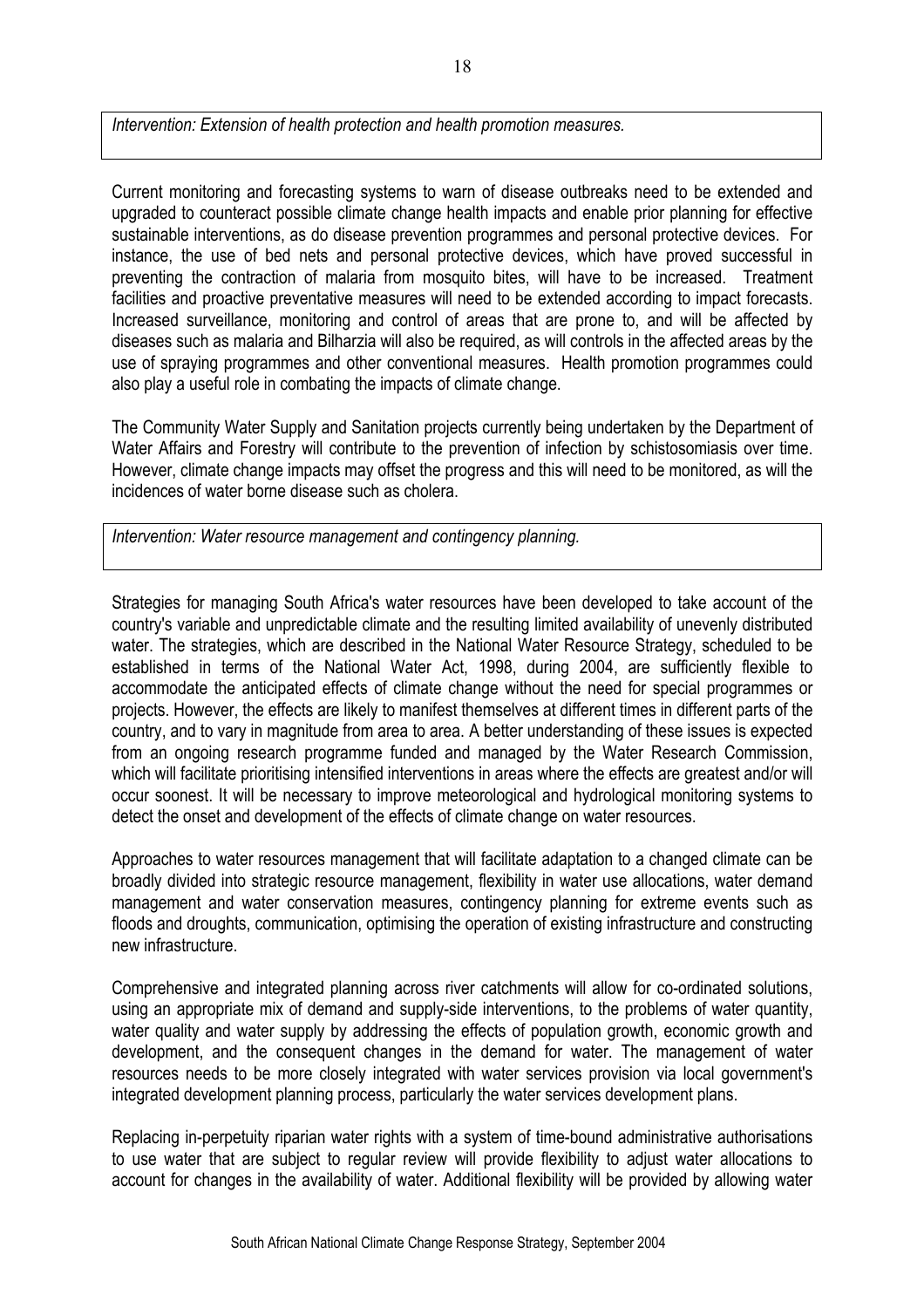*Intervention: Extension of health protection and health promotion measures.*

Current monitoring and forecasting systems to warn of disease outbreaks need to be extended and upgraded to counteract possible climate change health impacts and enable prior planning for effective sustainable interventions, as do disease prevention programmes and personal protective devices. For instance, the use of bed nets and personal protective devices, which have proved successful in preventing the contraction of malaria from mosquito bites, will have to be increased. Treatment facilities and proactive preventative measures will need to be extended according to impact forecasts. Increased surveillance, monitoring and control of areas that are prone to, and will be affected by diseases such as malaria and Bilharzia will also be required, as will controls in the affected areas by the use of spraying programmes and other conventional measures. Health promotion programmes could also play a useful role in combating the impacts of climate change.

The Community Water Supply and Sanitation projects currently being undertaken by the Department of Water Affairs and Forestry will contribute to the prevention of infection by schistosomiasis over time. However, climate change impacts may offset the progress and this will need to be monitored, as will the incidences of water borne disease such as cholera.

*Intervention: Water resource management and contingency planning.*

Strategies for managing South Africa's water resources have been developed to take account of the country's variable and unpredictable climate and the resulting limited availability of unevenly distributed water. The strategies, which are described in the National Water Resource Strategy, scheduled to be established in terms of the National Water Act, 1998, during 2004, are sufficiently flexible to accommodate the anticipated effects of climate change without the need for special programmes or projects. However, the effects are likely to manifest themselves at different times in different parts of the country, and to vary in magnitude from area to area. A better understanding of these issues is expected from an ongoing research programme funded and managed by the Water Research Commission, which will facilitate prioritising intensified interventions in areas where the effects are greatest and/or will occur soonest. It will be necessary to improve meteorological and hydrological monitoring systems to detect the onset and development of the effects of climate change on water resources.

Approaches to water resources management that will facilitate adaptation to a changed climate can be broadly divided into strategic resource management, flexibility in water use allocations, water demand management and water conservation measures, contingency planning for extreme events such as floods and droughts, communication, optimising the operation of existing infrastructure and constructing new infrastructure.

Comprehensive and integrated planning across river catchments will allow for co-ordinated solutions, using an appropriate mix of demand and supply-side interventions, to the problems of water quantity, water quality and water supply by addressing the effects of population growth, economic growth and development, and the consequent changes in the demand for water. The management of water resources needs to be more closely integrated with water services provision via local government's integrated development planning process, particularly the water services development plans.

Replacing in-perpetuity riparian water rights with a system of time-bound administrative authorisations to use water that are subject to regular review will provide flexibility to adjust water allocations to account for changes in the availability of water. Additional flexibility will be provided by allowing water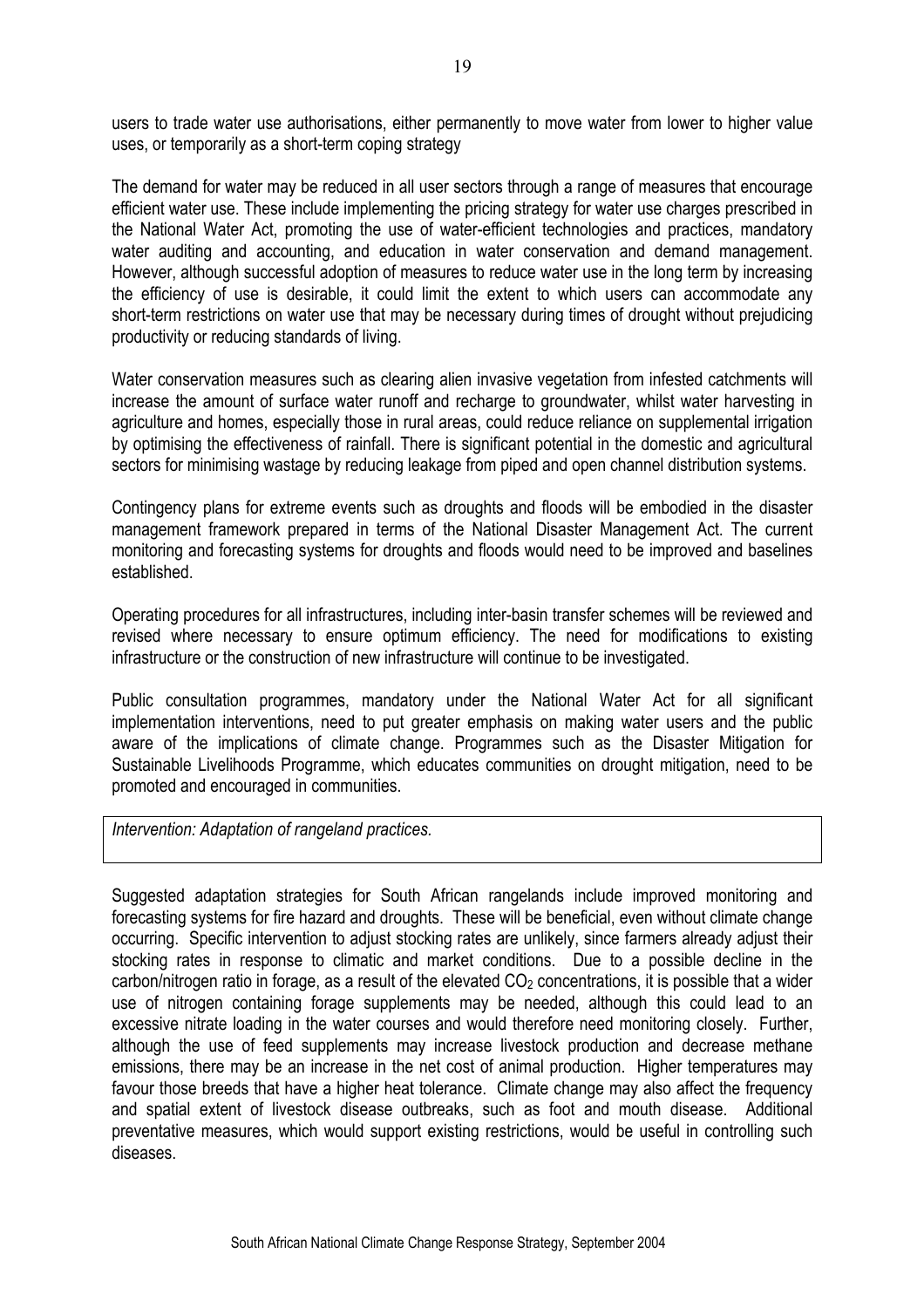users to trade water use authorisations, either permanently to move water from lower to higher value uses, or temporarily as a short-term coping strategy

The demand for water may be reduced in all user sectors through a range of measures that encourage efficient water use. These include implementing the pricing strategy for water use charges prescribed in the National Water Act, promoting the use of water-efficient technologies and practices, mandatory water auditing and accounting, and education in water conservation and demand management. However, although successful adoption of measures to reduce water use in the long term by increasing the efficiency of use is desirable, it could limit the extent to which users can accommodate any short-term restrictions on water use that may be necessary during times of drought without prejudicing productivity or reducing standards of living.

Water conservation measures such as clearing alien invasive vegetation from infested catchments will increase the amount of surface water runoff and recharge to groundwater, whilst water harvesting in agriculture and homes, especially those in rural areas, could reduce reliance on supplemental irrigation by optimising the effectiveness of rainfall. There is significant potential in the domestic and agricultural sectors for minimising wastage by reducing leakage from piped and open channel distribution systems.

Contingency plans for extreme events such as droughts and floods will be embodied in the disaster management framework prepared in terms of the National Disaster Management Act. The current monitoring and forecasting systems for droughts and floods would need to be improved and baselines established.

Operating procedures for all infrastructures, including inter-basin transfer schemes will be reviewed and revised where necessary to ensure optimum efficiency. The need for modifications to existing infrastructure or the construction of new infrastructure will continue to be investigated.

Public consultation programmes, mandatory under the National Water Act for all significant implementation interventions, need to put greater emphasis on making water users and the public aware of the implications of climate change. Programmes such as the Disaster Mitigation for Sustainable Livelihoods Programme, which educates communities on drought mitigation, need to be promoted and encouraged in communities.

*Intervention: Adaptation of rangeland practices.*

Suggested adaptation strategies for South African rangelands include improved monitoring and forecasting systems for fire hazard and droughts. These will be beneficial, even without climate change occurring. Specific intervention to adjust stocking rates are unlikely, since farmers already adjust their stocking rates in response to climatic and market conditions. Due to a possible decline in the carbon/nitrogen ratio in forage, as a result of the elevated $CO_2$ concentrations, it is possible that a wider use of nitrogen containing forage supplements may be needed, although this could lead to an excessive nitrate loading in the water courses and would therefore need monitoring closely. Further, although the use of feed supplements may increase livestock production and decrease methane emissions, there may be an increase in the net cost of animal production. Higher temperatures may favour those breeds that have a higher heat tolerance. Climate change may also affect the frequency and spatial extent of livestock disease outbreaks, such as foot and mouth disease. Additional preventative measures, which would support existing restrictions, would be useful in controlling such diseases.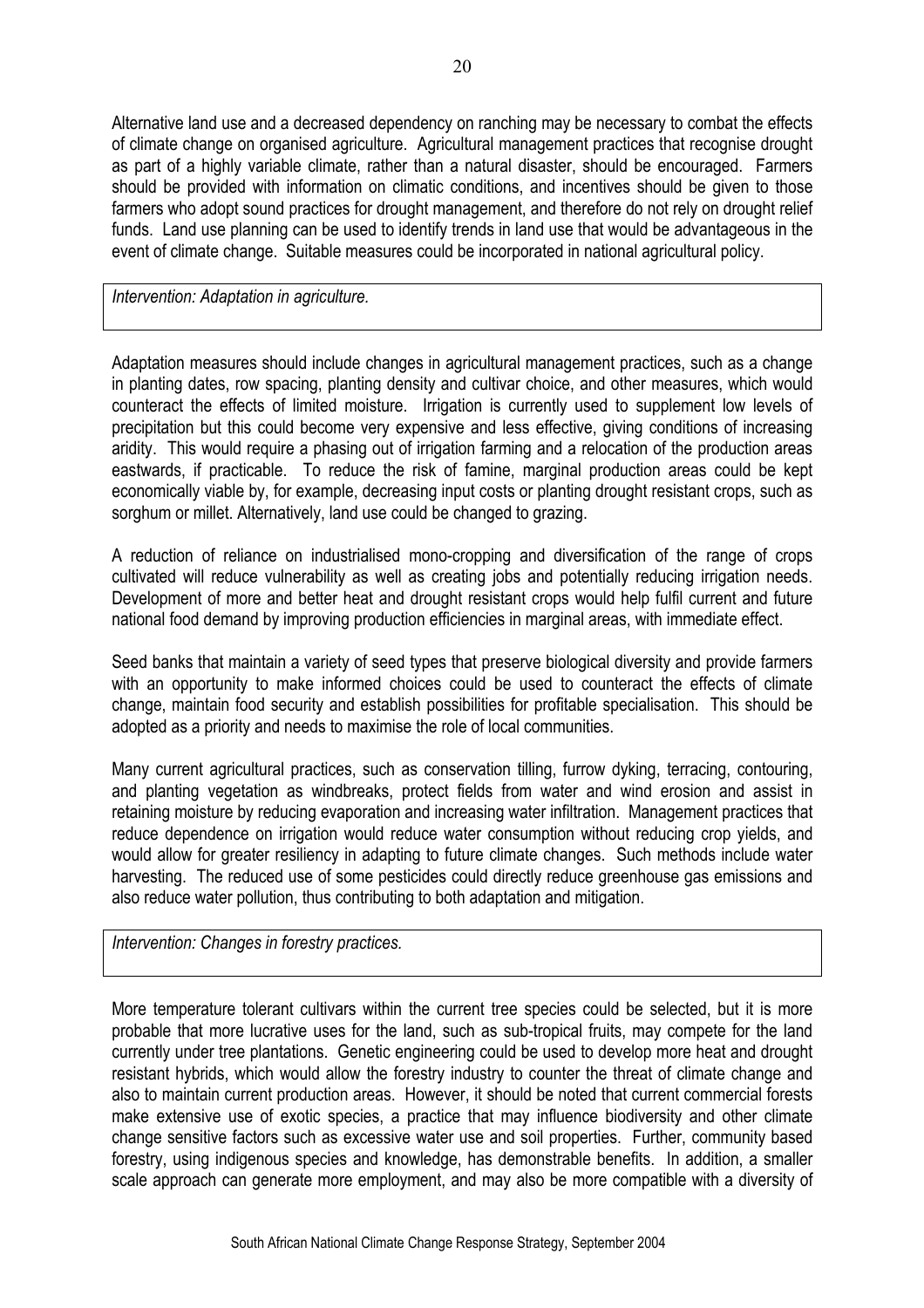Alternative land use and a decreased dependency on ranching may be necessary to combat the effects of climate change on organised agriculture. Agricultural management practices that recognise drought as part of a highly variable climate, rather than a natural disaster, should be encouraged. Farmers should be provided with information on climatic conditions, and incentives should be given to those farmers who adopt sound practices for drought management, and therefore do not rely on drought relief funds. Land use planning can be used to identify trends in land use that would be advantageous in the event of climate change. Suitable measures could be incorporated in national agricultural policy.

*Intervention: Adaptation in agriculture.*

Adaptation measures should include changes in agricultural management practices, such as a change in planting dates, row spacing, planting density and cultivar choice, and other measures, which would counteract the effects of limited moisture. Irrigation is currently used to supplement low levels of precipitation but this could become very expensive and less effective, giving conditions of increasing aridity. This would require a phasing out of irrigation farming and a relocation of the production areas eastwards, if practicable. To reduce the risk of famine, marginal production areas could be kept economically viable by, for example, decreasing input costs or planting drought resistant crops, such as sorghum or millet. Alternatively, land use could be changed to grazing.

A reduction of reliance on industrialised mono-cropping and diversification of the range of crops cultivated will reduce vulnerability as well as creating jobs and potentially reducing irrigation needs. Development of more and better heat and drought resistant crops would help fulfil current and future national food demand by improving production efficiencies in marginal areas, with immediate effect.

Seed banks that maintain a variety of seed types that preserve biological diversity and provide farmers with an opportunity to make informed choices could be used to counteract the effects of climate change, maintain food security and establish possibilities for profitable specialisation. This should be adopted as a priority and needs to maximise the role of local communities.

Many current agricultural practices, such as conservation tilling, furrow dyking, terracing, contouring, and planting vegetation as windbreaks, protect fields from water and wind erosion and assist in retaining moisture by reducing evaporation and increasing water infiltration. Management practices that reduce dependence on irrigation would reduce water consumption without reducing crop yields, and would allow for greater resiliency in adapting to future climate changes. Such methods include water harvesting. The reduced use of some pesticides could directly reduce greenhouse gas emissions and also reduce water pollution, thus contributing to both adaptation and mitigation.

*Intervention: Changes in forestry practices.*

More temperature tolerant cultivars within the current tree species could be selected, but it is more probable that more lucrative uses for the land, such as sub-tropical fruits, may compete for the land currently under tree plantations. Genetic engineering could be used to develop more heat and drought resistant hybrids, which would allow the forestry industry to counter the threat of climate change and also to maintain current production areas. However, it should be noted that current commercial forests make extensive use of exotic species, a practice that may influence biodiversity and other climate change sensitive factors such as excessive water use and soil properties. Further, community based forestry, using indigenous species and knowledge, has demonstrable benefits. In addition, a smaller scale approach can generate more employment, and may also be more compatible with a diversity of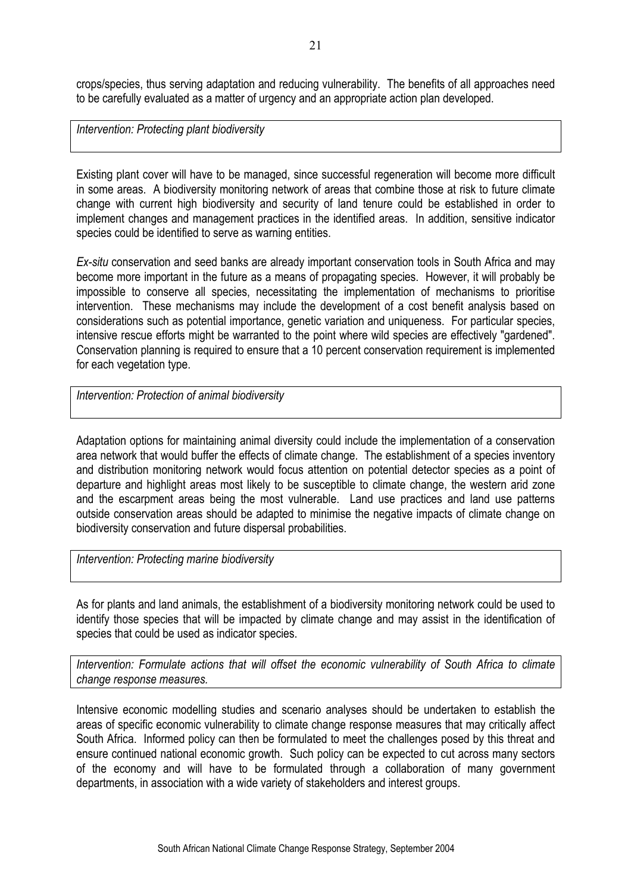crops/species, thus serving adaptation and reducing vulnerability. The benefits of all approaches need to be carefully evaluated as a matter of urgency and an appropriate action plan developed.

*Intervention: Protecting plant biodiversity*

Existing plant cover will have to be managed, since successful regeneration will become more difficult in some areas. A biodiversity monitoring network of areas that combine those at risk to future climate change with current high biodiversity and security of land tenure could be established in order to implement changes and management practices in the identified areas. In addition, sensitive indicator species could be identified to serve as warning entities.

*Ex-situ* conservation and seed banks are already important conservation tools in South Africa and may become more important in the future as a means of propagating species. However, it will probably be impossible to conserve all species, necessitating the implementation of mechanisms to prioritise intervention. These mechanisms may include the development of a cost benefit analysis based on considerations such as potential importance, genetic variation and uniqueness. For particular species, intensive rescue efforts might be warranted to the point where wild species are effectively "gardened". Conservation planning is required to ensure that a 10 percent conservation requirement is implemented for each vegetation type.

*Intervention: Protection of animal biodiversity*

Adaptation options for maintaining animal diversity could include the implementation of a conservation area network that would buffer the effects of climate change. The establishment of a species inventory and distribution monitoring network would focus attention on potential detector species as a point of departure and highlight areas most likely to be susceptible to climate change, the western arid zone and the escarpment areas being the most vulnerable. Land use practices and land use patterns outside conservation areas should be adapted to minimise the negative impacts of climate change on biodiversity conservation and future dispersal probabilities.

*Intervention: Protecting marine biodiversity*

As for plants and land animals, the establishment of a biodiversity monitoring network could be used to identify those species that will be impacted by climate change and may assist in the identification of species that could be used as indicator species.

*Intervention: Formulate actions that will offset the economic vulnerability of South Africa to climate change response measures.*

Intensive economic modelling studies and scenario analyses should be undertaken to establish the areas of specific economic vulnerability to climate change response measures that may critically affect South Africa. Informed policy can then be formulated to meet the challenges posed by this threat and ensure continued national economic growth. Such policy can be expected to cut across many sectors of the economy and will have to be formulated through a collaboration of many government departments, in association with a wide variety of stakeholders and interest groups.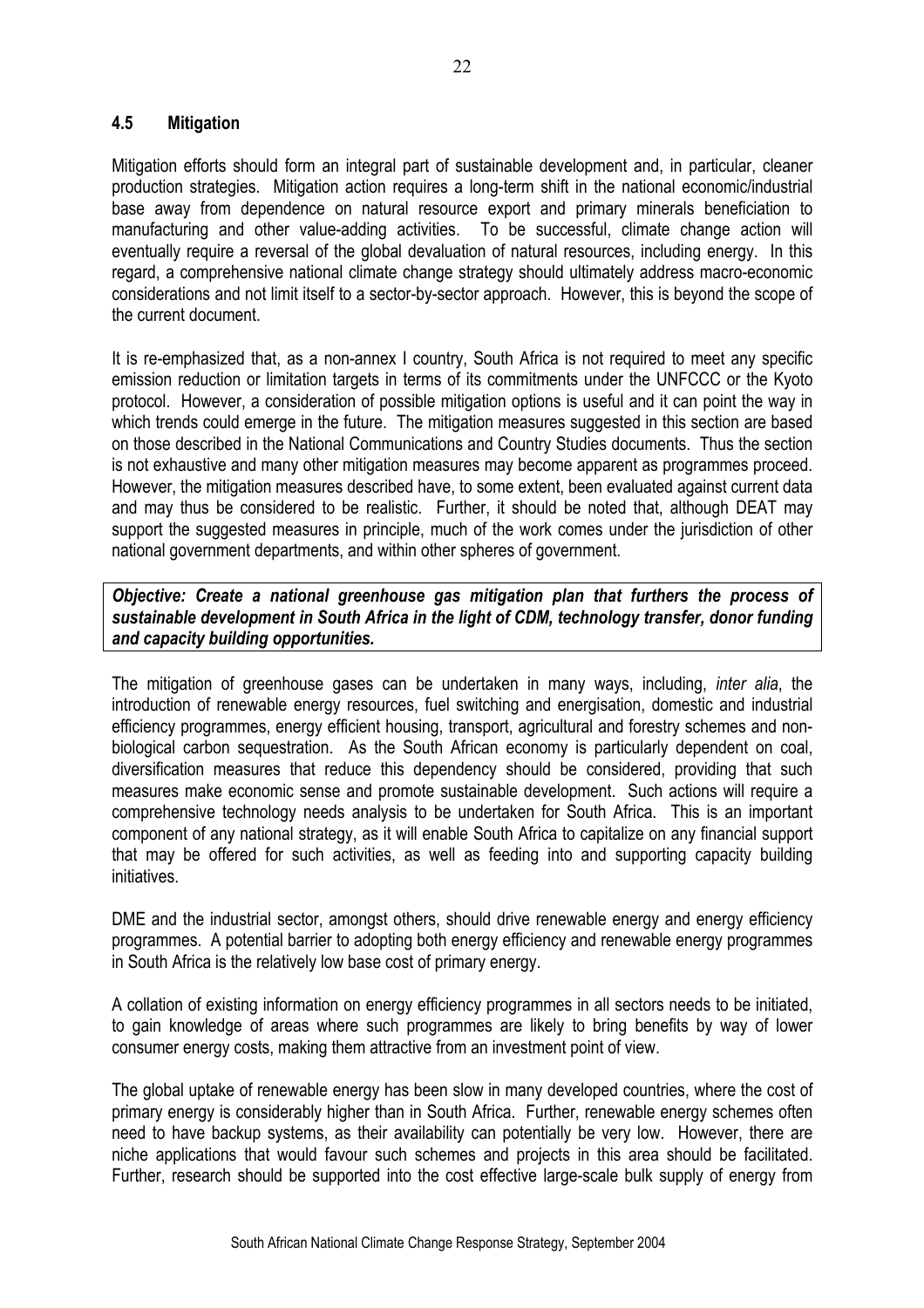### 4.5 Mitigation

Mitigation efforts should form an integral part of sustainable development and, in particular, cleaner production strategies. Mitigation action requires a long-term shift in the national economic/industrial base away from dependence on natural resource export and primary minerals beneficiation to manufacturing and other value-adding activities. To be successful, climate change action will eventually require a reversal of the global devaluation of natural resources, including energy. In this regard, a comprehensive national climate change strategy should ultimately address macro-economic considerations and not limit itself to a sector-by-sector approach. However, this is beyond the scope of the current document.

It is re-emphasized that, as a non-annex I country, South Africa is not required to meet any specific emission reduction or limitation targets in terms of its commitments under the UNFCCC or the Kyoto protocol. However, a consideration of possible mitigation options is useful and it can point the way in which trends could emerge in the future. The mitigation measures suggested in this section are based on those described in the National Communications and Country Studies documents. Thus the section is not exhaustive and many other mitigation measures may become apparent as programmes proceed. However, the mitigation measures described have, to some extent, been evaluated against current data and may thus be considered to be realistic. Further, it should be noted that, although DEAT may support the suggested measures in principle, much of the work comes under the jurisdiction of other national government departments, and within other spheres of government.

***Objective: Create a national greenhouse gas mitigation plan that furthers the process of sustainable development in South Africa in the light of CDM, technology transfer, donor funding and capacity building opportunities.***

The mitigation of greenhouse gases can be undertaken in many ways, including, *inter alia*, the introduction of renewable energy resources, fuel switching and energisation, domestic and industrial efficiency programmes, energy efficient housing, transport, agricultural and forestry schemes and non-biological carbon sequestration. As the South African economy is particularly dependent on coal, diversification measures that reduce this dependency should be considered, providing that such measures make economic sense and promote sustainable development. Such actions will require a comprehensive technology needs analysis to be undertaken for South Africa. This is an important component of any national strategy, as it will enable South Africa to capitalize on any financial support that may be offered for such activities, as well as feeding into and supporting capacity building initiatives.

DME and the industrial sector, amongst others, should drive renewable energy and energy efficiency programmes. A potential barrier to adopting both energy efficiency and renewable energy programmes in South Africa is the relatively low base cost of primary energy.

A collation of existing information on energy efficiency programmes in all sectors needs to be initiated, to gain knowledge of areas where such programmes are likely to bring benefits by way of lower consumer energy costs, making them attractive from an investment point of view.

The global uptake of renewable energy has been slow in many developed countries, where the cost of primary energy is considerably higher than in South Africa. Further, renewable energy schemes often need to have backup systems, as their availability can potentially be very low. However, there are niche applications that would favour such schemes and projects in this area should be facilitated. Further, research should be supported into the cost effective large-scale bulk supply of energy from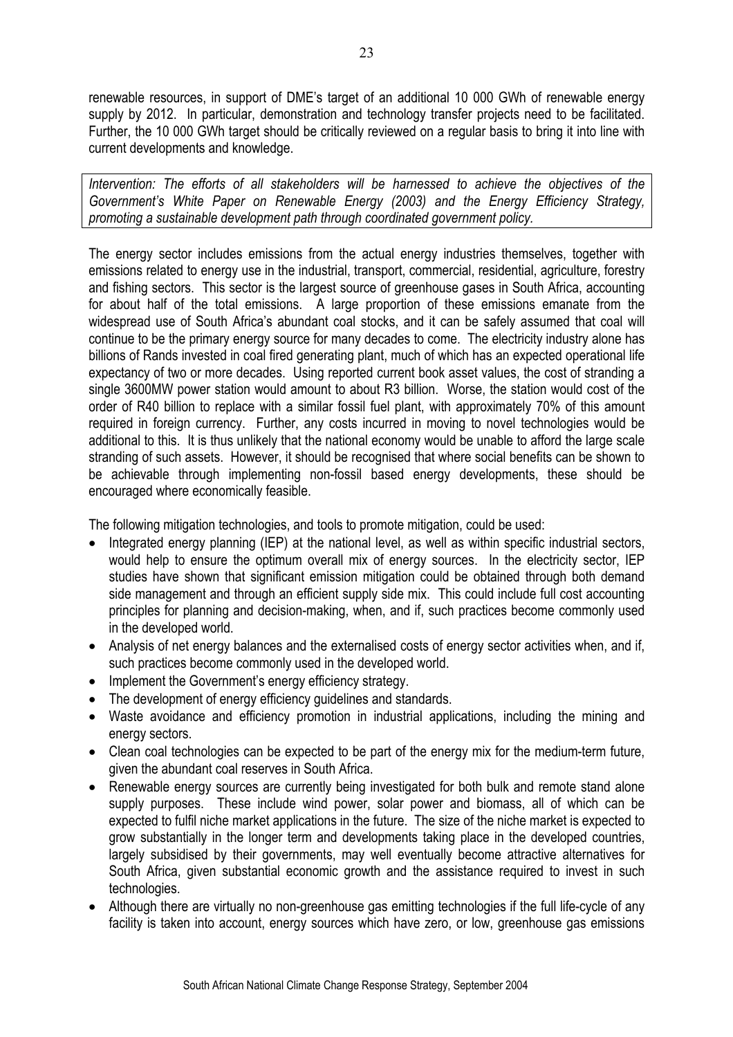renewable resources, in support of DME's target of an additional 10 000 GWh of renewable energy supply by 2012. In particular, demonstration and technology transfer projects need to be facilitated. Further, the 10 000 GWh target should be critically reviewed on a regular basis to bring it into line with current developments and knowledge.

*Intervention: The efforts of all stakeholders will be harnessed to achieve the objectives of the Government's White Paper on Renewable Energy (2003) and the Energy Efficiency Strategy, promoting a sustainable development path through coordinated government policy.*

The energy sector includes emissions from the actual energy industries themselves, together with emissions related to energy use in the industrial, transport, commercial, residential, agriculture, forestry and fishing sectors. This sector is the largest source of greenhouse gases in South Africa, accounting for about half of the total emissions. A large proportion of these emissions emanate from the widespread use of South Africa's abundant coal stocks, and it can be safely assumed that coal will continue to be the primary energy source for many decades to come. The electricity industry alone has billions of Rands invested in coal fired generating plant, much of which has an expected operational life expectancy of two or more decades. Using reported current book asset values, the cost of stranding a single 3600MW power station would amount to about R3 billion. Worse, the station would cost of the order of R40 billion to replace with a similar fossil fuel plant, with approximately 70% of this amount required in foreign currency. Further, any costs incurred in moving to novel technologies would be additional to this. It is thus unlikely that the national economy would be unable to afford the large scale stranding of such assets. However, it should be recognised that where social benefits can be shown to be achievable through implementing non-fossil based energy developments, these should be encouraged where economically feasible.

The following mitigation technologies, and tools to promote mitigation, could be used:

- Integrated energy planning (IEP) at the national level, as well as within specific industrial sectors, would help to ensure the optimum overall mix of energy sources. In the electricity sector, IEP studies have shown that significant emission mitigation could be obtained through both demand side management and through an efficient supply side mix. This could include full cost accounting principles for planning and decision-making, when, and if, such practices become commonly used in the developed world.
- Analysis of net energy balances and the externalised costs of energy sector activities when, and if, such practices become commonly used in the developed world.
- Implement the Government's energy efficiency strategy.
- The development of energy efficiency guidelines and standards.
- Waste avoidance and efficiency promotion in industrial applications, including the mining and energy sectors.
- Clean coal technologies can be expected to be part of the energy mix for the medium-term future, given the abundant coal reserves in South Africa.
- Renewable energy sources are currently being investigated for both bulk and remote stand alone supply purposes. These include wind power, solar power and biomass, all of which can be expected to fulfil niche market applications in the future. The size of the niche market is expected to grow substantially in the longer term and developments taking place in the developed countries, largely subsidised by their governments, may well eventually become attractive alternatives for South Africa, given substantial economic growth and the assistance required to invest in such technologies.
- Although there are virtually no non-greenhouse gas emitting technologies if the full life-cycle of any facility is taken into account, energy sources which have zero, or low, greenhouse gas emissions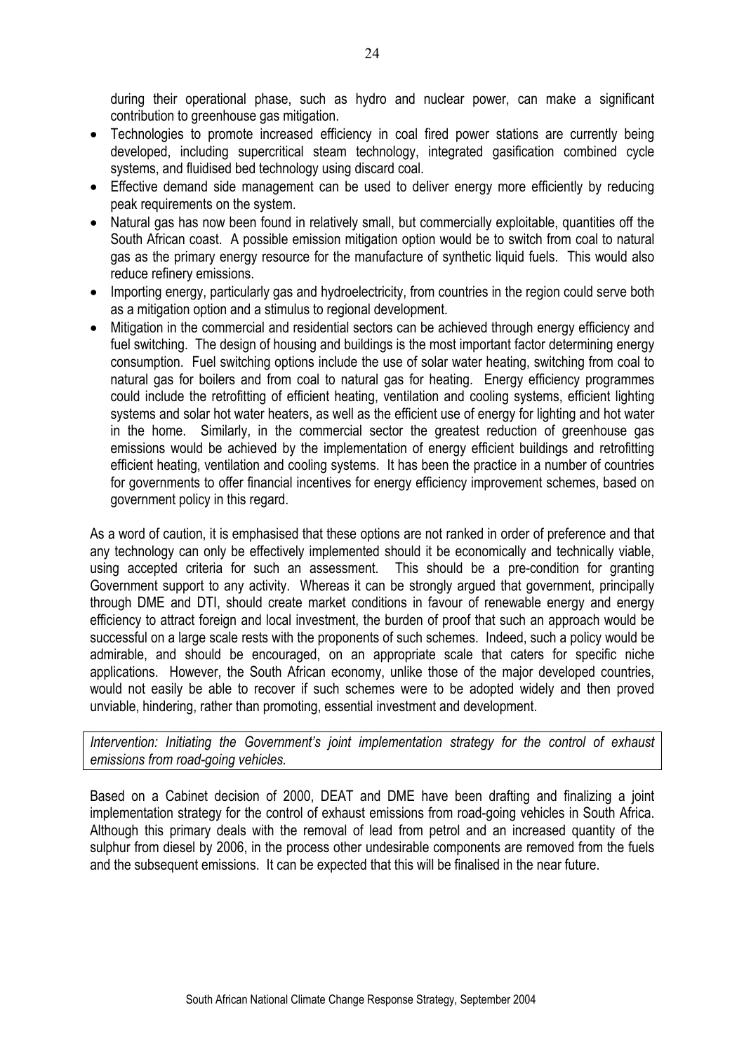during their operational phase, such as hydro and nuclear power, can make a significant contribution to greenhouse gas mitigation.

- Technologies to promote increased efficiency in coal fired power stations are currently being developed, including supercritical steam technology, integrated gasification combined cycle systems, and fluidised bed technology using discard coal.
- Effective demand side management can be used to deliver energy more efficiently by reducing peak requirements on the system.
- Natural gas has now been found in relatively small, but commercially exploitable, quantities off the South African coast. A possible emission mitigation option would be to switch from coal to natural gas as the primary energy resource for the manufacture of synthetic liquid fuels. This would also reduce refinery emissions.
- Importing energy, particularly gas and hydroelectricity, from countries in the region could serve both as a mitigation option and a stimulus to regional development.
- Mitigation in the commercial and residential sectors can be achieved through energy efficiency and fuel switching. The design of housing and buildings is the most important factor determining energy consumption. Fuel switching options include the use of solar water heating, switching from coal to natural gas for boilers and from coal to natural gas for heating. Energy efficiency programmes could include the retrofitting of efficient heating, ventilation and cooling systems, efficient lighting systems and solar hot water heaters, as well as the efficient use of energy for lighting and hot water in the home. Similarly, in the commercial sector the greatest reduction of greenhouse gas emissions would be achieved by the implementation of energy efficient buildings and retrofitting efficient heating, ventilation and cooling systems. It has been the practice in a number of countries for governments to offer financial incentives for energy efficiency improvement schemes, based on government policy in this regard.

As a word of caution, it is emphasised that these options are not ranked in order of preference and that any technology can only be effectively implemented should it be economically and technically viable, using accepted criteria for such an assessment. This should be a pre-condition for granting Government support to any activity. Whereas it can be strongly argued that government, principally through DME and DTI, should create market conditions in favour of renewable energy and energy efficiency to attract foreign and local investment, the burden of proof that such an approach would be successful on a large scale rests with the proponents of such schemes. Indeed, such a policy would be admirable, and should be encouraged, on an appropriate scale that caters for specific niche applications. However, the South African economy, unlike those of the major developed countries, would not easily be able to recover if such schemes were to be adopted widely and then proved unviable, hindering, rather than promoting, essential investment and development.

*Intervention: Initiating the Government's joint implementation strategy for the control of exhaust emissions from road-going vehicles.*

Based on a Cabinet decision of 2000, DEAT and DME have been drafting and finalizing a joint implementation strategy for the control of exhaust emissions from road-going vehicles in South Africa. Although this primary deals with the removal of lead from petrol and an increased quantity of the sulphur from diesel by 2006, in the process other undesirable components are removed from the fuels and the subsequent emissions. It can be expected that this will be finalised in the near future.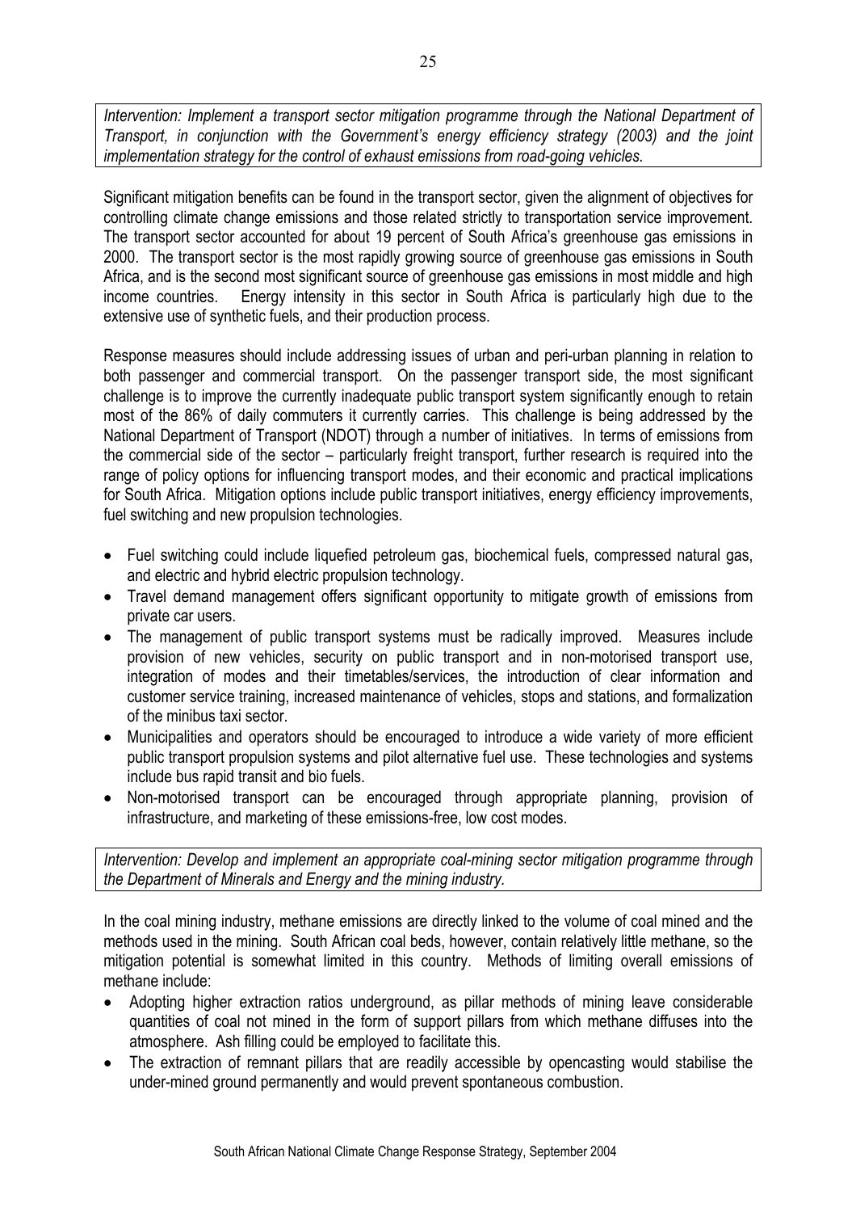*Intervention: Implement a transport sector mitigation programme through the National Department of Transport, in conjunction with the Government's energy efficiency strategy (2003) and the joint implementation strategy for the control of exhaust emissions from road-going vehicles.*

Significant mitigation benefits can be found in the transport sector, given the alignment of objectives for controlling climate change emissions and those related strictly to transportation service improvement. The transport sector accounted for about 19 percent of South Africa's greenhouse gas emissions in 2000. The transport sector is the most rapidly growing source of greenhouse gas emissions in South Africa, and is the second most significant source of greenhouse gas emissions in most middle and high income countries. Energy intensity in this sector in South Africa is particularly high due to the extensive use of synthetic fuels, and their production process.

Response measures should include addressing issues of urban and peri-urban planning in relation to both passenger and commercial transport. On the passenger transport side, the most significant challenge is to improve the currently inadequate public transport system significantly enough to retain most of the 86% of daily commuters it currently carries. This challenge is being addressed by the National Department of Transport (NDOT) through a number of initiatives. In terms of emissions from the commercial side of the sector – particularly freight transport, further research is required into the range of policy options for influencing transport modes, and their economic and practical implications for South Africa. Mitigation options include public transport initiatives, energy efficiency improvements, fuel switching and new propulsion technologies.

- Fuel switching could include liquefied petroleum gas, biochemical fuels, compressed natural gas, and electric and hybrid electric propulsion technology.
- Travel demand management offers significant opportunity to mitigate growth of emissions from private car users.
- The management of public transport systems must be radically improved. Measures include provision of new vehicles, security on public transport and in non-motorised transport use, integration of modes and their timetables/services, the introduction of clear information and customer service training, increased maintenance of vehicles, stops and stations, and formalization of the minibus taxi sector.
- Municipalities and operators should be encouraged to introduce a wide variety of more efficient public transport propulsion systems and pilot alternative fuel use. These technologies and systems include bus rapid transit and bio fuels.
- Non-motorised transport can be encouraged through appropriate planning, provision of infrastructure, and marketing of these emissions-free, low cost modes.

*Intervention: Develop and implement an appropriate coal-mining sector mitigation programme through the Department of Minerals and Energy and the mining industry.*

In the coal mining industry, methane emissions are directly linked to the volume of coal mined and the methods used in the mining. South African coal beds, however, contain relatively little methane, so the mitigation potential is somewhat limited in this country. Methods of limiting overall emissions of methane include:

- Adopting higher extraction ratios underground, as pillar methods of mining leave considerable quantities of coal not mined in the form of support pillars from which methane diffuses into the atmosphere. Ash filling could be employed to facilitate this.
- The extraction of remnant pillars that are readily accessible by opencasting would stabilise the under-mined ground permanently and would prevent spontaneous combustion.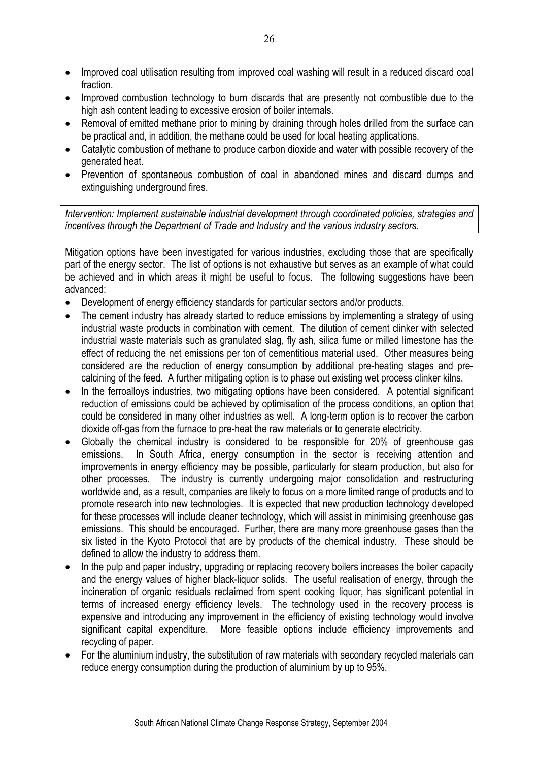- Improved coal utilisation resulting from improved coal washing will result in a reduced discard coal fraction.
- Improved combustion technology to burn discards that are presently not combustible due to the high ash content leading to excessive erosion of boiler internals.
- Removal of emitted methane prior to mining by draining through holes drilled from the surface can be practical and, in addition, the methane could be used for local heating applications.
- Catalytic combustion of methane to produce carbon dioxide and water with possible recovery of the generated heat.
- Prevention of spontaneous combustion of coal in abandoned mines and discard dumps and extinguishing underground fires.

*Intervention: Implement sustainable industrial development through coordinated policies, strategies and incentives through the Department of Trade and Industry and the various industry sectors.*

Mitigation options have been investigated for various industries, excluding those that are specifically part of the energy sector. The list of options is not exhaustive but serves as an example of what could be achieved and in which areas it might be useful to focus. The following suggestions have been advanced:

- Development of energy efficiency standards for particular sectors and/or products.
- The cement industry has already started to reduce emissions by implementing a strategy of using industrial waste products in combination with cement. The dilution of cement clinker with selected industrial waste materials such as granulated slag, fly ash, silica fume or milled limestone has the effect of reducing the net emissions per ton of cementitious material used. Other measures being considered are the reduction of energy consumption by additional pre-heating stages and pre-calcining of the feed. A further mitigating option is to phase out existing wet process clinker kilns.
- In the ferroalloys industries, two mitigating options have been considered. A potential significant reduction of emissions could be achieved by optimisation of the process conditions, an option that could be considered in many other industries as well. A long-term option is to recover the carbon dioxide off-gas from the furnace to pre-heat the raw materials or to generate electricity.
- Globally the chemical industry is considered to be responsible for 20% of greenhouse gas emissions. In South Africa, energy consumption in the sector is receiving attention and improvements in energy efficiency may be possible, particularly for steam production, but also for other processes. The industry is currently undergoing major consolidation and restructuring worldwide and, as a result, companies are likely to focus on a more limited range of products and to promote research into new technologies. It is expected that new production technology developed for these processes will include cleaner technology, which will assist in minimising greenhouse gas emissions. This should be encouraged. Further, there are many more greenhouse gases than the six listed in the Kyoto Protocol that are by products of the chemical industry. These should be defined to allow the industry to address them.
- In the pulp and paper industry, upgrading or replacing recovery boilers increases the boiler capacity and the energy values of higher black-liquor solids. The useful realisation of energy, through the incineration of organic residuals reclaimed from spent cooking liquor, has significant potential in terms of increased energy efficiency levels. The technology used in the recovery process is expensive and introducing any improvement in the efficiency of existing technology would involve significant capital expenditure. More feasible options include efficiency improvements and recycling of paper.
- For the aluminium industry, the substitution of raw materials with secondary recycled materials can reduce energy consumption during the production of aluminium by up to 95%.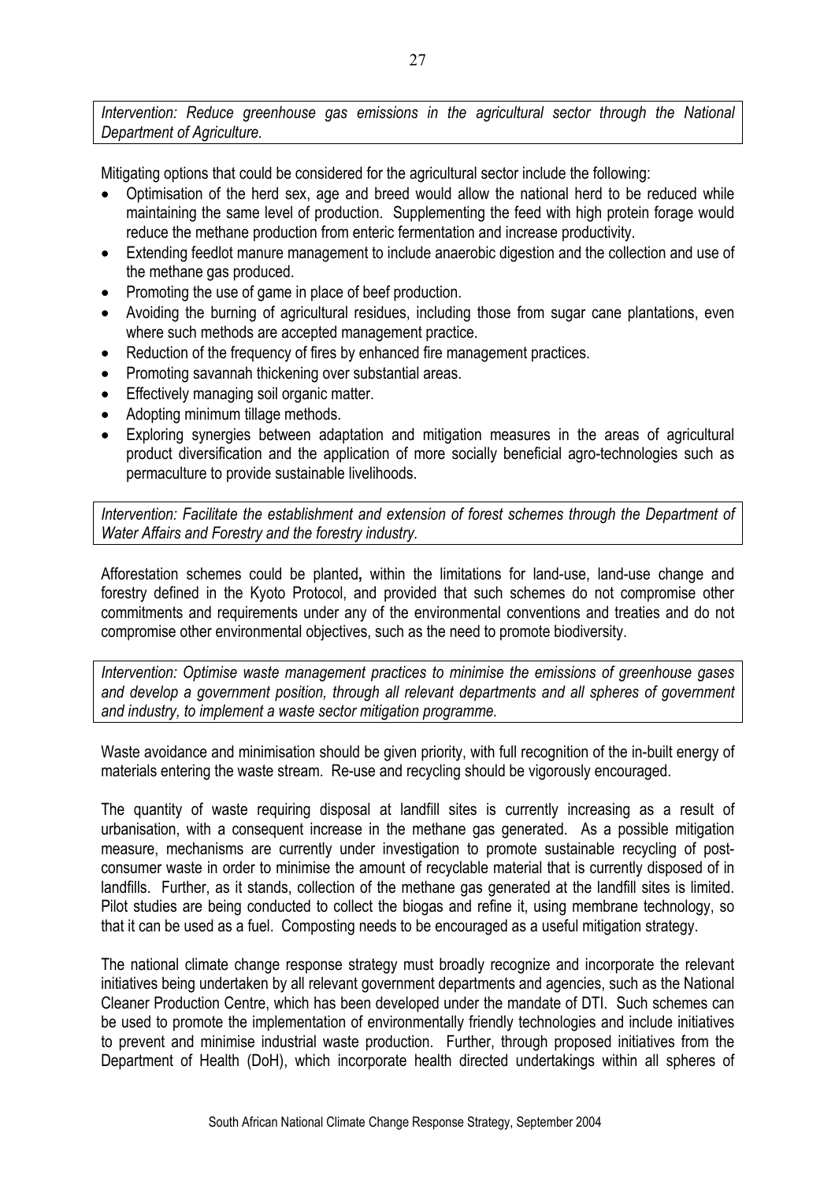*Intervention: Reduce greenhouse gas emissions in the agricultural sector through the National Department of Agriculture.*

Mitigating options that could be considered for the agricultural sector include the following:

- Optimisation of the herd sex, age and breed would allow the national herd to be reduced while maintaining the same level of production. Supplementing the feed with high protein forage would reduce the methane production from enteric fermentation and increase productivity.
- Extending feedlot manure management to include anaerobic digestion and the collection and use of the methane gas produced.
- Promoting the use of game in place of beef production.
- Avoiding the burning of agricultural residues, including those from sugar cane plantations, even where such methods are accepted management practice.
- Reduction of the frequency of fires by enhanced fire management practices.
- Promoting savannah thickening over substantial areas.
- Effectively managing soil organic matter.
- Adopting minimum tillage methods.
- Exploring synergies between adaptation and mitigation measures in the areas of agricultural product diversification and the application of more socially beneficial agro-technologies such as permaculture to provide sustainable livelihoods.

*Intervention: Facilitate the establishment and extension of forest schemes through the Department of Water Affairs and Forestry and the forestry industry.*

Afforestation schemes could be planted**,** within the limitations for land-use, land-use change and forestry defined in the Kyoto Protocol, and provided that such schemes do not compromise other commitments and requirements under any of the environmental conventions and treaties and do not compromise other environmental objectives, such as the need to promote biodiversity.

*Intervention: Optimise waste management practices to minimise the emissions of greenhouse gases and develop a government position, through all relevant departments and all spheres of government and industry, to implement a waste sector mitigation programme.*

Waste avoidance and minimisation should be given priority, with full recognition of the in-built energy of materials entering the waste stream. Re-use and recycling should be vigorously encouraged.

The quantity of waste requiring disposal at landfill sites is currently increasing as a result of urbanisation, with a consequent increase in the methane gas generated. As a possible mitigation measure, mechanisms are currently under investigation to promote sustainable recycling of post-consumer waste in order to minimise the amount of recyclable material that is currently disposed of in landfills. Further, as it stands, collection of the methane gas generated at the landfill sites is limited. Pilot studies are being conducted to collect the biogas and refine it, using membrane technology, so that it can be used as a fuel. Composting needs to be encouraged as a useful mitigation strategy.

The national climate change response strategy must broadly recognize and incorporate the relevant initiatives being undertaken by all relevant government departments and agencies, such as the National Cleaner Production Centre, which has been developed under the mandate of DTI. Such schemes can be used to promote the implementation of environmentally friendly technologies and include initiatives to prevent and minimise industrial waste production. Further, through proposed initiatives from the Department of Health (DoH), which incorporate health directed undertakings within all spheres of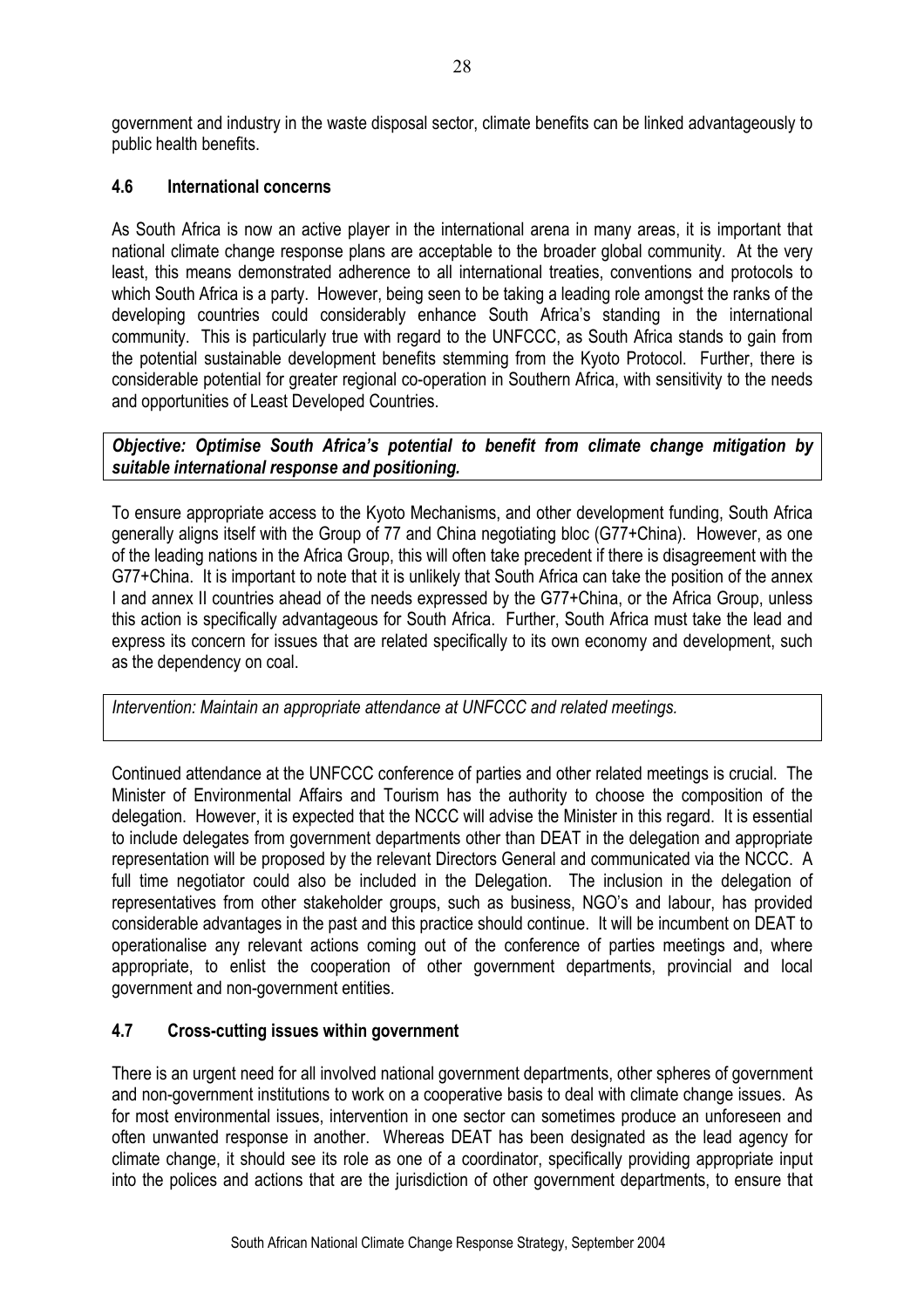government and industry in the waste disposal sector, climate benefits can be linked advantageously to public health benefits.

### 4.6 International concerns

As South Africa is now an active player in the international arena in many areas, it is important that national climate change response plans are acceptable to the broader global community. At the very least, this means demonstrated adherence to all international treaties, conventions and protocols to which South Africa is a party. However, being seen to be taking a leading role amongst the ranks of the developing countries could considerably enhance South Africa's standing in the international community. This is particularly true with regard to the UNFCCC, as South Africa stands to gain from the potential sustainable development benefits stemming from the Kyoto Protocol. Further, there is considerable potential for greater regional co-operation in Southern Africa, with sensitivity to the needs and opportunities of Least Developed Countries.

***Objective: Optimise South Africa's potential to benefit from climate change mitigation by suitable international response and positioning.***

To ensure appropriate access to the Kyoto Mechanisms, and other development funding, South Africa generally aligns itself with the Group of 77 and China negotiating bloc (G77+China). However, as one of the leading nations in the Africa Group, this will often take precedent if there is disagreement with the G77+China. It is important to note that it is unlikely that South Africa can take the position of the annex I and annex II countries ahead of the needs expressed by the G77+China, or the Africa Group, unless this action is specifically advantageous for South Africa. Further, South Africa must take the lead and express its concern for issues that are related specifically to its own economy and development, such as the dependency on coal.

*Intervention: Maintain an appropriate attendance at UNFCCC and related meetings.*

Continued attendance at the UNFCCC conference of parties and other related meetings is crucial. The Minister of Environmental Affairs and Tourism has the authority to choose the composition of the delegation. However, it is expected that the NCCC will advise the Minister in this regard. It is essential to include delegates from government departments other than DEAT in the delegation and appropriate representation will be proposed by the relevant Directors General and communicated via the NCCC. A full time negotiator could also be included in the Delegation. The inclusion in the delegation of representatives from other stakeholder groups, such as business, NGO's and labour, has provided considerable advantages in the past and this practice should continue. It will be incumbent on DEAT to operationalise any relevant actions coming out of the conference of parties meetings and, where appropriate, to enlist the cooperation of other government departments, provincial and local government and non-government entities.

### 4.7 Cross-cutting issues within government

There is an urgent need for all involved national government departments, other spheres of government and non-government institutions to work on a cooperative basis to deal with climate change issues. As for most environmental issues, intervention in one sector can sometimes produce an unforeseen and often unwanted response in another. Whereas DEAT has been designated as the lead agency for climate change, it should see its role as one of a coordinator, specifically providing appropriate input into the polices and actions that are the jurisdiction of other government departments, to ensure that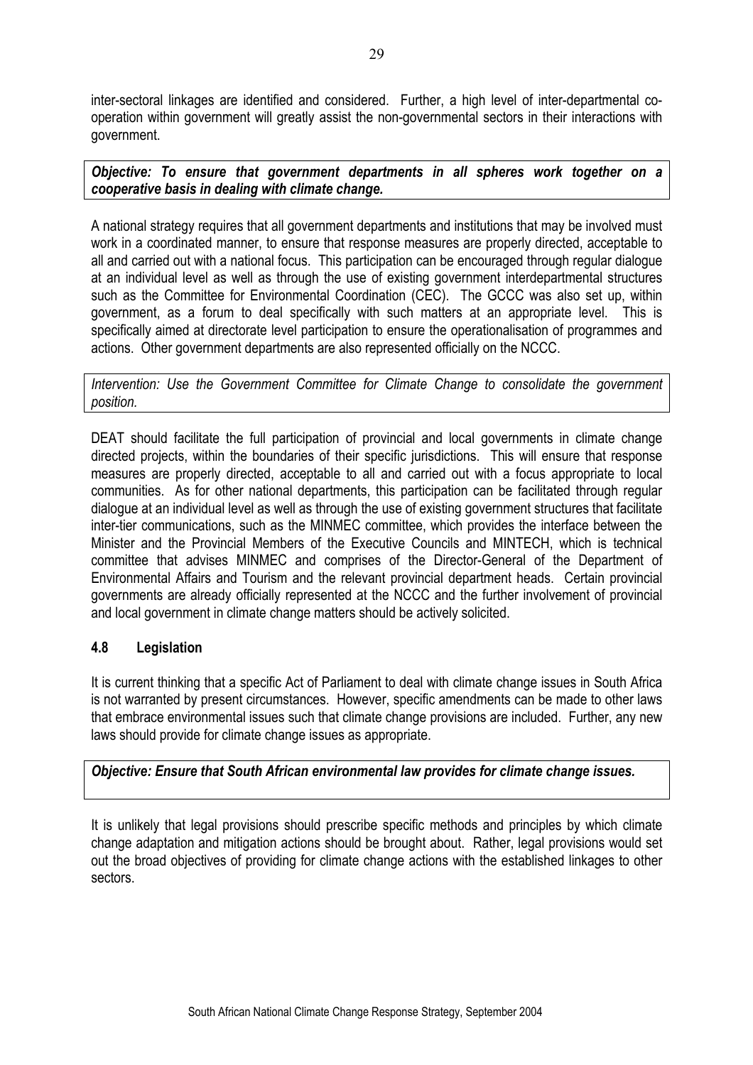inter-sectoral linkages are identified and considered. Further, a high level of inter-departmental co-operation within government will greatly assist the non-governmental sectors in their interactions with government.

***Objective: To ensure that government departments in all spheres work together on a cooperative basis in dealing with climate change.***

A national strategy requires that all government departments and institutions that may be involved must work in a coordinated manner, to ensure that response measures are properly directed, acceptable to all and carried out with a national focus. This participation can be encouraged through regular dialogue at an individual level as well as through the use of existing government interdepartmental structures such as the Committee for Environmental Coordination (CEC). The GCCC was also set up, within government, as a forum to deal specifically with such matters at an appropriate level. This is specifically aimed at directorate level participation to ensure the operationalisation of programmes and actions. Other government departments are also represented officially on the NCCC.

*Intervention: Use the Government Committee for Climate Change to consolidate the government position.*

DEAT should facilitate the full participation of provincial and local governments in climate change directed projects, within the boundaries of their specific jurisdictions. This will ensure that response measures are properly directed, acceptable to all and carried out with a focus appropriate to local communities. As for other national departments, this participation can be facilitated through regular dialogue at an individual level as well as through the use of existing government structures that facilitate inter-tier communications, such as the MINMEC committee, which provides the interface between the Minister and the Provincial Members of the Executive Councils and MINTECH, which is technical committee that advises MINMEC and comprises of the Director-General of the Department of Environmental Affairs and Tourism and the relevant provincial department heads. Certain provincial governments are already officially represented at the NCCC and the further involvement of provincial and local government in climate change matters should be actively solicited.

### 4.8 Legislation

It is current thinking that a specific Act of Parliament to deal with climate change issues in South Africa is not warranted by present circumstances. However, specific amendments can be made to other laws that embrace environmental issues such that climate change provisions are included. Further, any new laws should provide for climate change issues as appropriate.

***Objective: Ensure that South African environmental law provides for climate change issues.***

It is unlikely that legal provisions should prescribe specific methods and principles by which climate change adaptation and mitigation actions should be brought about. Rather, legal provisions would set out the broad objectives of providing for climate change actions with the established linkages to other sectors.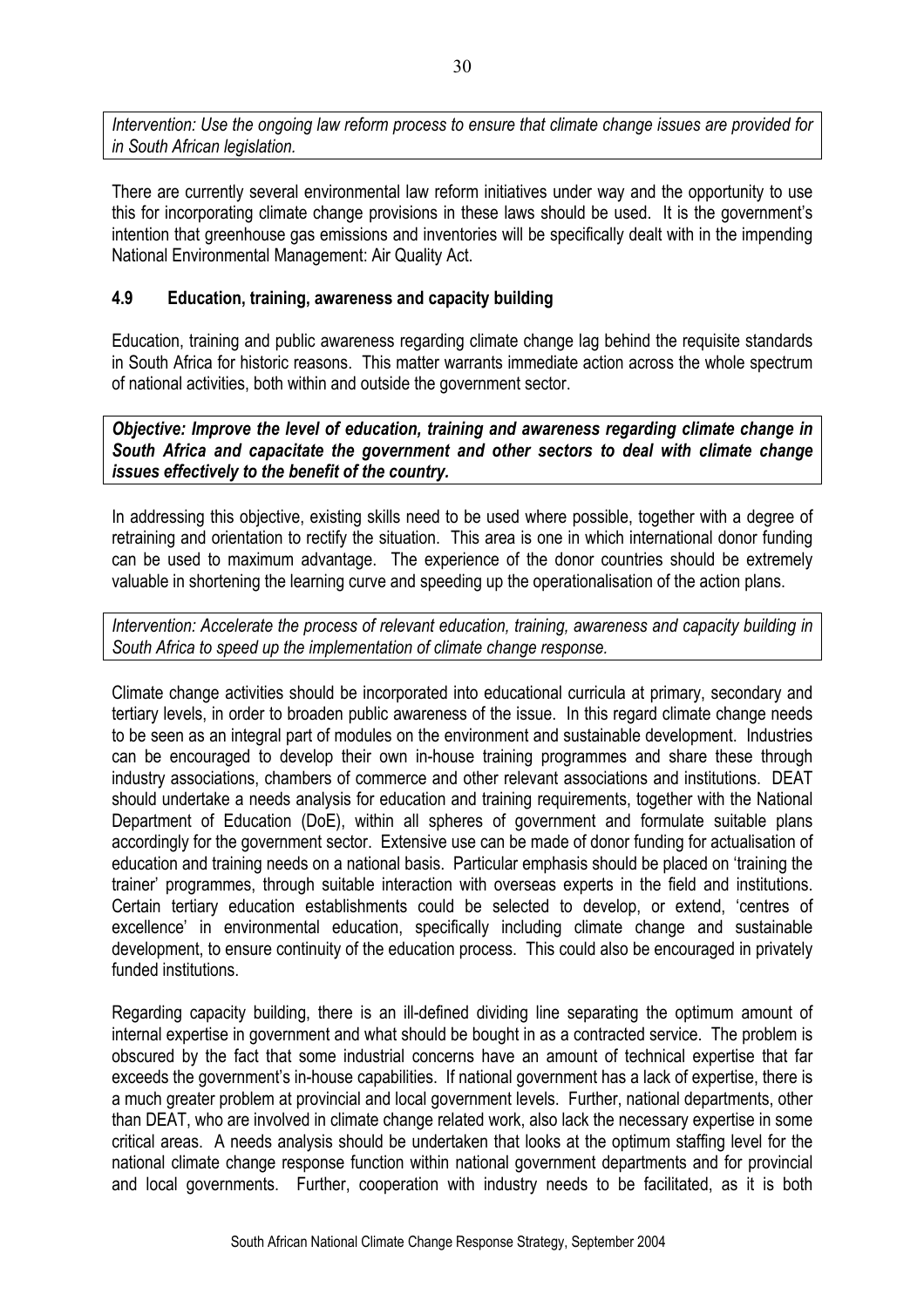*Intervention: Use the ongoing law reform process to ensure that climate change issues are provided for in South African legislation.*

There are currently several environmental law reform initiatives under way and the opportunity to use this for incorporating climate change provisions in these laws should be used. It is the government's intention that greenhouse gas emissions and inventories will be specifically dealt with in the impending National Environmental Management: Air Quality Act.

### 4.9 Education, training, awareness and capacity building

Education, training and public awareness regarding climate change lag behind the requisite standards in South Africa for historic reasons. This matter warrants immediate action across the whole spectrum of national activities, both within and outside the government sector.

***Objective: Improve the level of education, training and awareness regarding climate change in South Africa and capacitate the government and other sectors to deal with climate change issues effectively to the benefit of the country.***

In addressing this objective, existing skills need to be used where possible, together with a degree of retraining and orientation to rectify the situation. This area is one in which international donor funding can be used to maximum advantage. The experience of the donor countries should be extremely valuable in shortening the learning curve and speeding up the operationalisation of the action plans.

*Intervention: Accelerate the process of relevant education, training, awareness and capacity building in South Africa to speed up the implementation of climate change response.*

Climate change activities should be incorporated into educational curricula at primary, secondary and tertiary levels, in order to broaden public awareness of the issue. In this regard climate change needs to be seen as an integral part of modules on the environment and sustainable development. Industries can be encouraged to develop their own in-house training programmes and share these through industry associations, chambers of commerce and other relevant associations and institutions. DEAT should undertake a needs analysis for education and training requirements, together with the National Department of Education (DoE), within all spheres of government and formulate suitable plans accordingly for the government sector. Extensive use can be made of donor funding for actualisation of education and training needs on a national basis. Particular emphasis should be placed on 'training the trainer' programmes, through suitable interaction with overseas experts in the field and institutions. Certain tertiary education establishments could be selected to develop, or extend, 'centres of excellence' in environmental education, specifically including climate change and sustainable development, to ensure continuity of the education process. This could also be encouraged in privately funded institutions.

Regarding capacity building, there is an ill-defined dividing line separating the optimum amount of internal expertise in government and what should be bought in as a contracted service. The problem is obscured by the fact that some industrial concerns have an amount of technical expertise that far exceeds the government's in-house capabilities. If national government has a lack of expertise, there is a much greater problem at provincial and local government levels. Further, national departments, other than DEAT, who are involved in climate change related work, also lack the necessary expertise in some critical areas. A needs analysis should be undertaken that looks at the optimum staffing level for the national climate change response function within national government departments and for provincial and local governments. Further, cooperation with industry needs to be facilitated, as it is both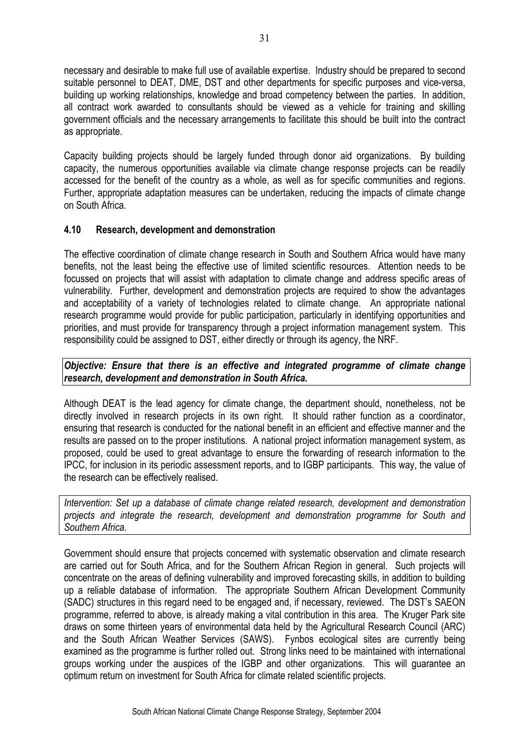necessary and desirable to make full use of available expertise. Industry should be prepared to second suitable personnel to DEAT, DME, DST and other departments for specific purposes and vice-versa, building up working relationships, knowledge and broad competency between the parties. In addition, all contract work awarded to consultants should be viewed as a vehicle for training and skilling government officials and the necessary arrangements to facilitate this should be built into the contract as appropriate.

Capacity building projects should be largely funded through donor aid organizations. By building capacity, the numerous opportunities available via climate change response projects can be readily accessed for the benefit of the country as a whole, as well as for specific communities and regions. Further, appropriate adaptation measures can be undertaken, reducing the impacts of climate change on South Africa.

#### 4.10 Research, development and demonstration

The effective coordination of climate change research in South and Southern Africa would have many benefits, not the least being the effective use of limited scientific resources. Attention needs to be focussed on projects that will assist with adaptation to climate change and address specific areas of vulnerability. Further, development and demonstration projects are required to show the advantages and acceptability of a variety of technologies related to climate change. An appropriate national research programme would provide for public participation, particularly in identifying opportunities and priorities, and must provide for transparency through a project information management system. This responsibility could be assigned to DST, either directly or through its agency, the NRF.

***Objective: Ensure that there is an effective and integrated programme of climate change research, development and demonstration in South Africa.***

Although DEAT is the lead agency for climate change, the department should, nonetheless, not be directly involved in research projects in its own right. It should rather function as a coordinator, ensuring that research is conducted for the national benefit in an efficient and effective manner and the results are passed on to the proper institutions. A national project information management system, as proposed, could be used to great advantage to ensure the forwarding of research information to the IPCC, for inclusion in its periodic assessment reports, and to IGBP participants. This way, the value of the research can be effectively realised.

*Intervention: Set up a database of climate change related research, development and demonstration projects and integrate the research, development and demonstration programme for South and Southern Africa.*

Government should ensure that projects concerned with systematic observation and climate research are carried out for South Africa, and for the Southern African Region in general. Such projects will concentrate on the areas of defining vulnerability and improved forecasting skills, in addition to building up a reliable database of information. The appropriate Southern African Development Community (SADC) structures in this regard need to be engaged and, if necessary, reviewed. The DST's SAEON programme, referred to above, is already making a vital contribution in this area. The Kruger Park site draws on some thirteen years of environmental data held by the Agricultural Research Council (ARC) and the South African Weather Services (SAWS). Fynbos ecological sites are currently being examined as the programme is further rolled out. Strong links need to be maintained with international groups working under the auspices of the IGBP and other organizations. This will guarantee an optimum return on investment for South Africa for climate related scientific projects.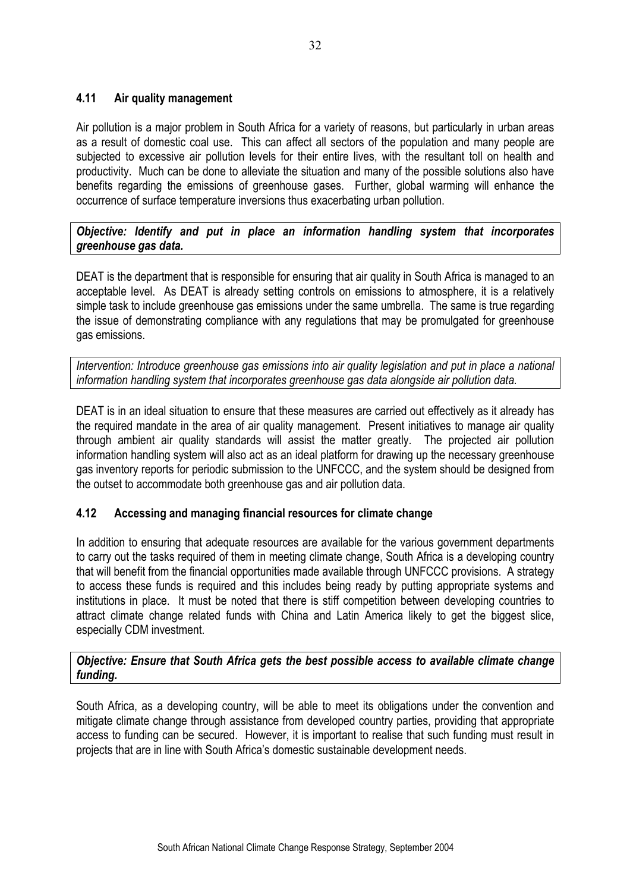### 4.11 Air quality management

Air pollution is a major problem in South Africa for a variety of reasons, but particularly in urban areas as a result of domestic coal use. This can affect all sectors of the population and many people are subjected to excessive air pollution levels for their entire lives, with the resultant toll on health and productivity. Much can be done to alleviate the situation and many of the possible solutions also have benefits regarding the emissions of greenhouse gases. Further, global warming will enhance the occurrence of surface temperature inversions thus exacerbating urban pollution.

***Objective: Identify and put in place an information handling system that incorporates greenhouse gas data.***

DEAT is the department that is responsible for ensuring that air quality in South Africa is managed to an acceptable level. As DEAT is already setting controls on emissions to atmosphere, it is a relatively simple task to include greenhouse gas emissions under the same umbrella. The same is true regarding the issue of demonstrating compliance with any regulations that may be promulgated for greenhouse gas emissions.

*Intervention: Introduce greenhouse gas emissions into air quality legislation and put in place a national information handling system that incorporates greenhouse gas data alongside air pollution data.*

DEAT is in an ideal situation to ensure that these measures are carried out effectively as it already has the required mandate in the area of air quality management. Present initiatives to manage air quality through ambient air quality standards will assist the matter greatly. The projected air pollution information handling system will also act as an ideal platform for drawing up the necessary greenhouse gas inventory reports for periodic submission to the UNFCCC, and the system should be designed from the outset to accommodate both greenhouse gas and air pollution data.

### 4.12 Accessing and managing financial resources for climate change

In addition to ensuring that adequate resources are available for the various government departments to carry out the tasks required of them in meeting climate change, South Africa is a developing country that will benefit from the financial opportunities made available through UNFCCC provisions. A strategy to access these funds is required and this includes being ready by putting appropriate systems and institutions in place. It must be noted that there is stiff competition between developing countries to attract climate change related funds with China and Latin America likely to get the biggest slice, especially CDM investment.

***Objective: Ensure that South Africa gets the best possible access to available climate change funding.***

South Africa, as a developing country, will be able to meet its obligations under the convention and mitigate climate change through assistance from developed country parties, providing that appropriate access to funding can be secured. However, it is important to realise that such funding must result in projects that are in line with South Africa's domestic sustainable development needs.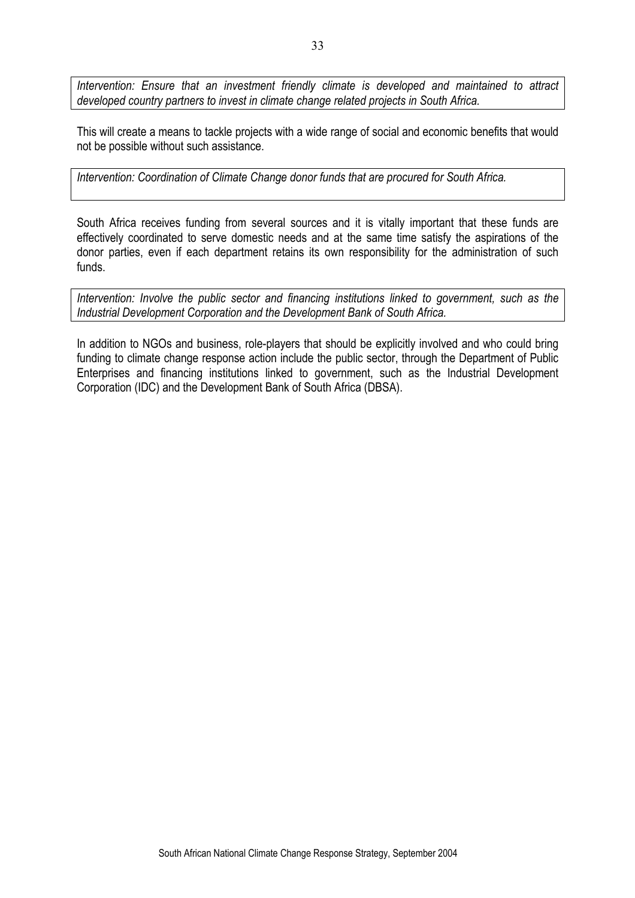*Intervention: Ensure that an investment friendly climate is developed and maintained to attract developed country partners to invest in climate change related projects in South Africa.*

This will create a means to tackle projects with a wide range of social and economic benefits that would not be possible without such assistance.

*Intervention: Coordination of Climate Change donor funds that are procured for South Africa.*

South Africa receives funding from several sources and it is vitally important that these funds are effectively coordinated to serve domestic needs and at the same time satisfy the aspirations of the donor parties, even if each department retains its own responsibility for the administration of such funds.

*Intervention: Involve the public sector and financing institutions linked to government, such as the Industrial Development Corporation and the Development Bank of South Africa.*

In addition to NGOs and business, role-players that should be explicitly involved and who could bring funding to climate change response action include the public sector, through the Department of Public Enterprises and financing institutions linked to government, such as the Industrial Development Corporation (IDC) and the Development Bank of South Africa (DBSA).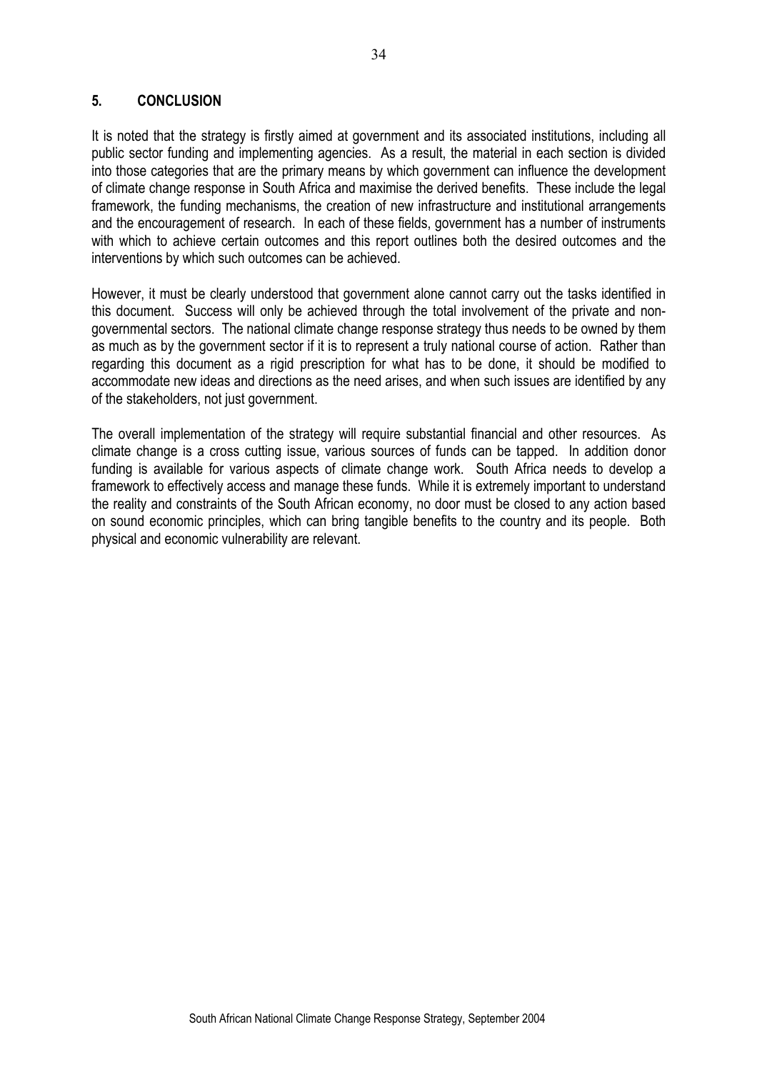## 5. CONCLUSION

It is noted that the strategy is firstly aimed at government and its associated institutions, including all public sector funding and implementing agencies. As a result, the material in each section is divided into those categories that are the primary means by which government can influence the development of climate change response in South Africa and maximise the derived benefits. These include the legal framework, the funding mechanisms, the creation of new infrastructure and institutional arrangements and the encouragement of research. In each of these fields, government has a number of instruments with which to achieve certain outcomes and this report outlines both the desired outcomes and the interventions by which such outcomes can be achieved.

However, it must be clearly understood that government alone cannot carry out the tasks identified in this document. Success will only be achieved through the total involvement of the private and non-governmental sectors. The national climate change response strategy thus needs to be owned by them as much as by the government sector if it is to represent a truly national course of action. Rather than regarding this document as a rigid prescription for what has to be done, it should be modified to accommodate new ideas and directions as the need arises, and when such issues are identified by any of the stakeholders, not just government.

The overall implementation of the strategy will require substantial financial and other resources. As climate change is a cross cutting issue, various sources of funds can be tapped. In addition donor funding is available for various aspects of climate change work. South Africa needs to develop a framework to effectively access and manage these funds. While it is extremely important to understand the reality and constraints of the South African economy, no door must be closed to any action based on sound economic principles, which can bring tangible benefits to the country and its people. Both physical and economic vulnerability are relevant.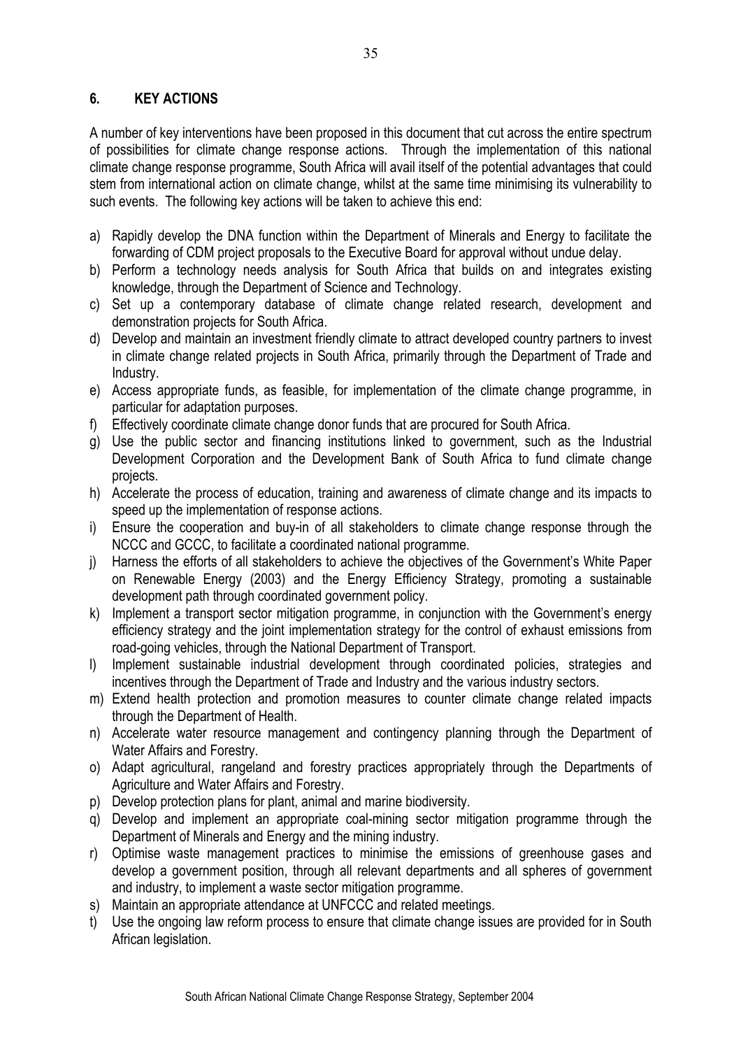## 6. KEY ACTIONS

A number of key interventions have been proposed in this document that cut across the entire spectrum of possibilities for climate change response actions. Through the implementation of this national climate change response programme, South Africa will avail itself of the potential advantages that could stem from international action on climate change, whilst at the same time minimising its vulnerability to such events. The following key actions will be taken to achieve this end:

a) Rapidly develop the DNA function within the Department of Minerals and Energy to facilitate the forwarding of CDM project proposals to the Executive Board for approval without undue delay.
b) Perform a technology needs analysis for South Africa that builds on and integrates existing knowledge, through the Department of Science and Technology.
c) Set up a contemporary database of climate change related research, development and demonstration projects for South Africa.
d) Develop and maintain an investment friendly climate to attract developed country partners to invest in climate change related projects in South Africa, primarily through the Department of Trade and Industry.
e) Access appropriate funds, as feasible, for implementation of the climate change programme, in particular for adaptation purposes.
f) Effectively coordinate climate change donor funds that are procured for South Africa.
g) Use the public sector and financing institutions linked to government, such as the Industrial Development Corporation and the Development Bank of South Africa to fund climate change projects.
h) Accelerate the process of education, training and awareness of climate change and its impacts to speed up the implementation of response actions.
i) Ensure the cooperation and buy-in of all stakeholders to climate change response through the NCCC and GCCC, to facilitate a coordinated national programme.
j) Harness the efforts of all stakeholders to achieve the objectives of the Government's White Paper on Renewable Energy (2003) and the Energy Efficiency Strategy, promoting a sustainable development path through coordinated government policy.
k) Implement a transport sector mitigation programme, in conjunction with the Government's energy efficiency strategy and the joint implementation strategy for the control of exhaust emissions from road-going vehicles, through the National Department of Transport.
l) Implement sustainable industrial development through coordinated policies, strategies and incentives through the Department of Trade and Industry and the various industry sectors.
m) Extend health protection and promotion measures to counter climate change related impacts through the Department of Health.
n) Accelerate water resource management and contingency planning through the Department of Water Affairs and Forestry.
o) Adapt agricultural, rangeland and forestry practices appropriately through the Departments of Agriculture and Water Affairs and Forestry.
p) Develop protection plans for plant, animal and marine biodiversity.
q) Develop and implement an appropriate coal-mining sector mitigation programme through the Department of Minerals and Energy and the mining industry.
r) Optimise waste management practices to minimise the emissions of greenhouse gases and develop a government position, through all relevant departments and all spheres of government and industry, to implement a waste sector mitigation programme.
s) Maintain an appropriate attendance at UNFCCC and related meetings.
t) Use the ongoing law reform process to ensure that climate change issues are provided for in South African legislation.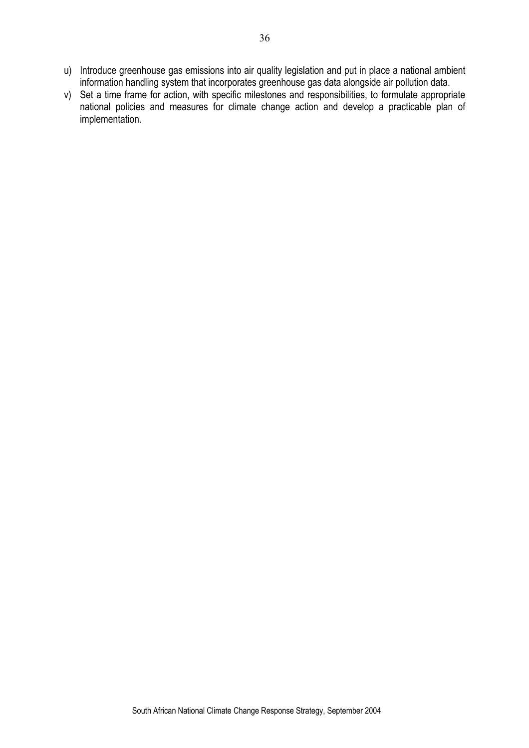u) Introduce greenhouse gas emissions into air quality legislation and put in place a national ambient information handling system that incorporates greenhouse gas data alongside air pollution data.
v) Set a time frame for action, with specific milestones and responsibilities, to formulate appropriate national policies and measures for climate change action and develop a practicable plan of implementation.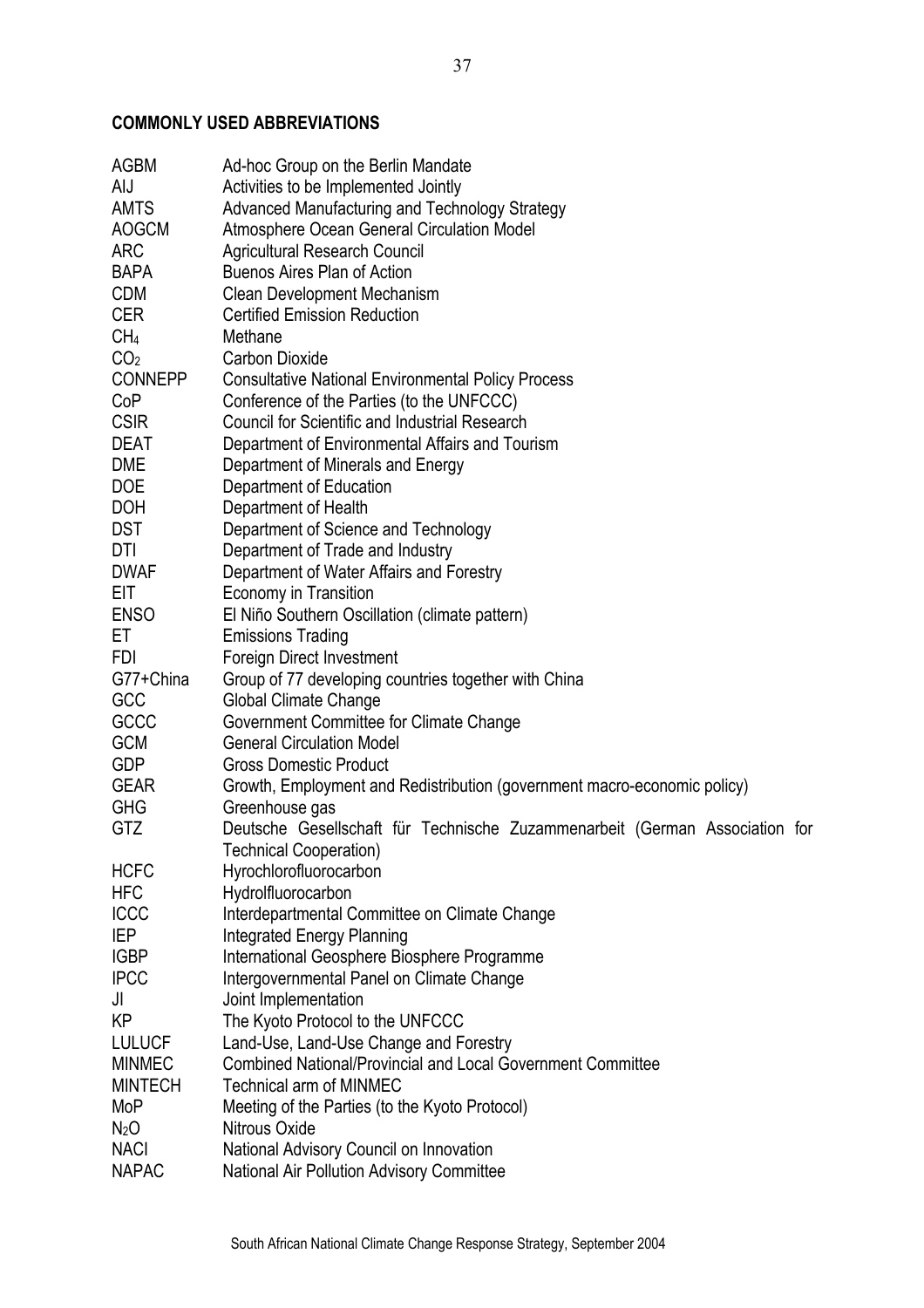**COMMONLY USED ABBREVIATIONS**

| | |
|---|---|
| AGBM | Ad-hoc Group on the Berlin Mandate |
| AIJ | Activities to be Implemented Jointly |
| AMTS | Advanced Manufacturing and Technology Strategy |
| AOGCM | Atmosphere Ocean General Circulation Model |
| ARC | Agricultural Research Council |
| BAPA | Buenos Aires Plan of Action |
| CDM | Clean Development Mechanism |
| CER | Certified Emission Reduction |
| $CH_4$ | Methane |
| $CO_2$ | Carbon Dioxide |
| CONNEPP | Consultative National Environmental Policy Process |
| CoP | Conference of the Parties (to the UNFCCC) |
| CSIR | Council for Scientific and Industrial Research |
| DEAT | Department of Environmental Affairs and Tourism |
| DME | Department of Minerals and Energy |
| DOE | Department of Education |
| DOH | Department of Health |
| DST | Department of Science and Technology |
| DTI | Department of Trade and Industry |
| DWAF | Department of Water Affairs and Forestry |
| EIT | Economy in Transition |
| ENSO | El Niño Southern Oscillation (climate pattern) |
| ET | Emissions Trading |
| FDI | Foreign Direct Investment |
| G77+China | Group of 77 developing countries together with China |
| GCC | Global Climate Change |
| GCCC | Government Committee for Climate Change |
| GCM | General Circulation Model |
| GDP | Gross Domestic Product |
| GEAR | Growth, Employment and Redistribution (government macro-economic policy) |
| GHG | Greenhouse gas |
| GTZ | Deutsche Gesellschaft für Technische Zuzammenarbeit (German Association for Technical Cooperation) |
| HCFC | Hyrochlorofluorocarbon |
| HFC | Hydrolfluorocarbon |
| ICCC | Interdepartmental Committee on Climate Change |
| IEP | Integrated Energy Planning |
| IGBP | International Geosphere Biosphere Programme |
| IPCC | Intergovernmental Panel on Climate Change |
| JI | Joint Implementation |
| KP | The Kyoto Protocol to the UNFCCC |
| LULUCF | Land-Use, Land-Use Change and Forestry |
| MINMEC | Combined National/Provincial and Local Government Committee |
| MINTECH | Technical arm of MINMEC |
| MoP | Meeting of the Parties (to the Kyoto Protocol) |
| $N_2O$ | Nitrous Oxide |
| NACI | National Advisory Council on Innovation |
| NAPAC | National Air Pollution Advisory Committee |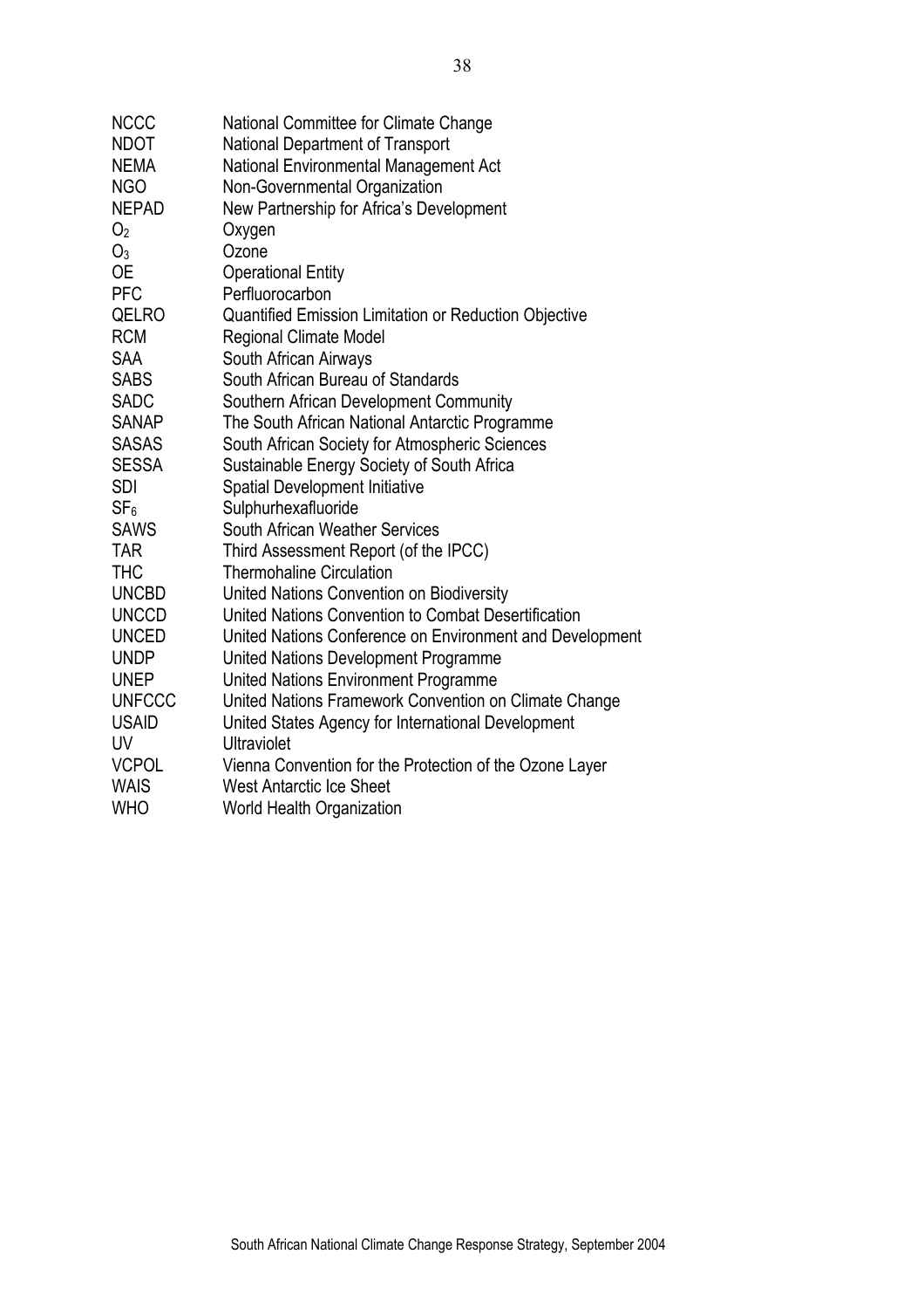| | |
|---|---|
| NCCC | National Committee for Climate Change |
| NDOT | National Department of Transport |
| NEMA | National Environmental Management Act |
| NGO | Non-Governmental Organization |
| NEPAD | New Partnership for Africa's Development |
| $O_2$ | Oxygen |
| $O_3$ | Ozone |
| OE | Operational Entity |
| PFC | Perfluorocarbon |
| QELRO | Quantified Emission Limitation or Reduction Objective |
| RCM | Regional Climate Model |
| SAA | South African Airways |
| SABS | South African Bureau of Standards |
| SADC | Southern African Development Community |
| SANAP | The South African National Antarctic Programme |
| SASAS | South African Society for Atmospheric Sciences |
| SESSA | Sustainable Energy Society of South Africa |
| SDI | Spatial Development Initiative |
| $SF_6$ | Sulphurhexafluoride |
| SAWS | South African Weather Services |
| TAR | Third Assessment Report (of the IPCC) |
| THC | Thermohaline Circulation |
| UNCBD | United Nations Convention on Biodiversity |
| UNCCD | United Nations Convention to Combat Desertification |
| UNCED | United Nations Conference on Environment and Development |
| UNDP | United Nations Development Programme |
| UNEP | United Nations Environment Programme |
| UNFCCC | United Nations Framework Convention on Climate Change |
| USAID | United States Agency for International Development |
| UV | Ultraviolet |
| VCPOL | Vienna Convention for the Protection of the Ozone Layer |
| WAIS | West Antarctic Ice Sheet |
| WHO | World Health Organization |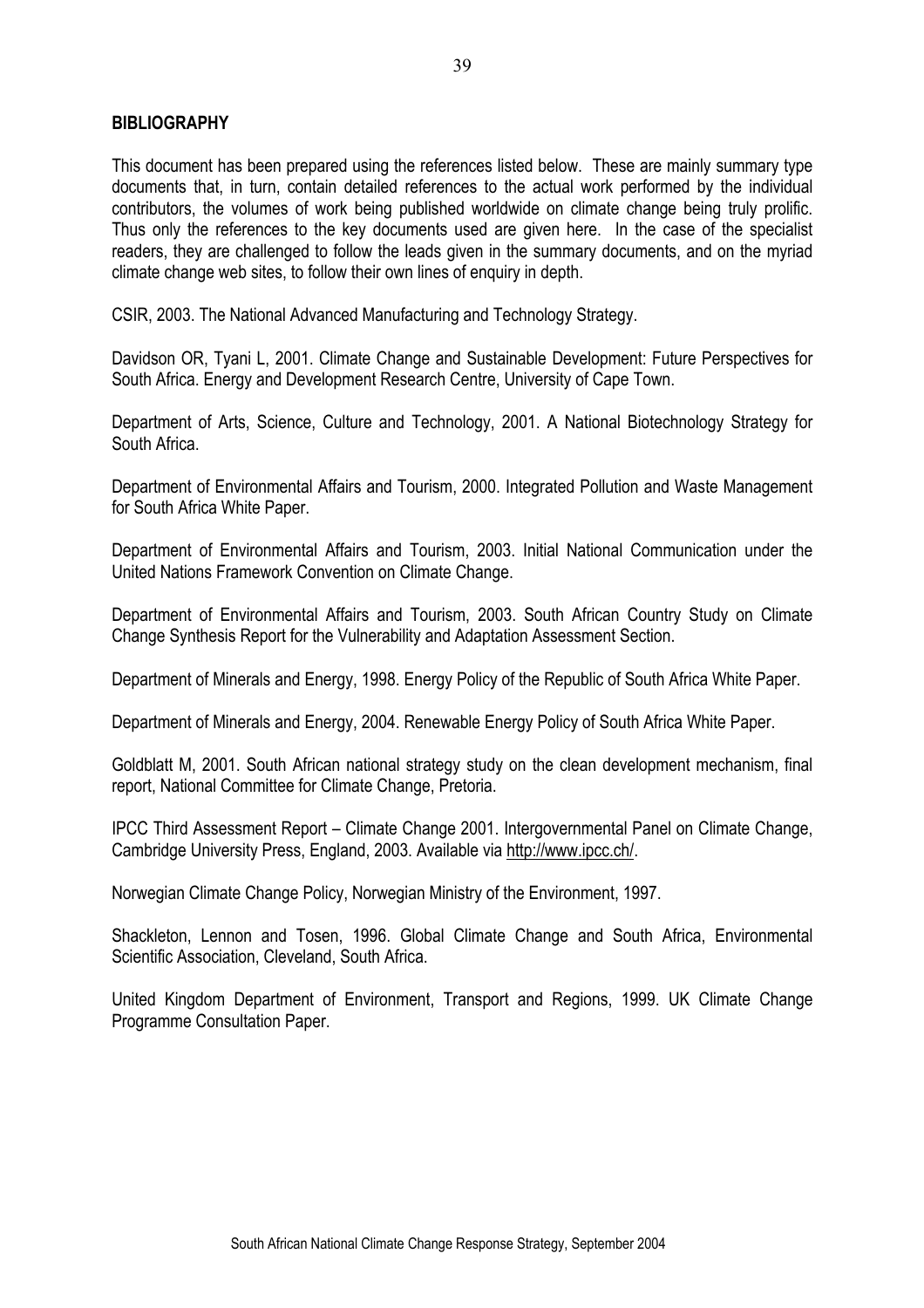## BIBLIOGRAPHY

This document has been prepared using the references listed below. These are mainly summary type documents that, in turn, contain detailed references to the actual work performed by the individual contributors, the volumes of work being published worldwide on climate change being truly prolific. Thus only the references to the key documents used are given here. In the case of the specialist readers, they are challenged to follow the leads given in the summary documents, and on the myriad climate change web sites, to follow their own lines of enquiry in depth.

CSIR, 2003. The National Advanced Manufacturing and Technology Strategy.

Davidson OR, Tyani L, 2001. Climate Change and Sustainable Development: Future Perspectives for South Africa. Energy and Development Research Centre, University of Cape Town.

Department of Arts, Science, Culture and Technology, 2001. A National Biotechnology Strategy for South Africa.

Department of Environmental Affairs and Tourism, 2000. Integrated Pollution and Waste Management for South Africa White Paper.

Department of Environmental Affairs and Tourism, 2003. Initial National Communication under the United Nations Framework Convention on Climate Change.

Department of Environmental Affairs and Tourism, 2003. South African Country Study on Climate Change Synthesis Report for the Vulnerability and Adaptation Assessment Section.

Department of Minerals and Energy, 1998. Energy Policy of the Republic of South Africa White Paper.

Department of Minerals and Energy, 2004. Renewable Energy Policy of South Africa White Paper.

Goldblatt M, 2001. South African national strategy study on the clean development mechanism, final report, National Committee for Climate Change, Pretoria.

IPCC Third Assessment Report – Climate Change 2001. Intergovernmental Panel on Climate Change, Cambridge University Press, England, 2003. Available via http://www.ipcc.ch/.

Norwegian Climate Change Policy, Norwegian Ministry of the Environment, 1997.

Shackleton, Lennon and Tosen, 1996. Global Climate Change and South Africa, Environmental Scientific Association, Cleveland, South Africa.

United Kingdom Department of Environment, Transport and Regions, 1999. UK Climate Change Programme Consultation Paper.